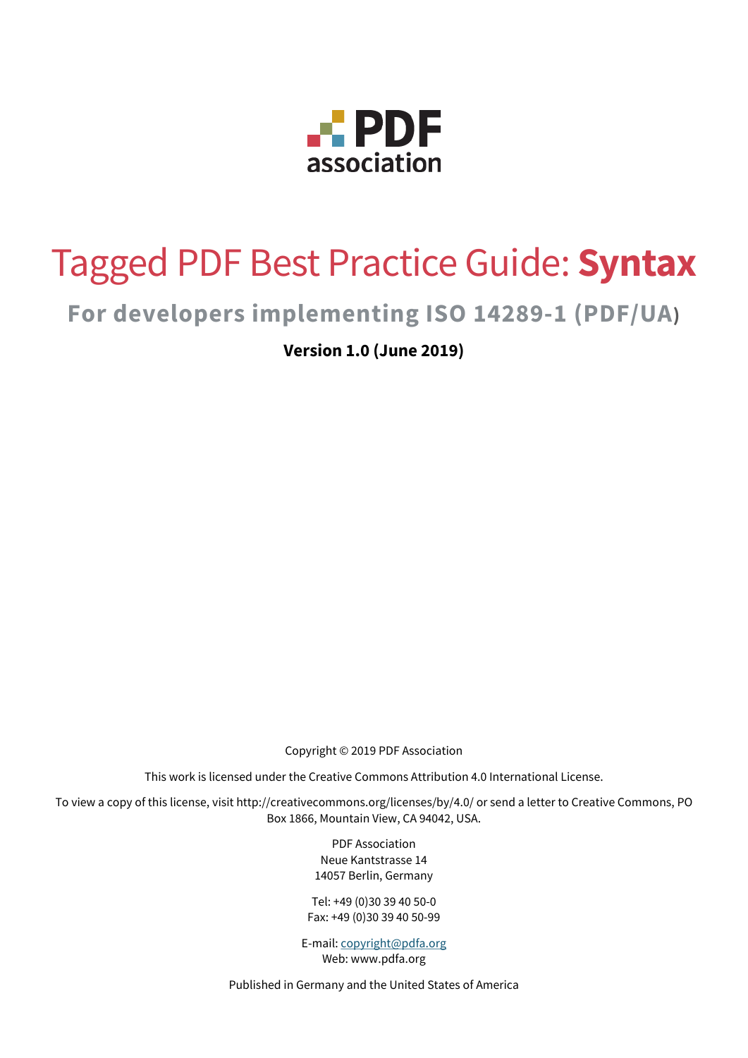PDF association

# Tagged PDF Best Practice Guide: **Syntax**

## For developers implementing ISO 14289-1 (PDF/UA)

**Version 1.0 (June 2019)**

Copyright © 2019 PDF Association

This work is licensed under the Creative Commons Attribution 4.0 International License.

To view a copy of this license, visit http://creativecommons.org/licenses/by/4.0/ or send a letter to Creative Commons, PO Box 1866, Mountain View, CA 94042, USA.

PDF Association
Neue Kantstrasse 14
14057 Berlin, Germany

Tel: +49 (0)30 39 40 50-0
Fax: +49 (0)30 39 40 50-99

E-mail: copyright@pdfa.org
Web: www.pdfa.org

Published in Germany and the United States of America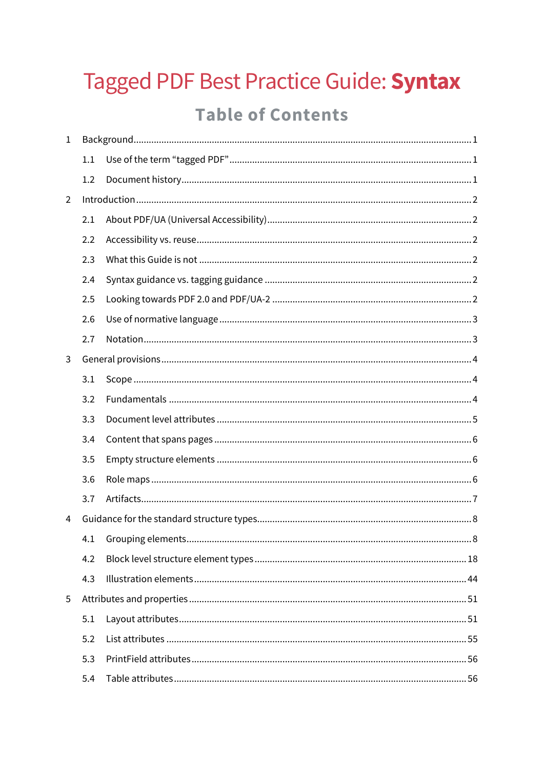# Tagged PDF Best Practice Guide: **Syntax**

## Table of Contents

1 Background ... 1
- 1.1 Use of the term "tagged PDF" ... 1
- 1.2 Document history ... 1

2 Introduction ... 2
- 2.1 About PDF/UA (Universal Accessibility) ... 2
- 2.2 Accessibility vs. reuse ... 2
- 2.3 What this Guide is not ... 2
- 2.4 Syntax guidance vs. tagging guidance ... 2
- 2.5 Looking towards PDF 2.0 and PDF/UA-2 ... 2
- 2.6 Use of normative language ... 3
- 2.7 Notation ... 3

3 General provisions ... 4
- 3.1 Scope ... 4
- 3.2 Fundamentals ... 4
- 3.3 Document level attributes ... 5
- 3.4 Content that spans pages ... 6
- 3.5 Empty structure elements ... 6
- 3.6 Role maps ... 6
- 3.7 Artifacts ... 7

4 Guidance for the standard structure types ... 8
- 4.1 Grouping elements ... 8
- 4.2 Block level structure element types ... 18
- 4.3 Illustration elements ... 44

5 Attributes and properties ... 51
- 5.1 Layout attributes ... 51
- 5.2 List attributes ... 55
- 5.3 PrintField attributes ... 56
- 5.4 Table attributes ... 56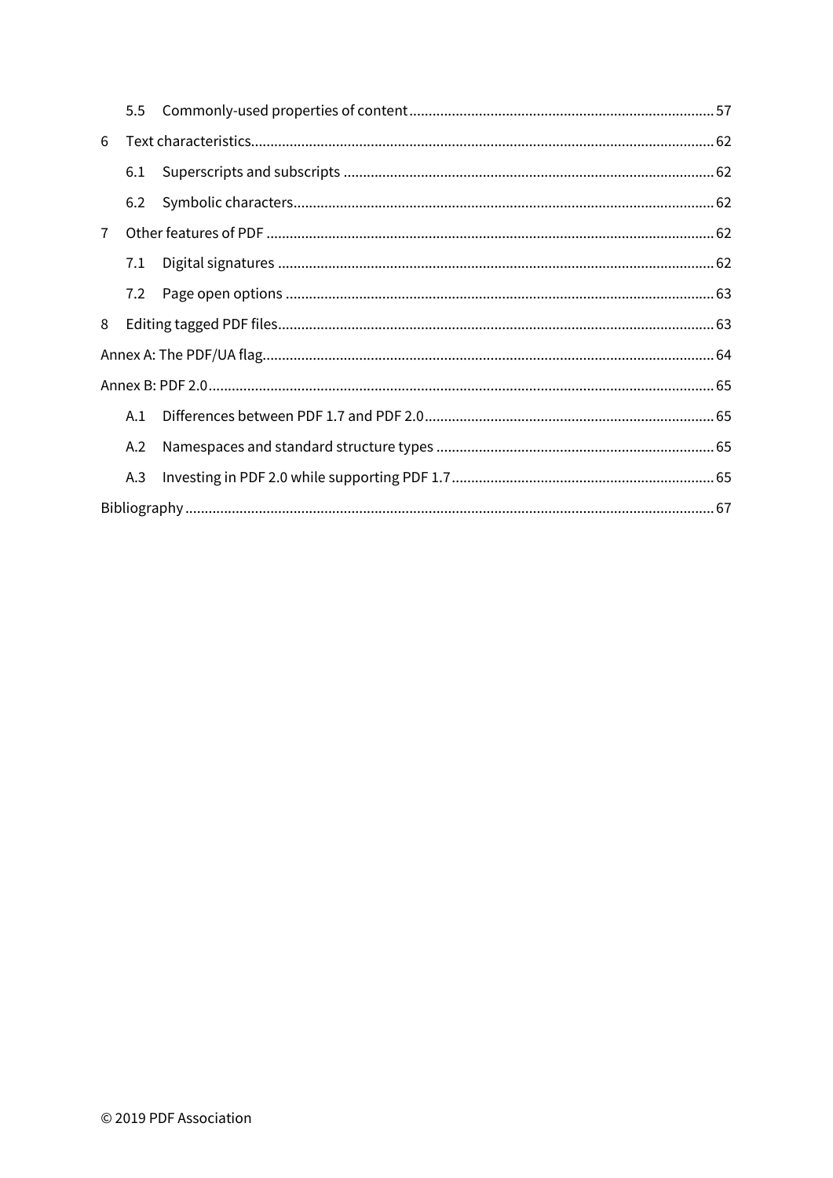5.5 Commonly-used properties of content ... 57

6 Text characteristics ... 62

6.1 Superscripts and subscripts ... 62

6.2 Symbolic characters ... 62

7 Other features of PDF ... 62

7.1 Digital signatures ... 62

7.2 Page open options ... 63

8 Editing tagged PDF files ... 63

Annex A: The PDF/UA flag ... 64

Annex B: PDF 2.0 ... 65

A.1 Differences between PDF 1.7 and PDF 2.0 ... 65

A.2 Namespaces and standard structure types ... 65

A.3 Investing in PDF 2.0 while supporting PDF 1.7 ... 65

Bibliography ... 67

© 2019 PDF Association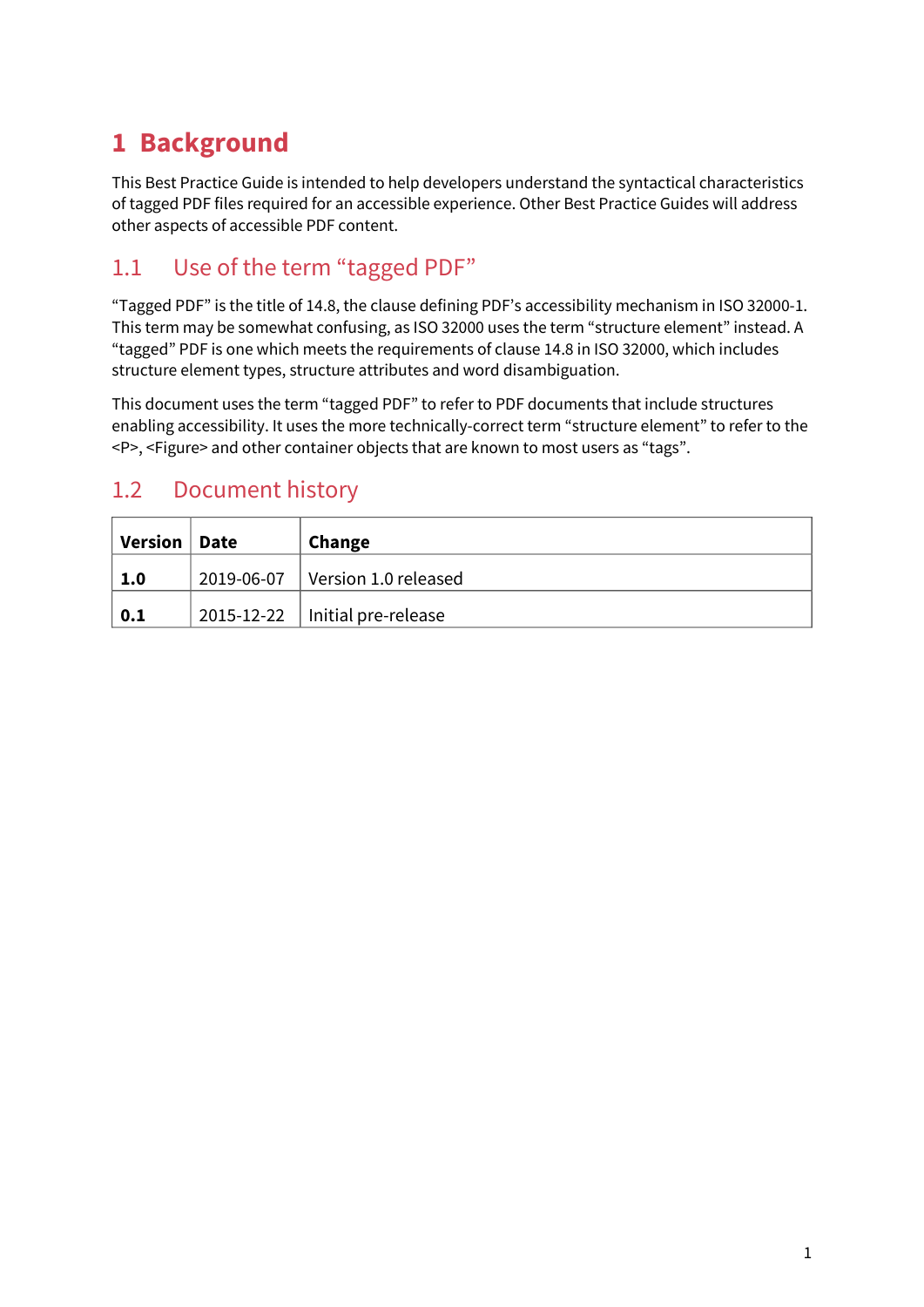# 1 Background

This Best Practice Guide is intended to help developers understand the syntactical characteristics of tagged PDF files required for an accessible experience. Other Best Practice Guides will address other aspects of accessible PDF content.

## 1.1 Use of the term “tagged PDF”

“Tagged PDF” is the title of 14.8, the clause defining PDF’s accessibility mechanism in ISO 32000-1. This term may be somewhat confusing, as ISO 32000 uses the term “structure element” instead. A “tagged” PDF is one which meets the requirements of clause 14.8 in ISO 32000, which includes structure element types, structure attributes and word disambiguation.

This document uses the term “tagged PDF” to refer to PDF documents that include structures enabling accessibility. It uses the more technically-correct term “structure element” to refer to the <P>, <Figure> and other container objects that are known to most users as “tags”.

## 1.2 Document history

| Version | Date | Change |
|---|---|---|
| **1.0** | 2019-06-07 | Version 1.0 released |
| **0.1** | 2015-12-22 | Initial pre-release |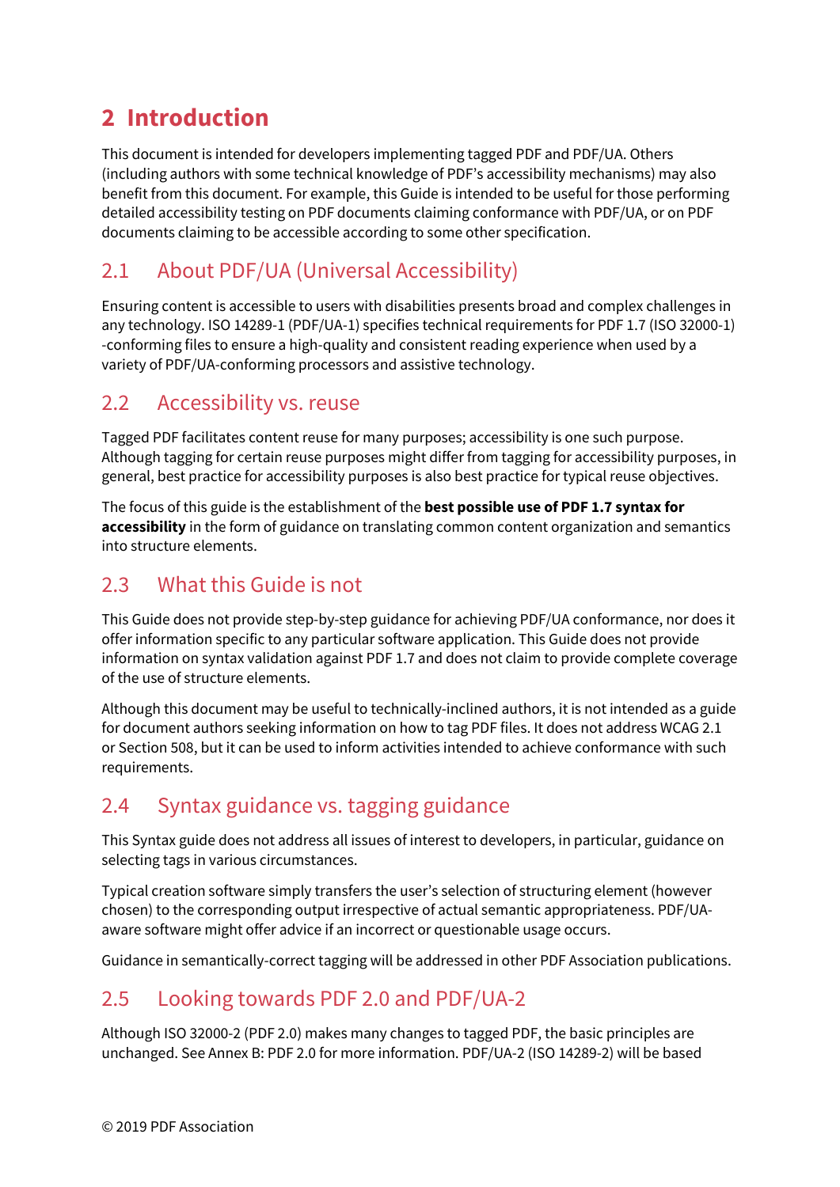# 2 Introduction

This document is intended for developers implementing tagged PDF and PDF/UA. Others (including authors with some technical knowledge of PDF's accessibility mechanisms) may also benefit from this document. For example, this Guide is intended to be useful for those performing detailed accessibility testing on PDF documents claiming conformance with PDF/UA, or on PDF documents claiming to be accessible according to some other specification.

## 2.1 About PDF/UA (Universal Accessibility)

Ensuring content is accessible to users with disabilities presents broad and complex challenges in any technology. ISO 14289-1 (PDF/UA-1) specifies technical requirements for PDF 1.7 (ISO 32000-1) -conforming files to ensure a high-quality and consistent reading experience when used by a variety of PDF/UA-conforming processors and assistive technology.

## 2.2 Accessibility vs. reuse

Tagged PDF facilitates content reuse for many purposes; accessibility is one such purpose. Although tagging for certain reuse purposes might differ from tagging for accessibility purposes, in general, best practice for accessibility purposes is also best practice for typical reuse objectives.

The focus of this guide is the establishment of the **best possible use of PDF 1.7 syntax for accessibility** in the form of guidance on translating common content organization and semantics into structure elements.

## 2.3 What this Guide is not

This Guide does not provide step-by-step guidance for achieving PDF/UA conformance, nor does it offer information specific to any particular software application. This Guide does not provide information on syntax validation against PDF 1.7 and does not claim to provide complete coverage of the use of structure elements.

Although this document may be useful to technically-inclined authors, it is not intended as a guide for document authors seeking information on how to tag PDF files. It does not address WCAG 2.1 or Section 508, but it can be used to inform activities intended to achieve conformance with such requirements.

## 2.4 Syntax guidance vs. tagging guidance

This Syntax guide does not address all issues of interest to developers, in particular, guidance on selecting tags in various circumstances.

Typical creation software simply transfers the user's selection of structuring element (however chosen) to the corresponding output irrespective of actual semantic appropriateness. PDF/UA-aware software might offer advice if an incorrect or questionable usage occurs.

Guidance in semantically-correct tagging will be addressed in other PDF Association publications.

## 2.5 Looking towards PDF 2.0 and PDF/UA-2

Although ISO 32000-2 (PDF 2.0) makes many changes to tagged PDF, the basic principles are unchanged. See Annex B: PDF 2.0 for more information. PDF/UA-2 (ISO 14289-2) will be based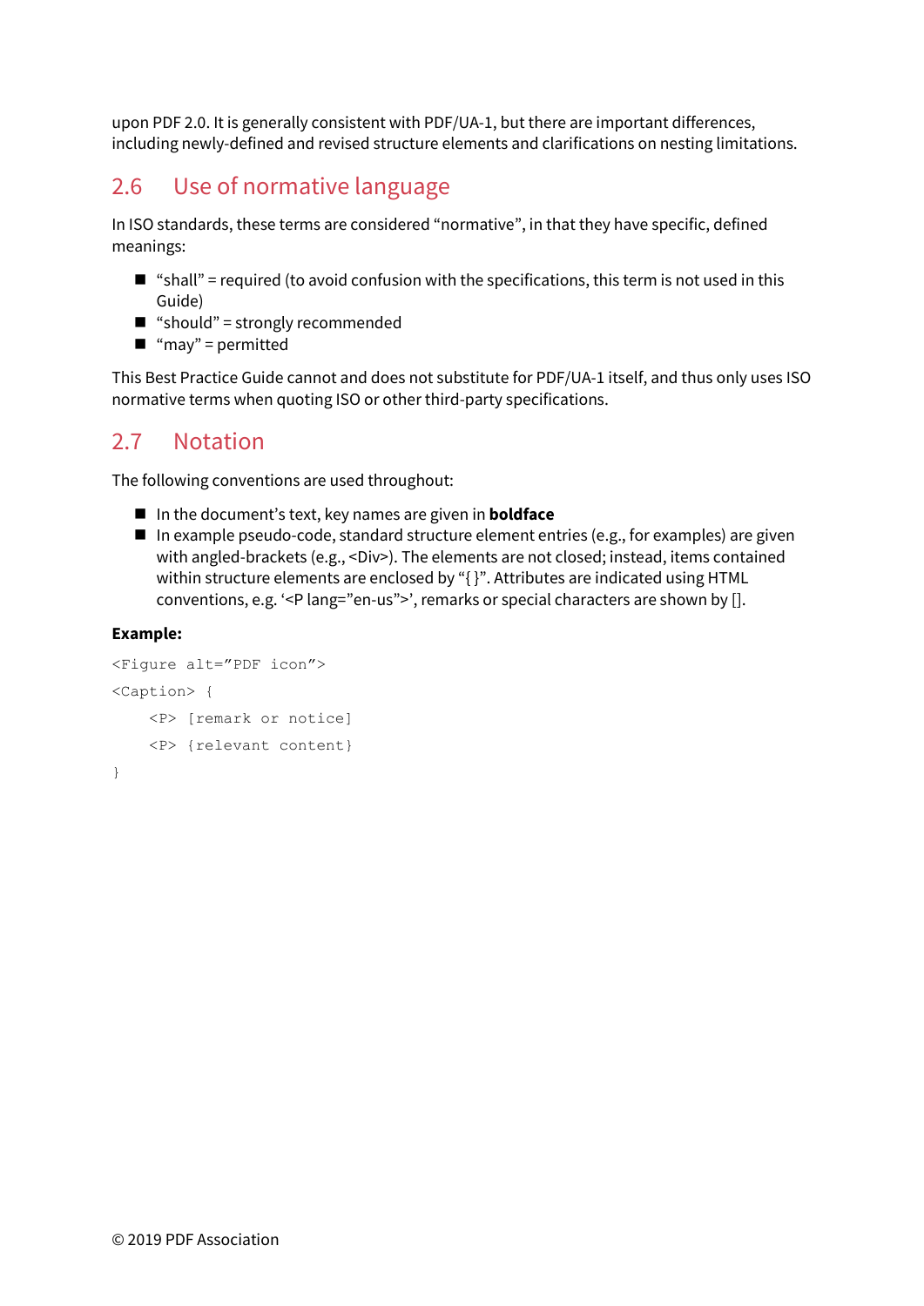upon PDF 2.0. It is generally consistent with PDF/UA-1, but there are important differences, including newly-defined and revised structure elements and clarifications on nesting limitations.

## 2.6 Use of normative language

In ISO standards, these terms are considered "normative", in that they have specific, defined meanings:

- "shall" = required (to avoid confusion with the specifications, this term is not used in this Guide)
- "should" = strongly recommended
- "may" = permitted

This Best Practice Guide cannot and does not substitute for PDF/UA-1 itself, and thus only uses ISO normative terms when quoting ISO or other third-party specifications.

## 2.7 Notation

The following conventions are used throughout:

- In the document's text, key names are given in **boldface**
- In example pseudo-code, standard structure element entries (e.g., for examples) are given with angled-brackets (e.g., <Div>). The elements are not closed; instead, items contained within structure elements are enclosed by "{ }". Attributes are indicated using HTML conventions, e.g. '<P lang="en-us">', remarks or special characters are shown by [].

**Example:**

```
<Figure alt="PDF icon">
<Caption> {
    <P> [remark or notice]
    <P> {relevant content}
}
```

© 2019 PDF Association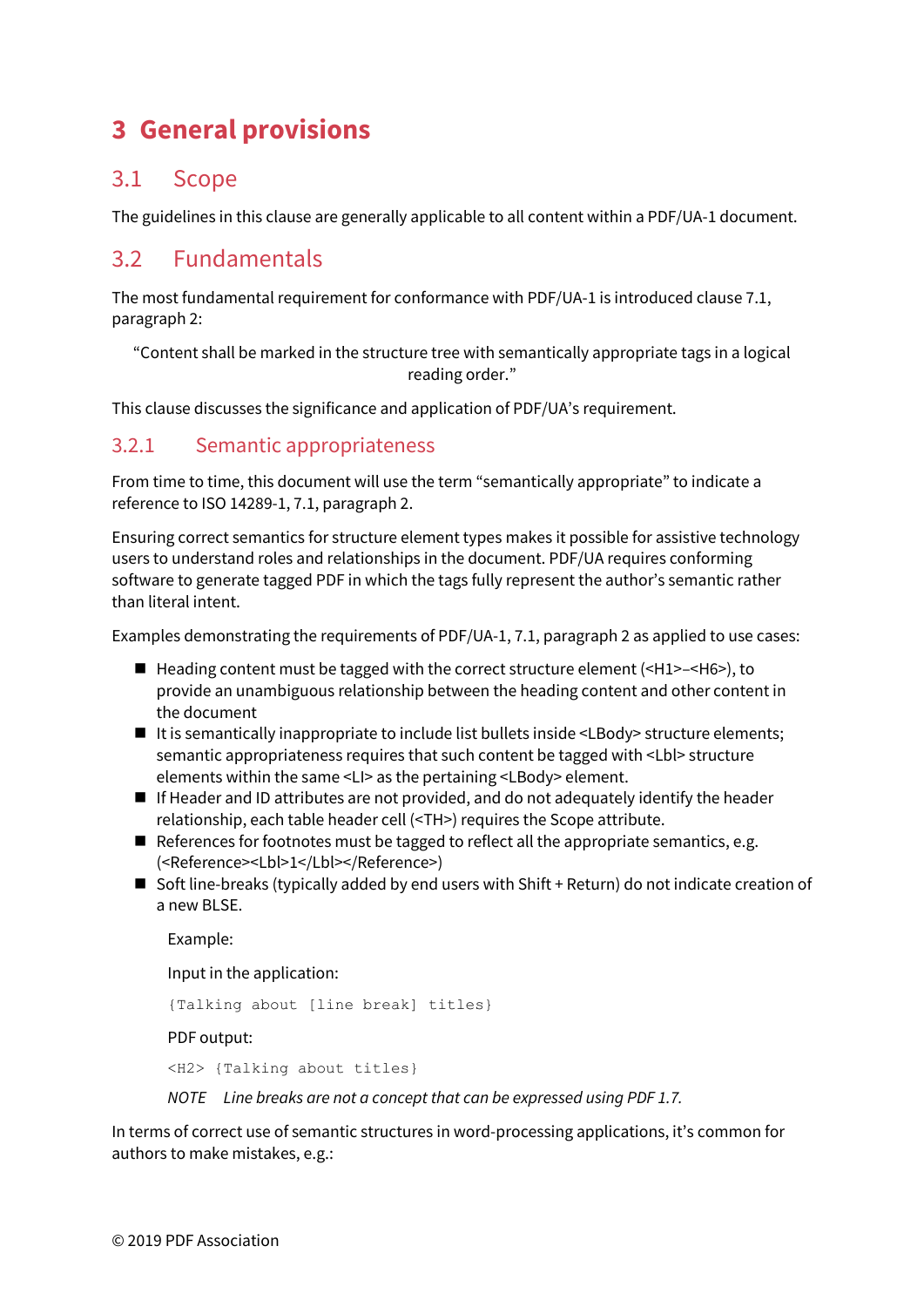# 3 General provisions

## 3.1 Scope

The guidelines in this clause are generally applicable to all content within a PDF/UA-1 document.

## 3.2 Fundamentals

The most fundamental requirement for conformance with PDF/UA-1 is introduced clause 7.1, paragraph 2:

> "Content shall be marked in the structure tree with semantically appropriate tags in a logical reading order."

This clause discusses the significance and application of PDF/UA's requirement.

### 3.2.1 Semantic appropriateness

From time to time, this document will use the term "semantically appropriate" to indicate a reference to ISO 14289-1, 7.1, paragraph 2.

Ensuring correct semantics for structure element types makes it possible for assistive technology users to understand roles and relationships in the document. PDF/UA requires conforming software to generate tagged PDF in which the tags fully represent the author's semantic rather than literal intent.

Examples demonstrating the requirements of PDF/UA-1, 7.1, paragraph 2 as applied to use cases:

- Heading content must be tagged with the correct structure element (<H1>–<H6>), to provide an unambiguous relationship between the heading content and other content in the document
- It is semantically inappropriate to include list bullets inside <LBody> structure elements; semantic appropriateness requires that such content be tagged with <Lbl> structure elements within the same <LI> as the pertaining <LBody> element.
- If Header and ID attributes are not provided, and do not adequately identify the header relationship, each table header cell (<TH>) requires the Scope attribute.
- References for footnotes must be tagged to reflect all the appropriate semantics, e.g. (<Reference><Lbl>1</Lbl></Reference>)
- Soft line-breaks (typically added by end users with Shift + Return) do not indicate creation of a new BLSE.

  Example:

  Input in the application:

  ```
  {Talking about [line break] titles}
  ```

  PDF output:

  ```
  <H2> {Talking about titles}
  ```

  *NOTE Line breaks are not a concept that can be expressed using PDF 1.7.*

In terms of correct use of semantic structures in word-processing applications, it's common for authors to make mistakes, e.g.: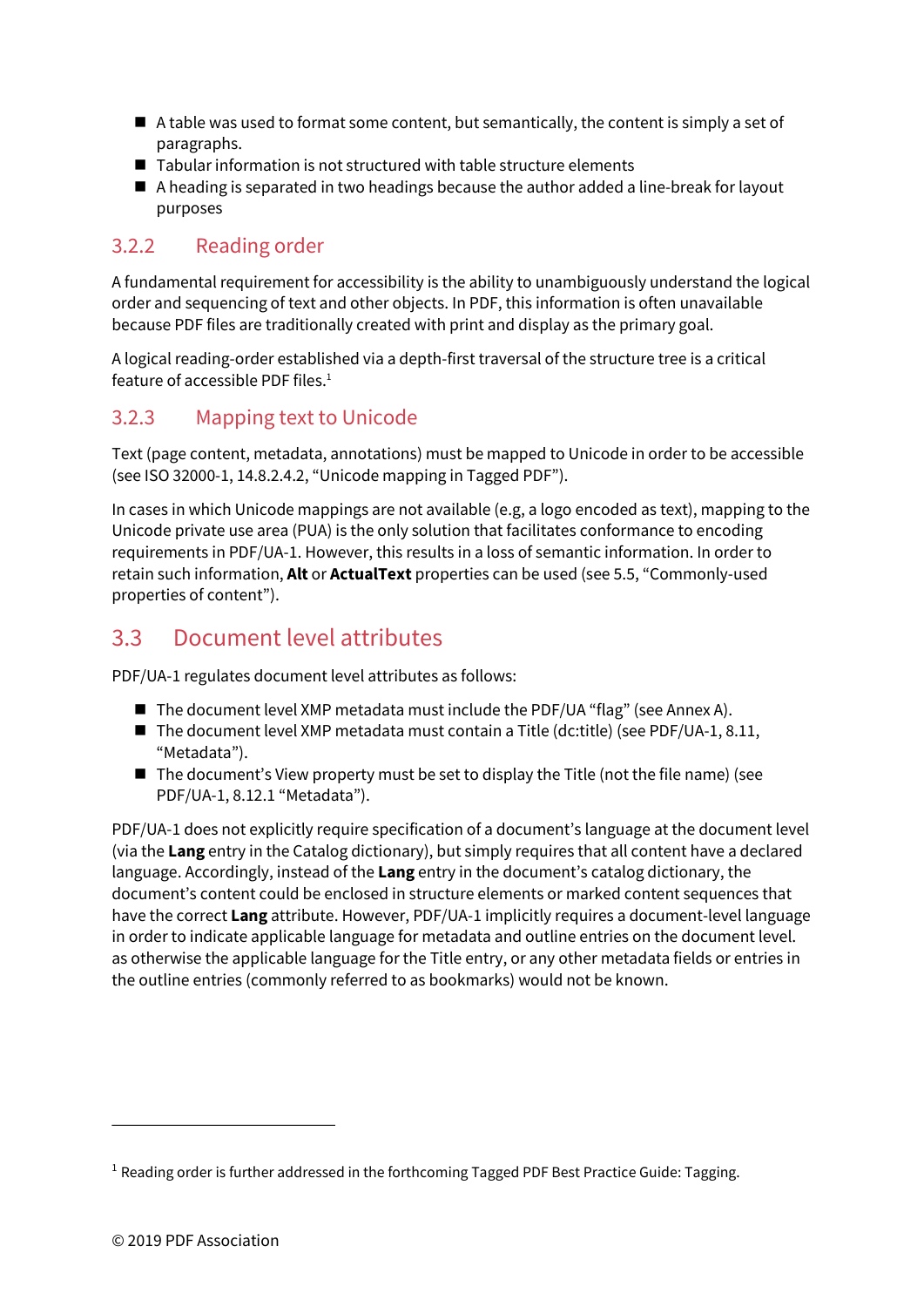- A table was used to format some content, but semantically, the content is simply a set of paragraphs.
- Tabular information is not structured with table structure elements
- A heading is separated in two headings because the author added a line-break for layout purposes

### 3.2.2 Reading order

A fundamental requirement for accessibility is the ability to unambiguously understand the logical order and sequencing of text and other objects. In PDF, this information is often unavailable because PDF files are traditionally created with print and display as the primary goal.

A logical reading-order established via a depth-first traversal of the structure tree is a critical feature of accessible PDF files.[1]

### 3.2.3 Mapping text to Unicode

Text (page content, metadata, annotations) must be mapped to Unicode in order to be accessible (see ISO 32000-1, 14.8.2.4.2, "Unicode mapping in Tagged PDF").

In cases in which Unicode mappings are not available (e.g, a logo encoded as text), mapping to the Unicode private use area (PUA) is the only solution that facilitates conformance to encoding requirements in PDF/UA-1. However, this results in a loss of semantic information. In order to retain such information, **Alt** or **ActualText** properties can be used (see 5.5, "Commonly-used properties of content").

## 3.3 Document level attributes

PDF/UA-1 regulates document level attributes as follows:

- The document level XMP metadata must include the PDF/UA "flag" (see Annex A).
- The document level XMP metadata must contain a Title (dc:title) (see PDF/UA-1, 8.11, "Metadata").
- The document's View property must be set to display the Title (not the file name) (see PDF/UA-1, 8.12.1 "Metadata").

PDF/UA-1 does not explicitly require specification of a document's language at the document level (via the **Lang** entry in the Catalog dictionary), but simply requires that all content have a declared language. Accordingly, instead of the **Lang** entry in the document's catalog dictionary, the document's content could be enclosed in structure elements or marked content sequences that have the correct **Lang** attribute. However, PDF/UA-1 implicitly requires a document-level language in order to indicate applicable language for metadata and outline entries on the document level. as otherwise the applicable language for the Title entry, or any other metadata fields or entries in the outline entries (commonly referred to as bookmarks) would not be known.

---

[1] Reading order is further addressed in the forthcoming Tagged PDF Best Practice Guide: Tagging.

© 2019 PDF Association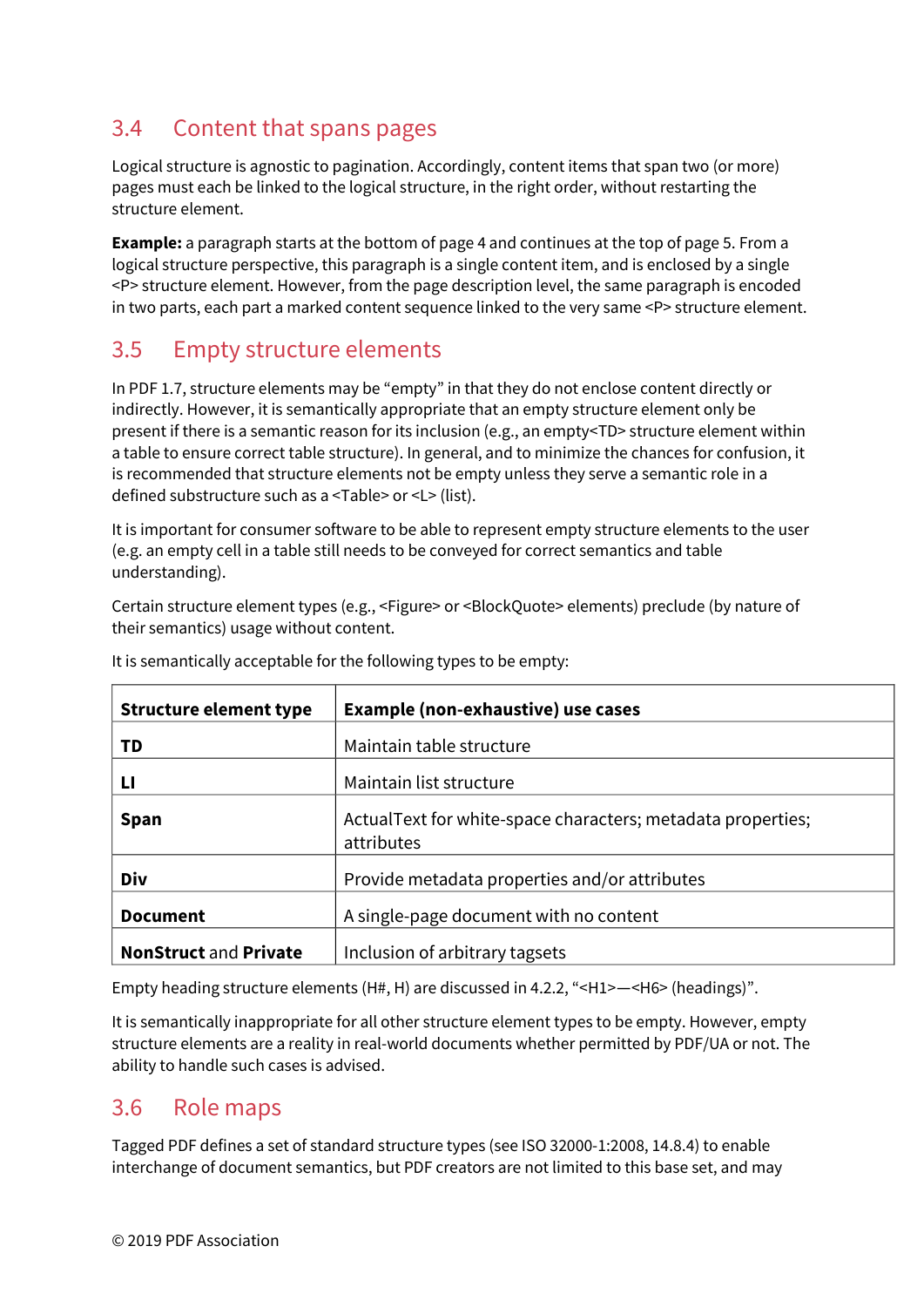## 3.4 Content that spans pages

Logical structure is agnostic to pagination. Accordingly, content items that span two (or more) pages must each be linked to the logical structure, in the right order, without restarting the structure element.

**Example:** a paragraph starts at the bottom of page 4 and continues at the top of page 5. From a logical structure perspective, this paragraph is a single content item, and is enclosed by a single <P> structure element. However, from the page description level, the same paragraph is encoded in two parts, each part a marked content sequence linked to the very same <P> structure element.

## 3.5 Empty structure elements

In PDF 1.7, structure elements may be "empty" in that they do not enclose content directly or indirectly. However, it is semantically appropriate that an empty structure element only be present if there is a semantic reason for its inclusion (e.g., an empty<TD> structure element within a table to ensure correct table structure). In general, and to minimize the chances for confusion, it is recommended that structure elements not be empty unless they serve a semantic role in a defined substructure such as a <Table> or <L> (list).

It is important for consumer software to be able to represent empty structure elements to the user (e.g. an empty cell in a table still needs to be conveyed for correct semantics and table understanding).

Certain structure element types (e.g., <Figure> or <BlockQuote> elements) preclude (by nature of their semantics) usage without content.

It is semantically acceptable for the following types to be empty:

| Structure element type | Example (non-exhaustive) use cases |
|---|---|
| **TD** | Maintain table structure |
| **LI** | Maintain list structure |
| **Span** | ActualText for white-space characters; metadata properties; attributes |
| **Div** | Provide metadata properties and/or attributes |
| **Document** | A single-page document with no content |
| **NonStruct** and **Private** | Inclusion of arbitrary tagsets |

Empty heading structure elements (H#, H) are discussed in 4.2.2, "<H1>—<H6> (headings)".

It is semantically inappropriate for all other structure element types to be empty. However, empty structure elements are a reality in real-world documents whether permitted by PDF/UA or not. The ability to handle such cases is advised.

## 3.6 Role maps

Tagged PDF defines a set of standard structure types (see ISO 32000-1:2008, 14.8.4) to enable interchange of document semantics, but PDF creators are not limited to this base set, and may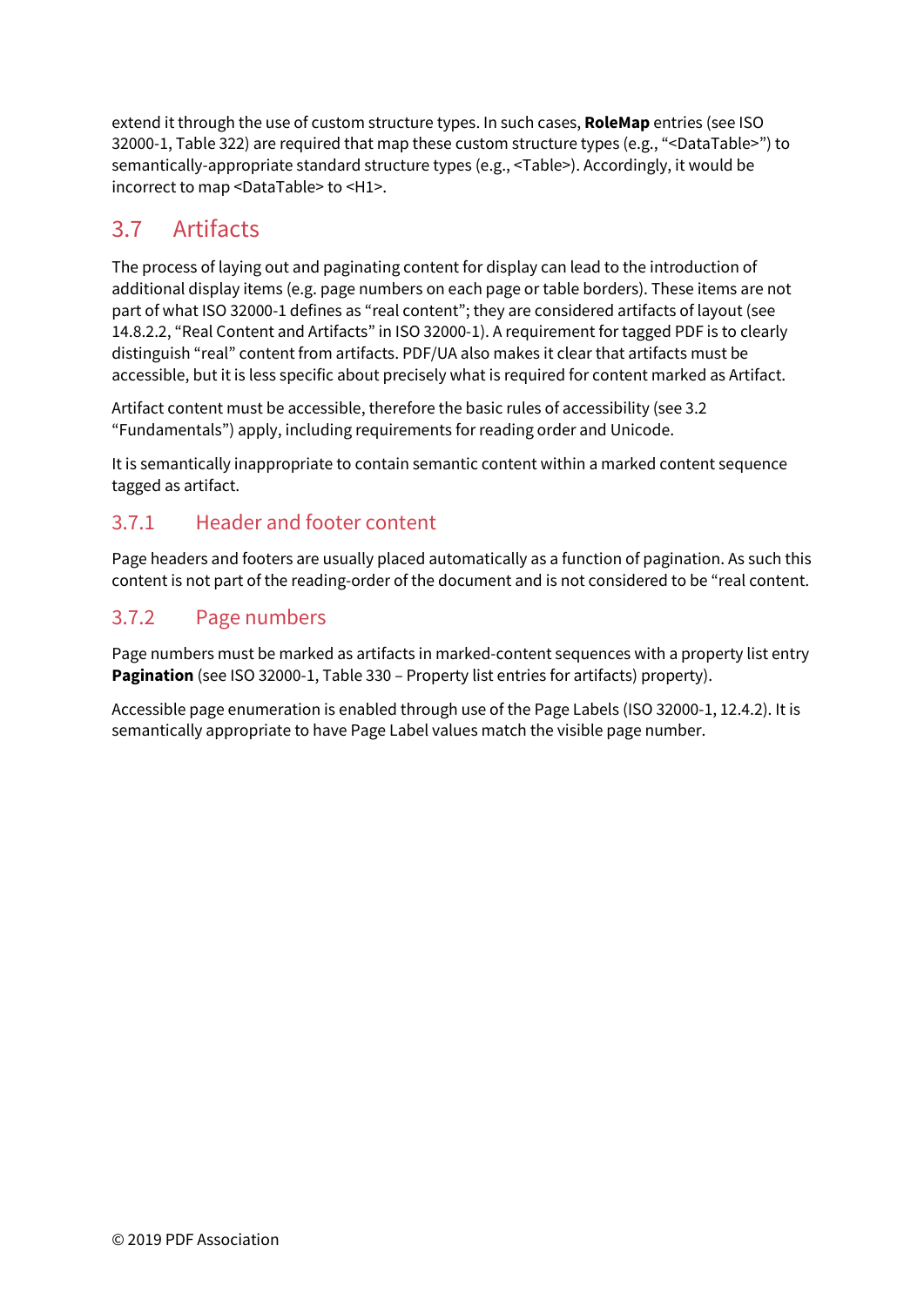extend it through the use of custom structure types. In such cases, **RoleMap** entries (see ISO 32000-1, Table 322) are required that map these custom structure types (e.g., "<DataTable>") to semantically-appropriate standard structure types (e.g., <Table>). Accordingly, it would be incorrect to map <DataTable> to <H1>.

## 3.7 Artifacts

The process of laying out and paginating content for display can lead to the introduction of additional display items (e.g. page numbers on each page or table borders). These items are not part of what ISO 32000-1 defines as "real content"; they are considered artifacts of layout (see 14.8.2.2, "Real Content and Artifacts" in ISO 32000-1). A requirement for tagged PDF is to clearly distinguish "real" content from artifacts. PDF/UA also makes it clear that artifacts must be accessible, but it is less specific about precisely what is required for content marked as Artifact.

Artifact content must be accessible, therefore the basic rules of accessibility (see 3.2 "Fundamentals") apply, including requirements for reading order and Unicode.

It is semantically inappropriate to contain semantic content within a marked content sequence tagged as artifact.

### 3.7.1 Header and footer content

Page headers and footers are usually placed automatically as a function of pagination. As such this content is not part of the reading-order of the document and is not considered to be "real content.

### 3.7.2 Page numbers

Page numbers must be marked as artifacts in marked-content sequences with a property list entry **Pagination** (see ISO 32000-1, Table 330 – Property list entries for artifacts) property).

Accessible page enumeration is enabled through use of the Page Labels (ISO 32000-1, 12.4.2). It is semantically appropriate to have Page Label values match the visible page number.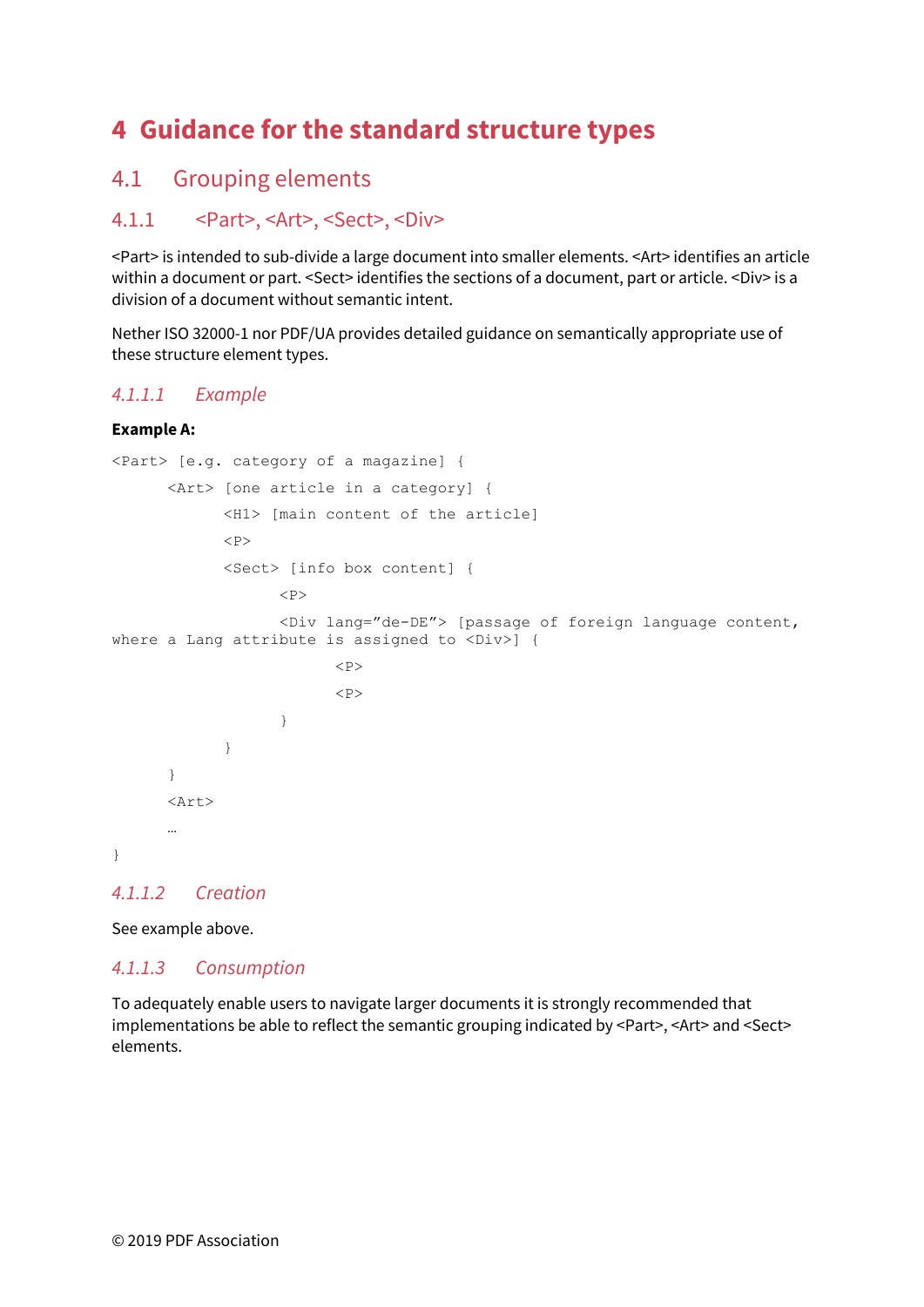# 4 Guidance for the standard structure types

## 4.1 Grouping elements

### 4.1.1 <Part>, <Art>, <Sect>, <Div>

<Part> is intended to sub-divide a large document into smaller elements. <Art> identifies an article within a document or part. <Sect> identifies the sections of a document, part or article. <Div> is a division of a document without semantic intent.

Nether ISO 32000-1 nor PDF/UA provides detailed guidance on semantically appropriate use of these structure element types.

#### *4.1.1.1 Example*

**Example A:**

```
<Part> [e.g. category of a magazine] {
      <Art> [one article in a category] {
            <H1> [main content of the article]
            <P>
            <Sect> [info box content] {
                  <P>
                  <Div lang=”de-DE”> [passage of foreign language content,
where a Lang attribute is assigned to <Div>] {
                        <P>
                        <P>
                  }
            }
      }
      <Art>
      …
}
```

#### *4.1.1.2 Creation*

See example above.

#### *4.1.1.3 Consumption*

To adequately enable users to navigate larger documents it is strongly recommended that implementations be able to reflect the semantic grouping indicated by <Part>, <Art> and <Sect> elements.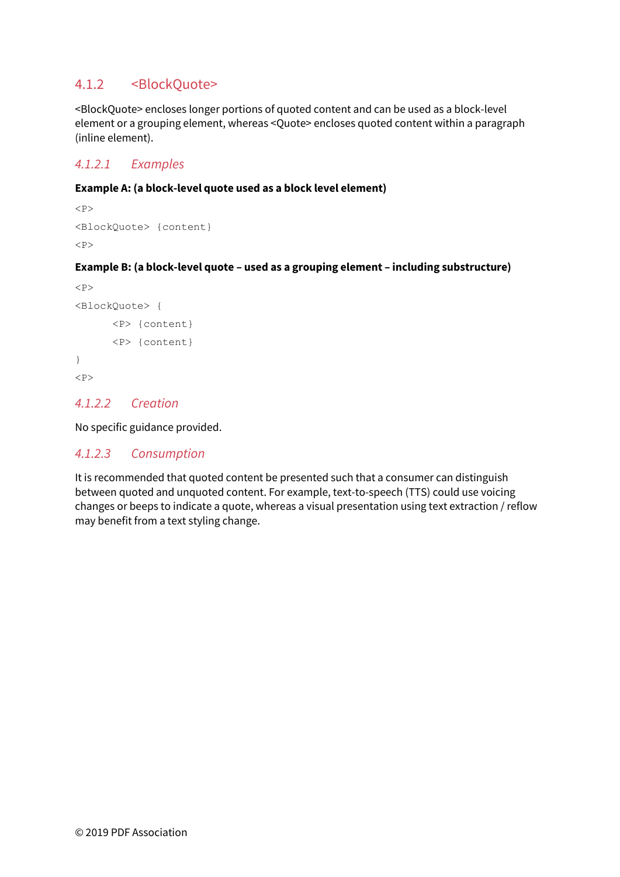### 4.1.2 <BlockQuote>

<BlockQuote> encloses longer portions of quoted content and can be used as a block-level element or a grouping element, whereas <Quote> encloses quoted content within a paragraph (inline element).

#### *4.1.2.1 Examples*

**Example A: (a block-level quote used as a block level element)**

```
<P>
<BlockQuote> {content}
<P>
```

**Example B: (a block-level quote – used as a grouping element – including substructure)**

```
<P>
<BlockQuote> {
        <P> {content}
        <P> {content}
}
<P>
```

#### *4.1.2.2 Creation*

No specific guidance provided.

#### *4.1.2.3 Consumption*

It is recommended that quoted content be presented such that a consumer can distinguish between quoted and unquoted content. For example, text-to-speech (TTS) could use voicing changes or beeps to indicate a quote, whereas a visual presentation using text extraction / reflow may benefit from a text styling change.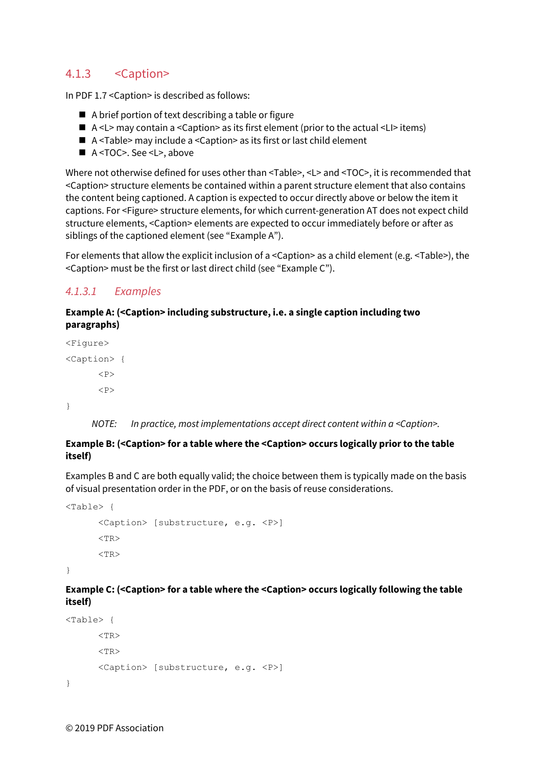### 4.1.3 <Caption>

In PDF 1.7 <Caption> is described as follows:

- A brief portion of text describing a table or figure
- A <L> may contain a <Caption> as its first element (prior to the actual <LI> items)
- A <Table> may include a <Caption> as its first or last child element
- A <TOC>. See <L>, above

Where not otherwise defined for uses other than <Table>, <L> and <TOC>, it is recommended that <Caption> structure elements be contained within a parent structure element that also contains the content being captioned. A caption is expected to occur directly above or below the item it captions. For <Figure> structure elements, for which current-generation AT does not expect child structure elements, <Caption> elements are expected to occur immediately before or after as siblings of the captioned element (see "Example A").

For elements that allow the explicit inclusion of a <Caption> as a child element (e.g. <Table>), the <Caption> must be the first or last direct child (see "Example C").

#### *4.1.3.1 Examples*

**Example A: (<Caption> including substructure, i.e. a single caption including two paragraphs)**

```
<Figure>
<Caption> {
      <P>
      <P>
}
```

> *NOTE: In practice, most implementations accept direct content within a <Caption>.*

**Example B: (<Caption> for a table where the <Caption> occurs logically prior to the table itself)**

Examples B and C are both equally valid; the choice between them is typically made on the basis of visual presentation order in the PDF, or on the basis of reuse considerations.

```
<Table> {
      <Caption> [substructure, e.g. <P>]
      <TR>
      <TR>
}
```

**Example C: (<Caption> for a table where the <Caption> occurs logically following the table itself)**

```
<Table> {
      <TR>
      <TR>
      <Caption> [substructure, e.g. <P>]
}
```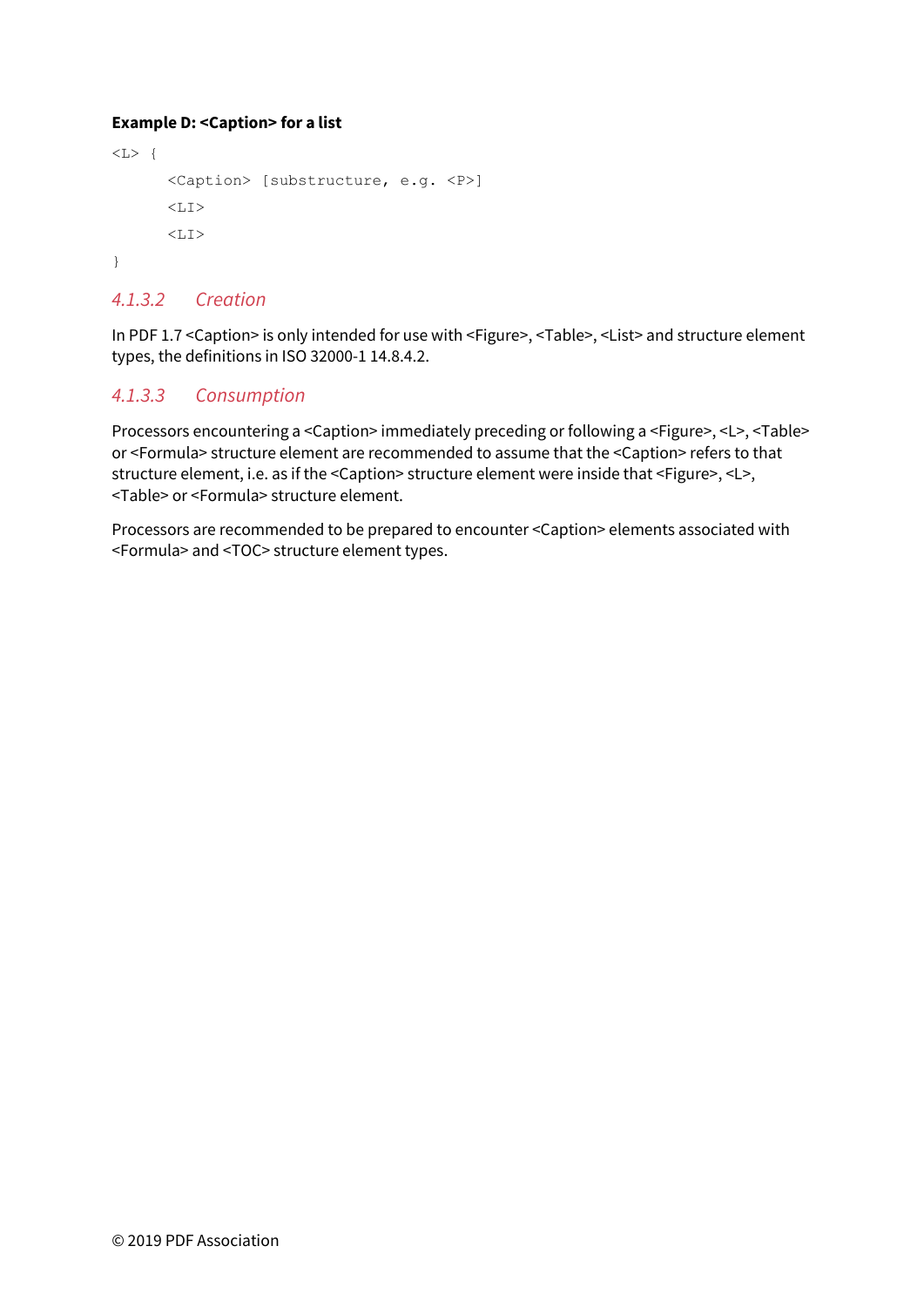**Example D: <Caption> for a list**

```
<L> {
      <Caption> [substructure, e.g. <P>]
      <LI>
      <LI>
}
```

#### *4.1.3.2 Creation*

In PDF 1.7 <Caption> is only intended for use with <Figure>, <Table>, <List> and structure element types, the definitions in ISO 32000-1 14.8.4.2.

#### *4.1.3.3 Consumption*

Processors encountering a <Caption> immediately preceding or following a <Figure>, <L>, <Table> or <Formula> structure element are recommended to assume that the <Caption> refers to that structure element, i.e. as if the <Caption> structure element were inside that <Figure>, <L>, <Table> or <Formula> structure element.

Processors are recommended to be prepared to encounter <Caption> elements associated with <Formula> and <TOC> structure element types.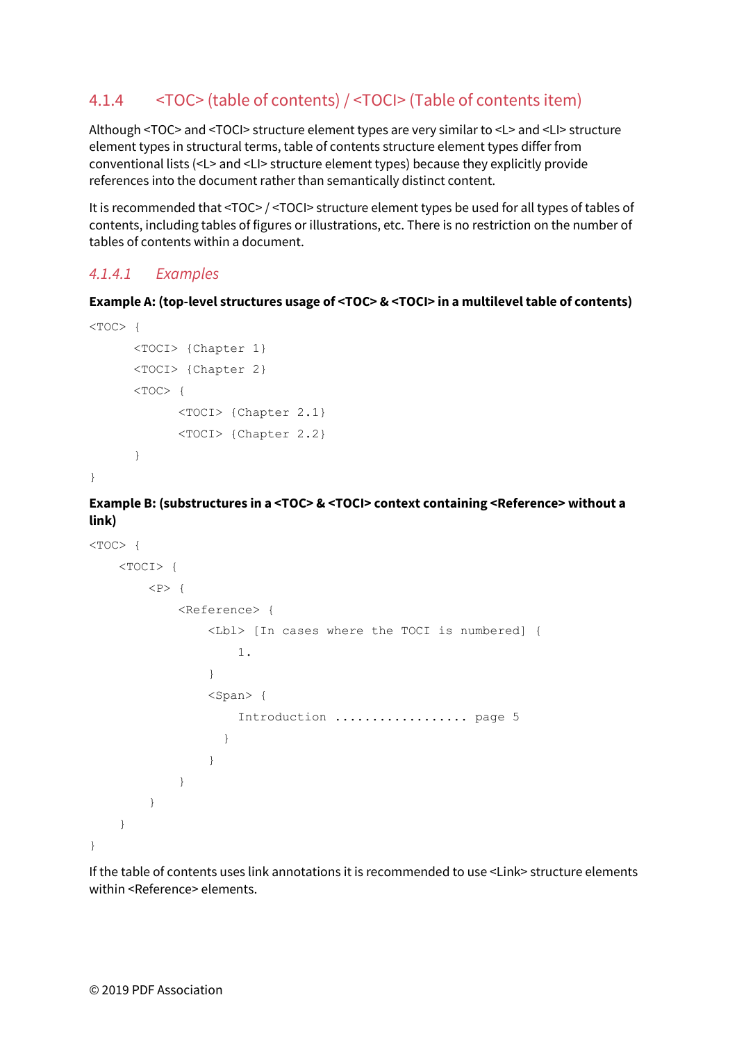### 4.1.4 <TOC> (table of contents) / <TOCI> (Table of contents item)

Although <TOC> and <TOCI> structure element types are very similar to <L> and <LI> structure element types in structural terms, table of contents structure element types differ from conventional lists (<L> and <LI> structure element types) because they explicitly provide references into the document rather than semantically distinct content.

It is recommended that <TOC> / <TOCI> structure element types be used for all types of tables of contents, including tables of figures or illustrations, etc. There is no restriction on the number of tables of contents within a document.

#### *4.1.4.1 Examples*

**Example A: (top-level structures usage of <TOC> & <TOCI> in a multilevel table of contents)**

```
<TOC> {
      <TOCI> {Chapter 1}
      <TOCI> {Chapter 2}
      <TOC> {
            <TOCI> {Chapter 2.1}
            <TOCI> {Chapter 2.2}
      }
}
```

**Example B: (substructures in a <TOC> & <TOCI> context containing <Reference> without a link)**

```
<TOC> {
    <TOCI> {
        <P> {
            <Reference> {
                <Lbl> [In cases where the TOCI is numbered] {
                    1.
                }
                <Span> {
                    Introduction .................. page 5
                  }
                }
            }
        }
    }
}
```

If the table of contents uses link annotations it is recommended to use <Link> structure elements within <Reference> elements.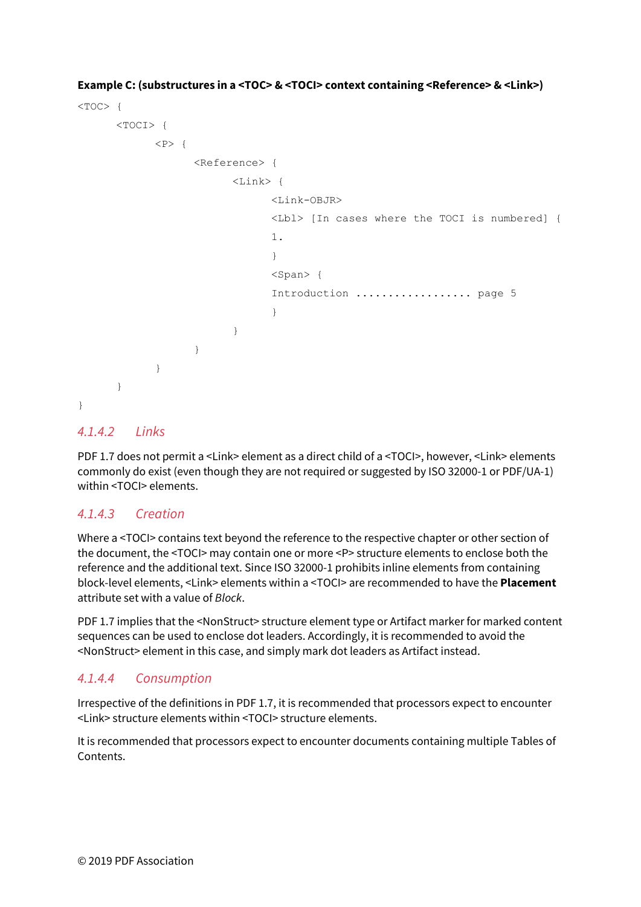**Example C: (substructures in a <TOC> & <TOCI> context containing <Reference> & <Link>)**

```
<TOC> {
      <TOCI> {
            <P> {
                  <Reference> {
                        <Link> {
                              <Link-OBJR>
                              <Lbl> [In cases where the TOCI is numbered] {
                              1.
                              }
                              <Span> {
                              Introduction .................. page 5
                              }
                        }
                  }
            }
      }
}
```

### *4.1.4.2 Links*

PDF 1.7 does not permit a <Link> element as a direct child of a <TOCI>, however, <Link> elements commonly do exist (even though they are not required or suggested by ISO 32000-1 or PDF/UA-1) within <TOCI> elements.

### *4.1.4.3 Creation*

Where a <TOCI> contains text beyond the reference to the respective chapter or other section of the document, the <TOCI> may contain one or more <P> structure elements to enclose both the reference and the additional text. Since ISO 32000-1 prohibits inline elements from containing block-level elements, <Link> elements within a <TOCI> are recommended to have the **Placement** attribute set with a value of *Block*.

PDF 1.7 implies that the <NonStruct> structure element type or Artifact marker for marked content sequences can be used to enclose dot leaders. Accordingly, it is recommended to avoid the <NonStruct> element in this case, and simply mark dot leaders as Artifact instead.

### *4.1.4.4 Consumption*

Irrespective of the definitions in PDF 1.7, it is recommended that processors expect to encounter <Link> structure elements within <TOCI> structure elements.

It is recommended that processors expect to encounter documents containing multiple Tables of Contents.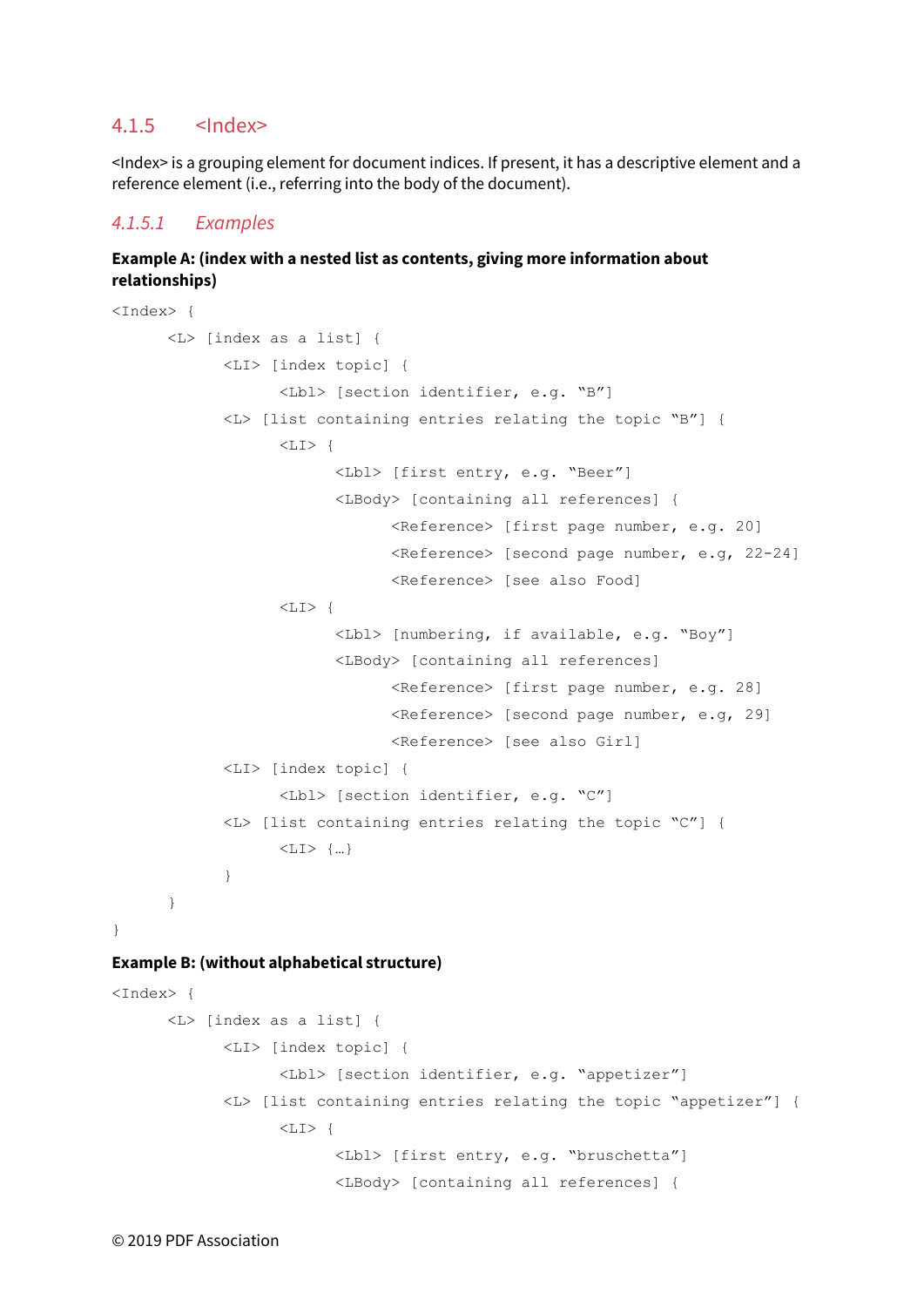### 4.1.5 <Index>

<Index> is a grouping element for document indices. If present, it has a descriptive element and a reference element (i.e., referring into the body of the document).

#### *4.1.5.1 Examples*

**Example A: (index with a nested list as contents, giving more information about relationships)**

```
<Index> {
      <L> [index as a list] {
            <LI> [index topic] {
                  <Lbl> [section identifier, e.g. "B"]
            <L> [list containing entries relating the topic "B"] {
                  <LI> {
                        <Lbl> [first entry, e.g. "Beer"]
                        <LBody> [containing all references] {
                              <Reference> [first page number, e.g. 20]
                              <Reference> [second page number, e.g, 22-24]
                              <Reference> [see also Food]
                  <LI> {
                        <Lbl> [numbering, if available, e.g. "Boy"]
                        <LBody> [containing all references]
                              <Reference> [first page number, e.g. 28]
                              <Reference> [second page number, e.g, 29]
                              <Reference> [see also Girl]
            <LI> [index topic] {
                  <Lbl> [section identifier, e.g. "C"]
            <L> [list containing entries relating the topic "C"] {
                  <LI> {…}
            }
      }
}
```

**Example B: (without alphabetical structure)**

```
<Index> {
      <L> [index as a list] {
            <LI> [index topic] {
                  <Lbl> [section identifier, e.g. "appetizer"]
            <L> [list containing entries relating the topic "appetizer"] {
                  <LI> {
                        <Lbl> [first entry, e.g. "bruschetta"]
                        <LBody> [containing all references] {
```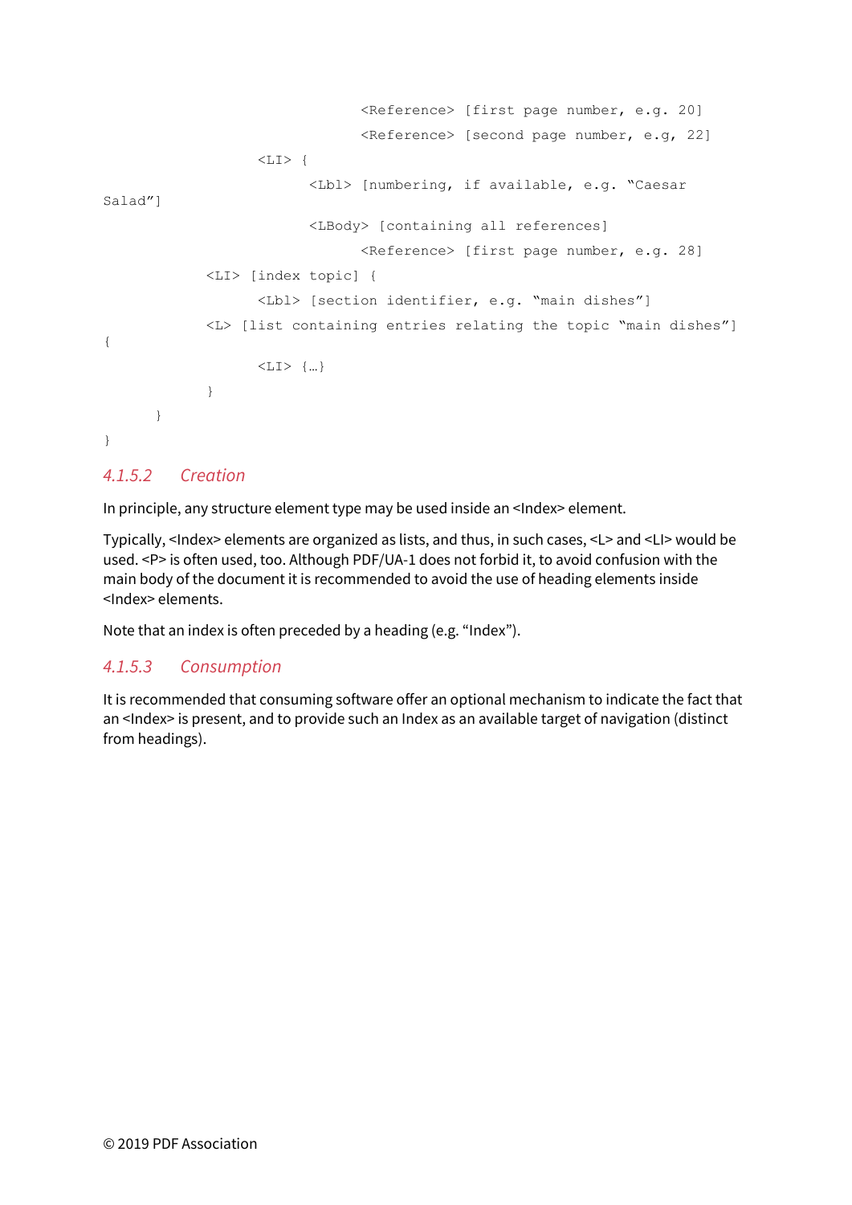```
                                <Reference> [first page number, e.g. 20]
                                <Reference> [second page number, e.g, 22]
                    <LI> {
                          <Lbl> [numbering, if available, e.g. "Caesar
Salad"]
                          <LBody> [containing all references]
                                <Reference> [first page number, e.g. 28]
            <LI> [index topic] {
                    <Lbl> [section identifier, e.g. "main dishes"]
            <L> [list containing entries relating the topic "main dishes"]
{
                    <LI> {…}
            }
      }
}
```

### 4.1.5.2 Creation

In principle, any structure element type may be used inside an <Index> element.

Typically, <Index> elements are organized as lists, and thus, in such cases, <L> and <LI> would be used. <P> is often used, too. Although PDF/UA-1 does not forbid it, to avoid confusion with the main body of the document it is recommended to avoid the use of heading elements inside <Index> elements.

Note that an index is often preceded by a heading (e.g. "Index").

### 4.1.5.3 Consumption

It is recommended that consuming software offer an optional mechanism to indicate the fact that an <Index> is present, and to provide such an Index as an available target of navigation (distinct from headings).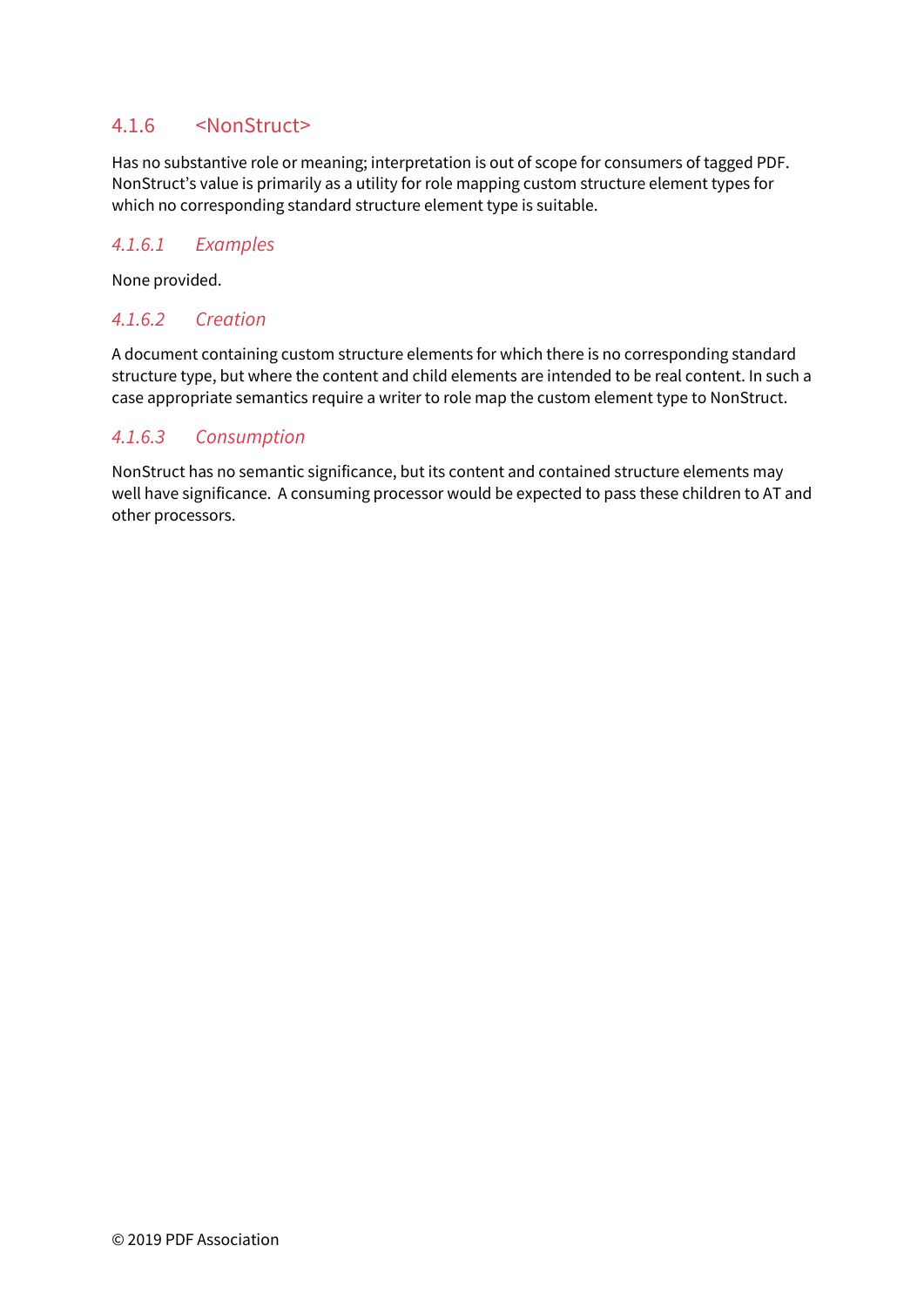### 4.1.6 <NonStruct>

Has no substantive role or meaning; interpretation is out of scope for consumers of tagged PDF. NonStruct's value is primarily as a utility for role mapping custom structure element types for which no corresponding standard structure element type is suitable.

#### *4.1.6.1 Examples*

None provided.

#### *4.1.6.2 Creation*

A document containing custom structure elements for which there is no corresponding standard structure type, but where the content and child elements are intended to be real content. In such a case appropriate semantics require a writer to role map the custom element type to NonStruct.

#### *4.1.6.3 Consumption*

NonStruct has no semantic significance, but its content and contained structure elements may well have significance.  A consuming processor would be expected to pass these children to AT and other processors.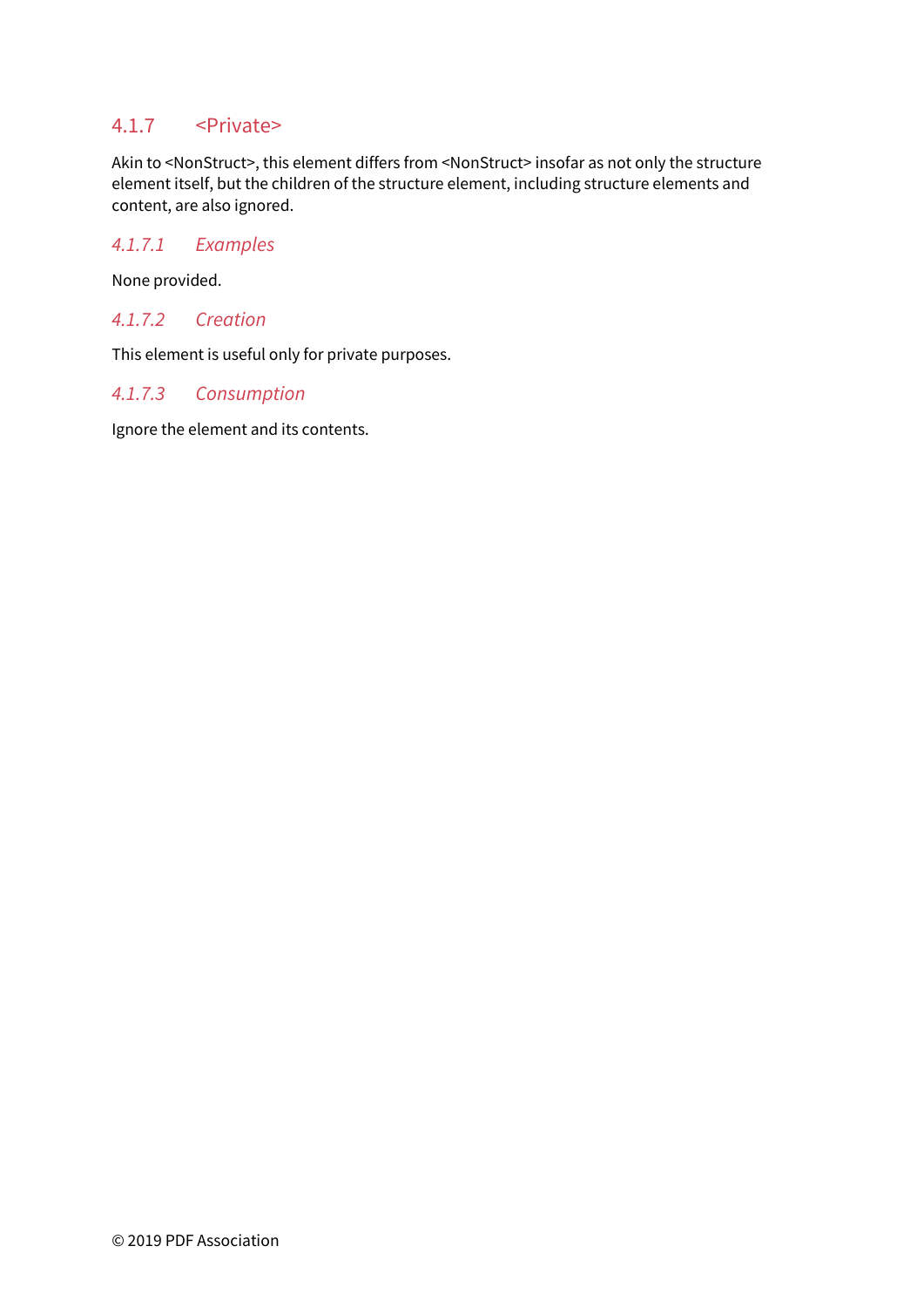### 4.1.7 <Private>

Akin to <NonStruct>, this element differs from <NonStruct> insofar as not only the structure element itself, but the children of the structure element, including structure elements and content, are also ignored.

#### *4.1.7.1 Examples*

None provided.

#### *4.1.7.2 Creation*

This element is useful only for private purposes.

#### *4.1.7.3 Consumption*

Ignore the element and its contents.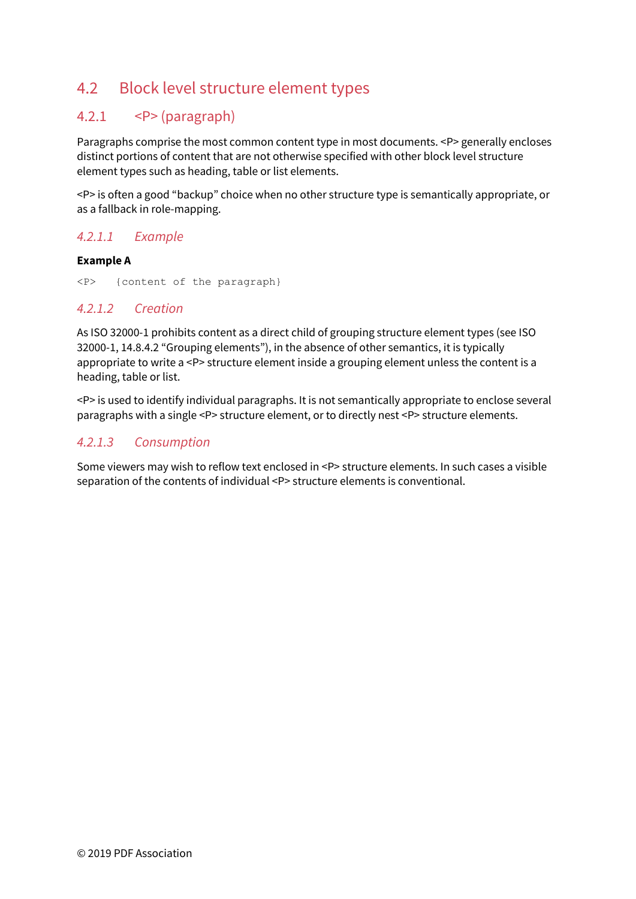## 4.2 Block level structure element types

### 4.2.1 <P> (paragraph)

Paragraphs comprise the most common content type in most documents. <P> generally encloses distinct portions of content that are not otherwise specified with other block level structure element types such as heading, table or list elements.

<P> is often a good “backup” choice when no other structure type is semantically appropriate, or as a fallback in role-mapping.

#### *4.2.1.1 Example*

**Example A**

```
<P>   {content of the paragraph}
```

#### *4.2.1.2 Creation*

As ISO 32000-1 prohibits content as a direct child of grouping structure element types (see ISO 32000-1, 14.8.4.2 “Grouping elements”), in the absence of other semantics, it is typically appropriate to write a <P> structure element inside a grouping element unless the content is a heading, table or list.

<P> is used to identify individual paragraphs. It is not semantically appropriate to enclose several paragraphs with a single <P> structure element, or to directly nest <P> structure elements.

#### *4.2.1.3 Consumption*

Some viewers may wish to reflow text enclosed in <P> structure elements. In such cases a visible separation of the contents of individual <P> structure elements is conventional.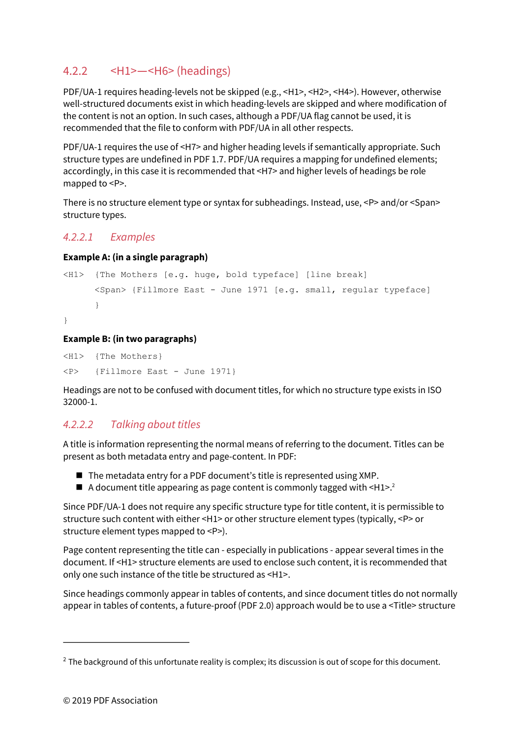### 4.2.2 <H1>—<H6> (headings)

PDF/UA-1 requires heading-levels not be skipped (e.g., <H1>, <H2>, <H4>). However, otherwise well-structured documents exist in which heading-levels are skipped and where modification of the content is not an option. In such cases, although a PDF/UA flag cannot be used, it is recommended that the file to conform with PDF/UA in all other respects.

PDF/UA-1 requires the use of <H7> and higher heading levels if semantically appropriate. Such structure types are undefined in PDF 1.7. PDF/UA requires a mapping for undefined elements; accordingly, in this case it is recommended that <H7> and higher levels of headings be role mapped to <P>.

There is no structure element type or syntax for subheadings. Instead, use, <P> and/or <Span> structure types.

#### *4.2.2.1 Examples*

**Example A: (in a single paragraph)**

```
<H1>  {The Mothers [e.g. huge, bold typeface] [line break]
      <Span> {Fillmore East - June 1971 [e.g. small, regular typeface]
      }
}
```

**Example B: (in two paragraphs)**

```
<H1>  {The Mothers}
<P>   {Fillmore East - June 1971}
```

Headings are not to be confused with document titles, for which no structure type exists in ISO 32000-1.

#### *4.2.2.2 Talking about titles*

A title is information representing the normal means of referring to the document. Titles can be present as both metadata entry and page-content. In PDF:

- The metadata entry for a PDF document's title is represented using XMP.
- A document title appearing as page content is commonly tagged with <H1>.[2]

Since PDF/UA-1 does not require any specific structure type for title content, it is permissible to structure such content with either <H1> or other structure element types (typically, <P> or structure element types mapped to <P>).

Page content representing the title can - especially in publications - appear several times in the document. If <H1> structure elements are used to enclose such content, it is recommended that only one such instance of the title be structured as <H1>.

Since headings commonly appear in tables of contents, and since document titles do not normally appear in tables of contents, a future-proof (PDF 2.0) approach would be to use a <Title> structure

---

[2] The background of this unfortunate reality is complex; its discussion is out of scope for this document.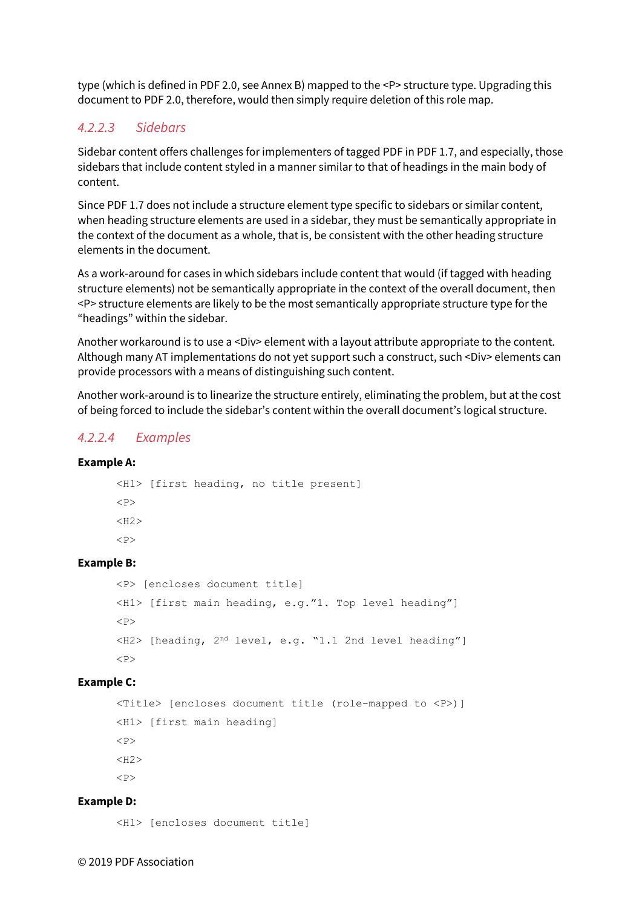type (which is defined in PDF 2.0, see Annex B) mapped to the <P> structure type. Upgrading this document to PDF 2.0, therefore, would then simply require deletion of this role map.

#### *4.2.2.3 Sidebars*

Sidebar content offers challenges for implementers of tagged PDF in PDF 1.7, and especially, those sidebars that include content styled in a manner similar to that of headings in the main body of content.

Since PDF 1.7 does not include a structure element type specific to sidebars or similar content, when heading structure elements are used in a sidebar, they must be semantically appropriate in the context of the document as a whole, that is, be consistent with the other heading structure elements in the document.

As a work-around for cases in which sidebars include content that would (if tagged with heading structure elements) not be semantically appropriate in the context of the overall document, then <P> structure elements are likely to be the most semantically appropriate structure type for the "headings" within the sidebar.

Another workaround is to use a <Div> element with a layout attribute appropriate to the content. Although many AT implementations do not yet support such a construct, such <Div> elements can provide processors with a means of distinguishing such content.

Another work-around is to linearize the structure entirely, eliminating the problem, but at the cost of being forced to include the sidebar's content within the overall document's logical structure.

#### *4.2.2.4 Examples*

**Example A:**

```
<H1> [first heading, no title present]
<P>
<H2>
<P>
```

**Example B:**

```
<P> [encloses document title]
<H1> [first main heading, e.g."1. Top level heading"]
<P>
<H2> [heading, 2nd level, e.g. "1.1 2nd level heading"]
<P>
```

**Example C:**

```
<Title> [encloses document title (role-mapped to <P>)]
<H1> [first main heading]
<P>
<H2>
<P>
```

**Example D:**

```
<H1> [encloses document title]
```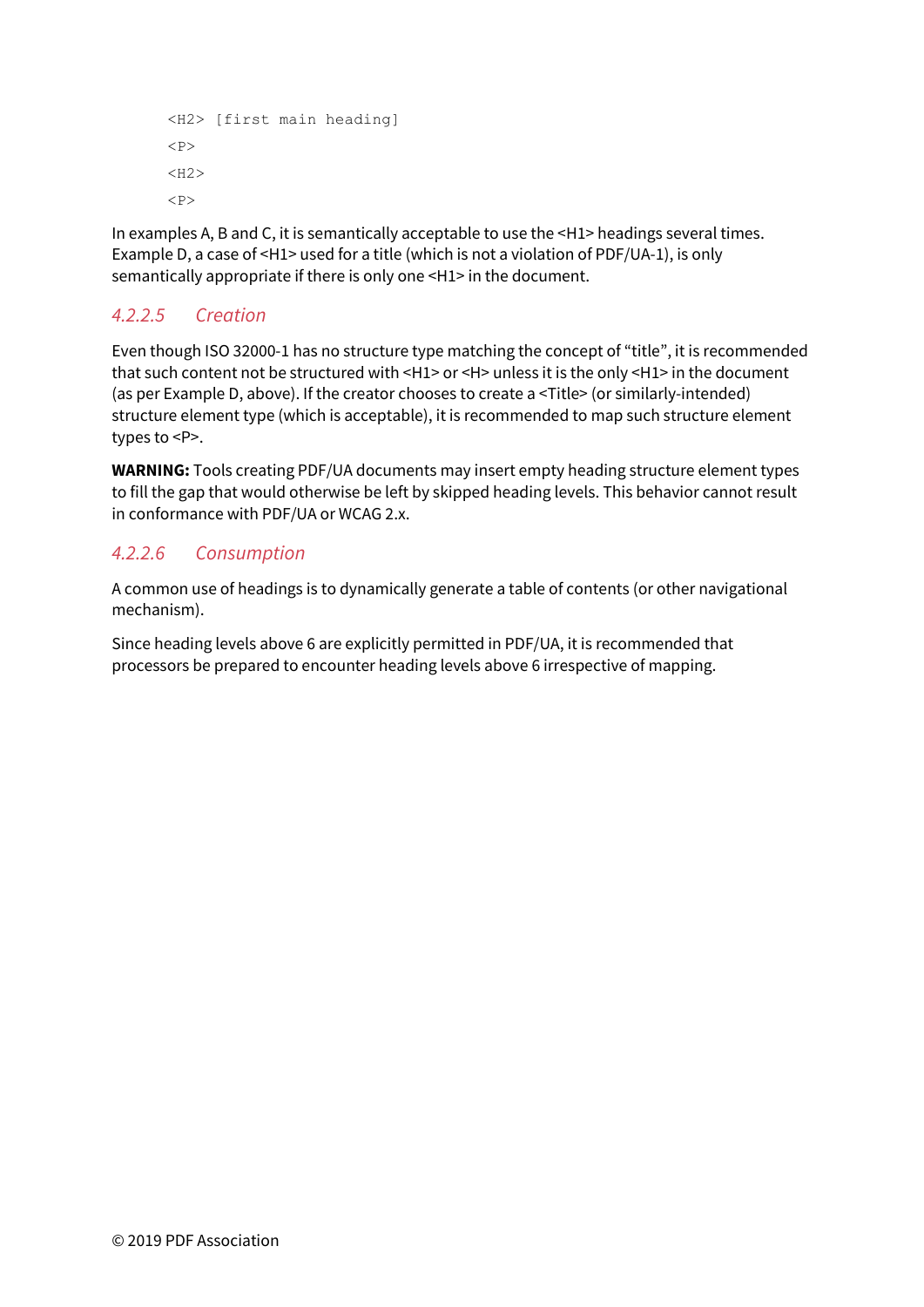```
<H2> [first main heading]
<P>
<H2>
<P>
```

In examples A, B and C, it is semantically acceptable to use the <H1> headings several times. Example D, a case of <H1> used for a title (which is not a violation of PDF/UA-1), is only semantically appropriate if there is only one <H1> in the document.

#### *4.2.2.5 Creation*

Even though ISO 32000-1 has no structure type matching the concept of "title", it is recommended that such content not be structured with <H1> or <H> unless it is the only <H1> in the document (as per Example D, above). If the creator chooses to create a <Title> (or similarly-intended) structure element type (which is acceptable), it is recommended to map such structure element types to <P>.

**WARNING:** Tools creating PDF/UA documents may insert empty heading structure element types to fill the gap that would otherwise be left by skipped heading levels. This behavior cannot result in conformance with PDF/UA or WCAG 2.x.

#### *4.2.2.6 Consumption*

A common use of headings is to dynamically generate a table of contents (or other navigational mechanism).

Since heading levels above 6 are explicitly permitted in PDF/UA, it is recommended that processors be prepared to encounter heading levels above 6 irrespective of mapping.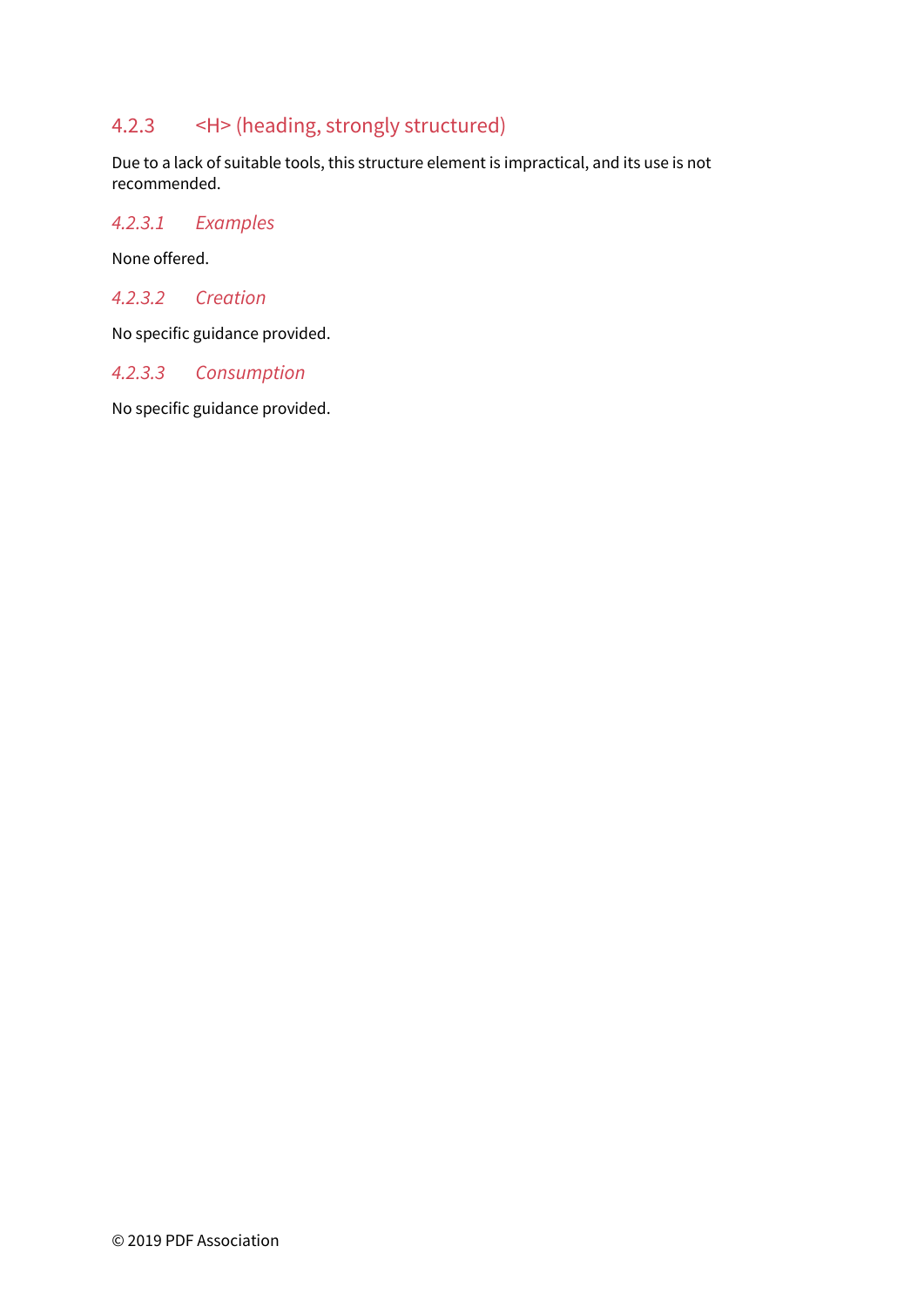### 4.2.3 <H> (heading, strongly structured)

Due to a lack of suitable tools, this structure element is impractical, and its use is not recommended.

#### *4.2.3.1 Examples*

None offered.

#### *4.2.3.2 Creation*

No specific guidance provided.

#### *4.2.3.3 Consumption*

No specific guidance provided.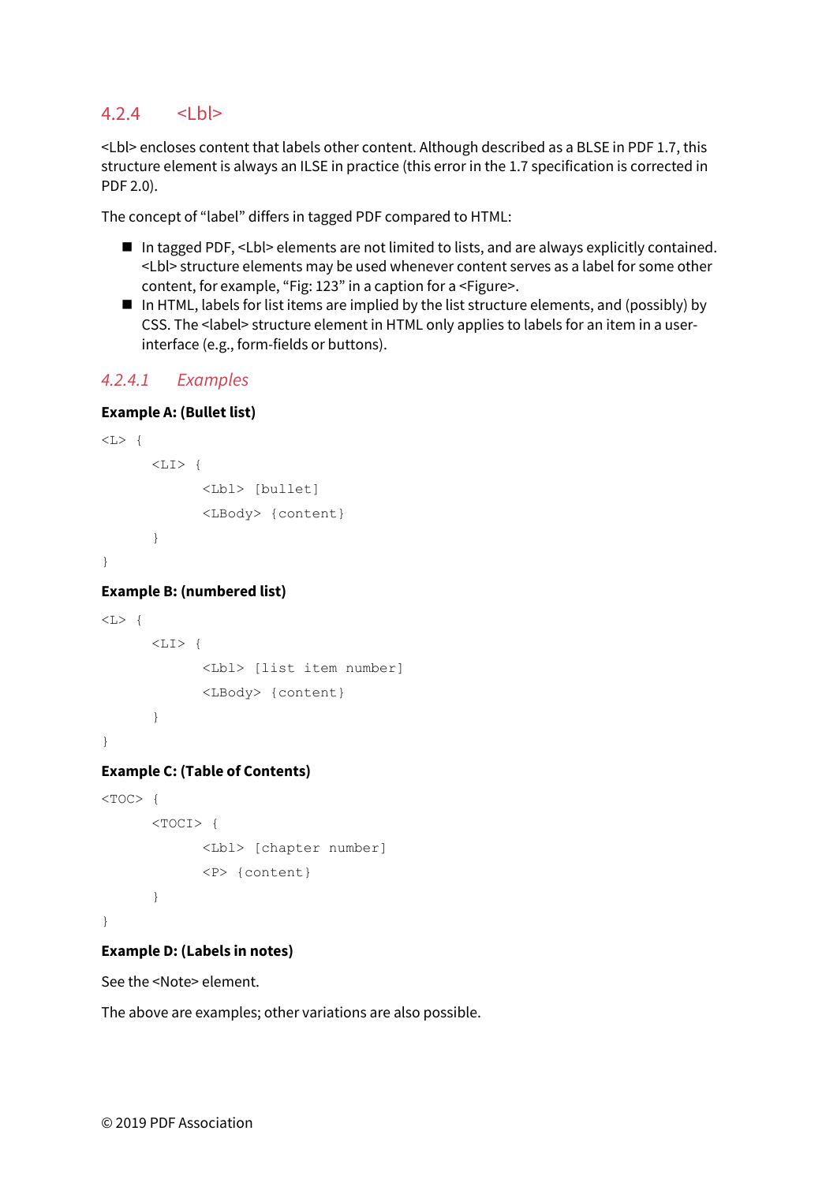### 4.2.4 <Lbl>

<Lbl> encloses content that labels other content. Although described as a BLSE in PDF 1.7, this structure element is always an ILSE in practice (this error in the 1.7 specification is corrected in PDF 2.0).

The concept of "label" differs in tagged PDF compared to HTML:

- In tagged PDF, <Lbl> elements are not limited to lists, and are always explicitly contained. <Lbl> structure elements may be used whenever content serves as a label for some other content, for example, "Fig: 123" in a caption for a <Figure>.
- In HTML, labels for list items are implied by the list structure elements, and (possibly) by CSS. The <label> structure element in HTML only applies to labels for an item in a user-interface (e.g., form-fields or buttons).

#### *4.2.4.1 Examples*

**Example A: (Bullet list)**

```
<L> {
      <LI> {
            <Lbl> [bullet]
            <LBody> {content}
      }
}
```

**Example B: (numbered list)**

```
<L> {
      <LI> {
            <Lbl> [list item number]
            <LBody> {content}
      }
}
```

**Example C: (Table of Contents)**

```
<TOC> {
      <TOCI> {
            <Lbl> [chapter number]
            <P> {content}
      }
}
```

**Example D: (Labels in notes)**

See the <Note> element.

The above are examples; other variations are also possible.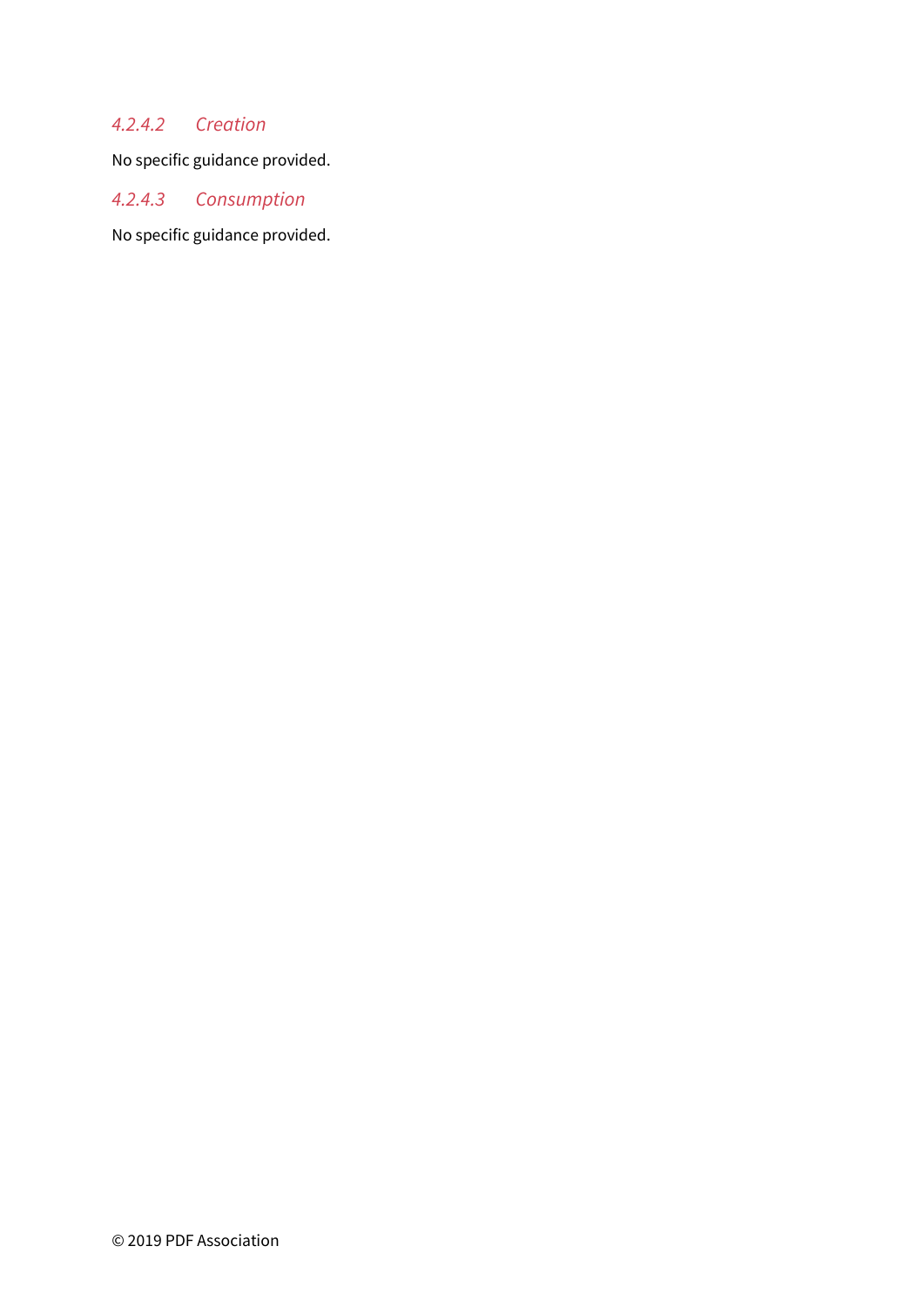#### *4.2.4.2 Creation*

No specific guidance provided.

#### *4.2.4.3 Consumption*

No specific guidance provided.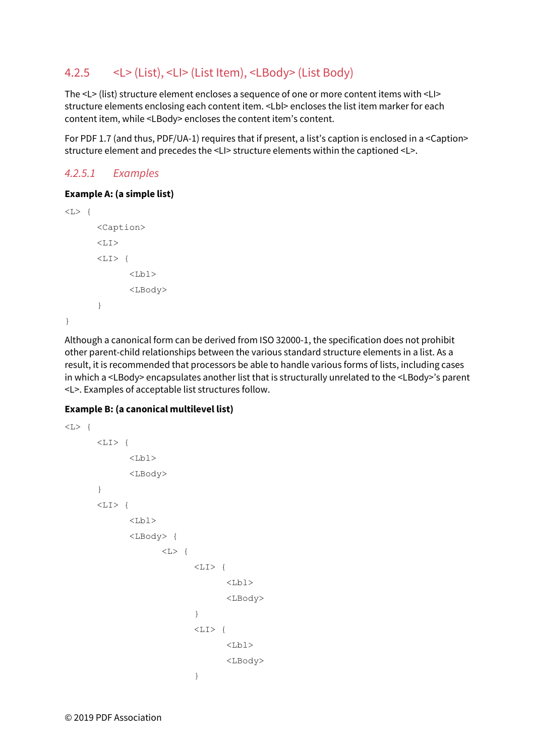### 4.2.5 <L> (List), <LI> (List Item), <LBody> (List Body)

The <L> (list) structure element encloses a sequence of one or more content items with <LI> structure elements enclosing each content item. <Lbl> encloses the list item marker for each content item, while <LBody> encloses the content item's content.

For PDF 1.7 (and thus, PDF/UA-1) requires that if present, a list's caption is enclosed in a <Caption> structure element and precedes the <LI> structure elements within the captioned <L>.

#### *4.2.5.1 Examples*

**Example A: (a simple list)**

```
<L> {
      <Caption>
      <LI>
      <LI> {
            <Lbl>
            <LBody>
      }
}
```

Although a canonical form can be derived from ISO 32000-1, the specification does not prohibit other parent-child relationships between the various standard structure elements in a list. As a result, it is recommended that processors be able to handle various forms of lists, including cases in which a <LBody> encapsulates another list that is structurally unrelated to the <LBody>'s parent <L>. Examples of acceptable list structures follow.

**Example B: (a canonical multilevel list)**

```
<L> {
      <LI> {
            <Lbl>
            <LBody>
      }
      <LI> {
            <Lbl>
            <LBody> {
                  <L> {
                        <LI> {
                              <Lbl>
                              <LBody>
                        }
                        <LI> {
                              <Lbl>
                              <LBody>
                        }
```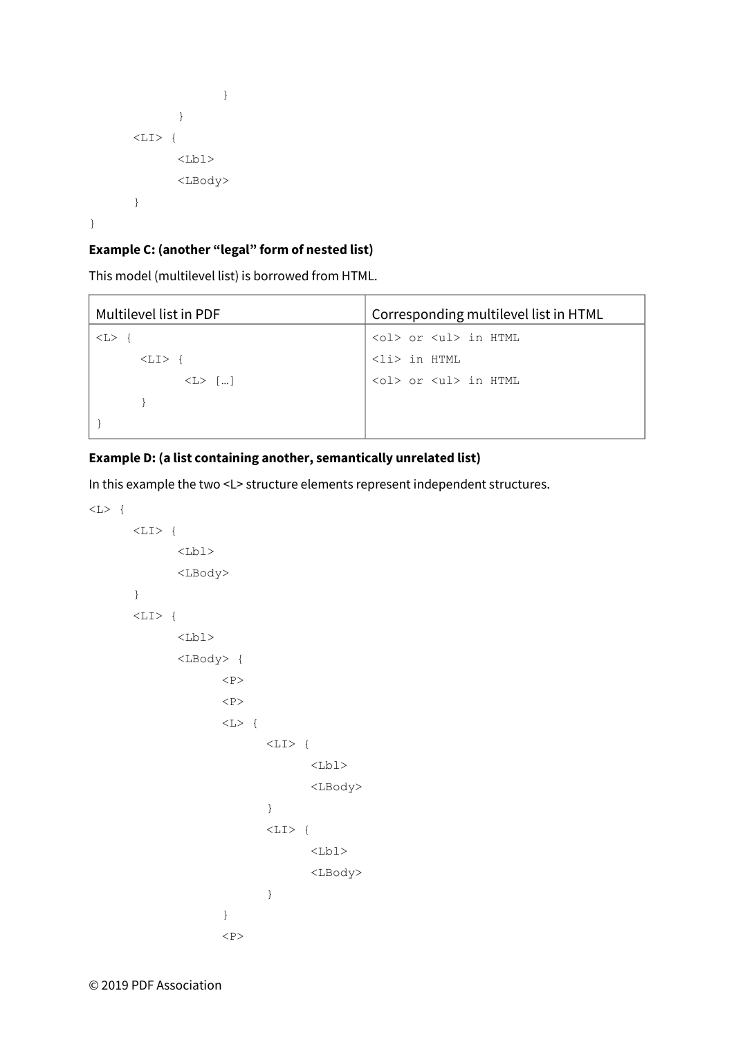```
                  }
              }
       <LI> {
              <Lbl>
              <LBody>
       }
}
```

**Example C: (another "legal" form of nested list)**

This model (multilevel list) is borrowed from HTML.

| Multilevel list in PDF | Corresponding multilevel list in HTML |
|---|---|
| `<L> {` | `<ol> or <ul> in HTML` |
| `<LI> {` | `<li> in HTML` |
| `<L> […]` | `<ol> or <ul> in HTML` |
| `}` | |
| `}` | |

**Example D: (a list containing another, semantically unrelated list)**

In this example the two <L> structure elements represent independent structures.

```
<L> {
       <LI> {
              <Lbl>
              <LBody>
       }
       <LI> {
              <Lbl>
              <LBody> {
                     <P>
                     <P>
                     <L> {
                            <LI> {
                                   <Lbl>
                                   <LBody>
                            }
                            <LI> {
                                   <Lbl>
                                   <LBody>
                            }
                     }
                     <P>
```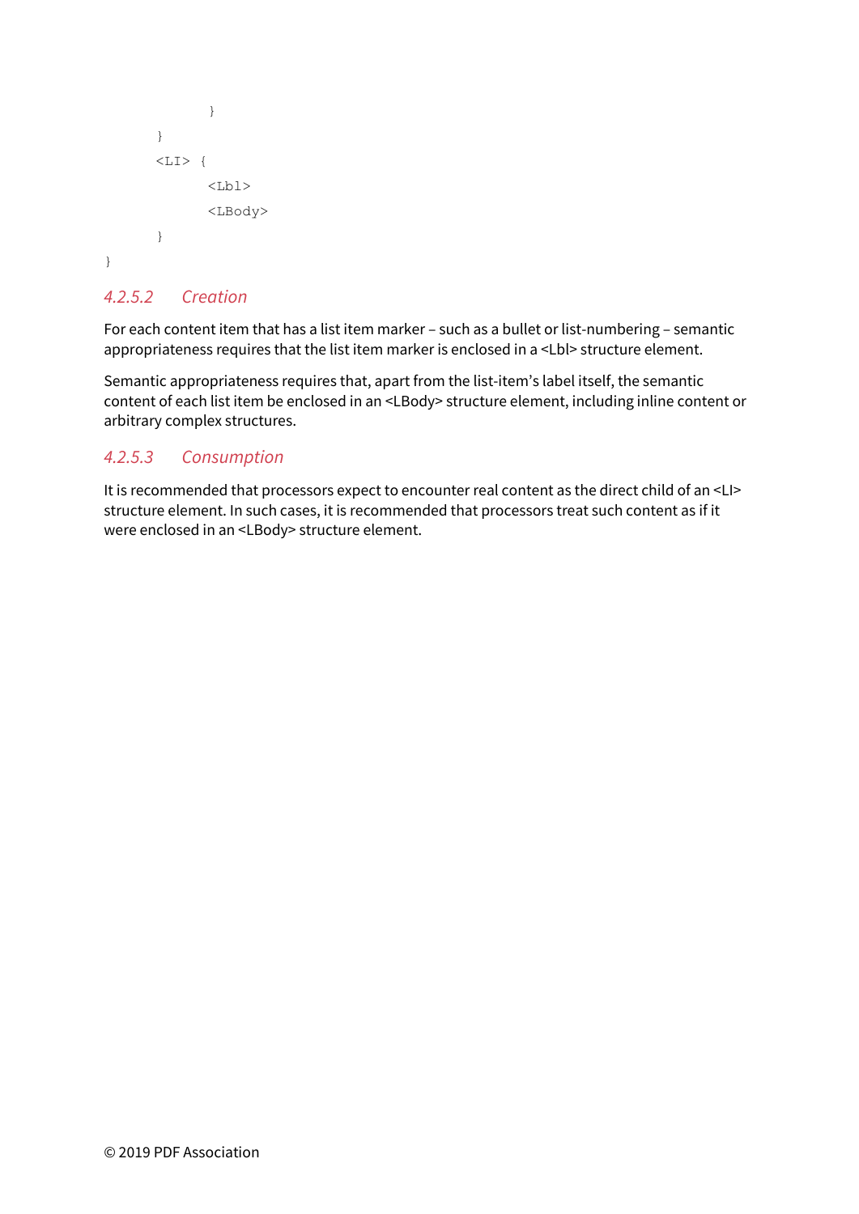```
            }
        }
        <LI> {
            <Lbl>
            <LBody>
        }
}
```

#### *4.2.5.2 Creation*

For each content item that has a list item marker – such as a bullet or list-numbering – semantic appropriateness requires that the list item marker is enclosed in a <Lbl> structure element.

Semantic appropriateness requires that, apart from the list-item's label itself, the semantic content of each list item be enclosed in an <LBody> structure element, including inline content or arbitrary complex structures.

#### *4.2.5.3 Consumption*

It is recommended that processors expect to encounter real content as the direct child of an <LI> structure element. In such cases, it is recommended that processors treat such content as if it were enclosed in an <LBody> structure element.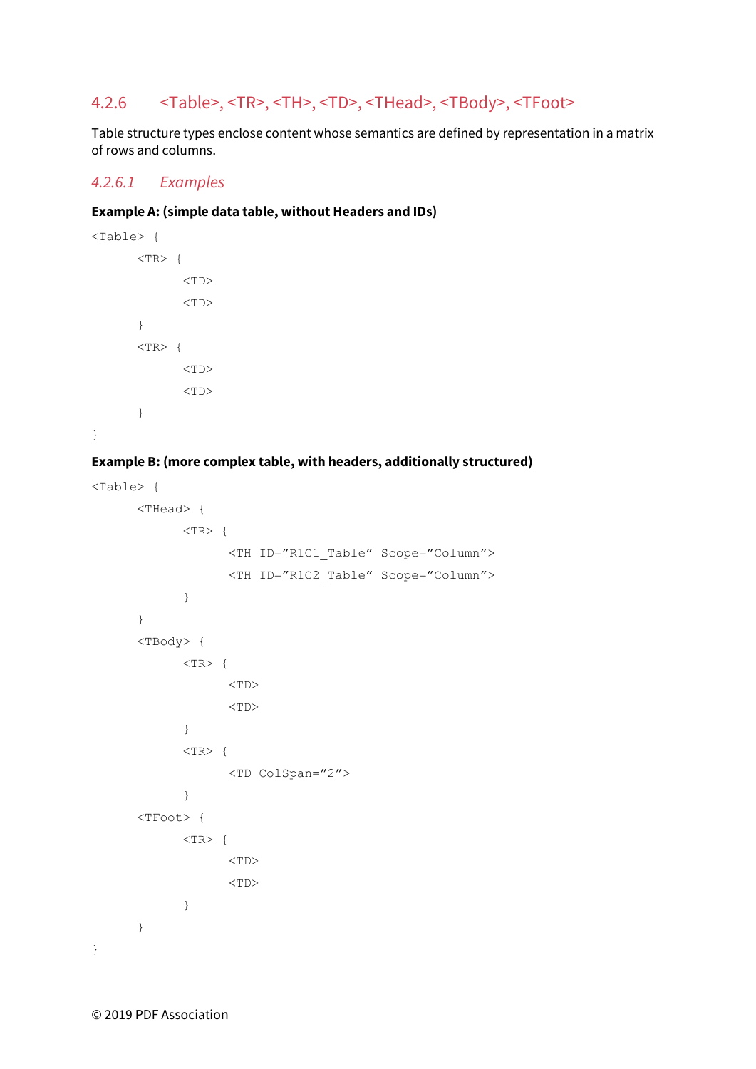### 4.2.6 <Table>, <TR>, <TH>, <TD>, <THead>, <TBody>, <TFoot>

Table structure types enclose content whose semantics are defined by representation in a matrix of rows and columns.

#### *4.2.6.1 Examples*

**Example A: (simple data table, without Headers and IDs)**

```
<Table> {
      <TR> {
            <TD>
            <TD>
      }
      <TR> {
            <TD>
            <TD>
      }
}
```

**Example B: (more complex table, with headers, additionally structured)**

```
<Table> {
      <THead> {
            <TR> {
                  <TH ID="R1C1_Table" Scope="Column">
                  <TH ID="R1C2_Table" Scope="Column">
            }
      }
      <TBody> {
            <TR> {
                  <TD>
                  <TD>
            }
            <TR> {
                  <TD ColSpan="2">
            }
      <TFoot> {
            <TR> {
                  <TD>
                  <TD>
            }
      }
}
```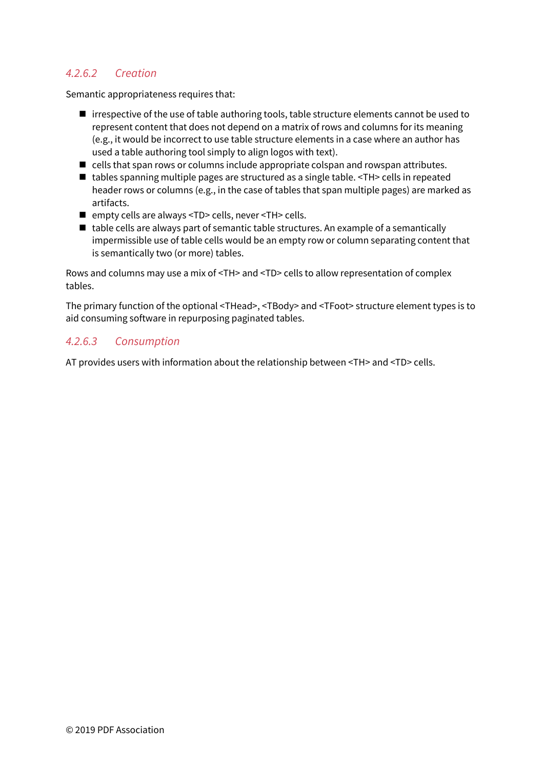#### *4.2.6.2 Creation*

Semantic appropriateness requires that:

- irrespective of the use of table authoring tools, table structure elements cannot be used to represent content that does not depend on a matrix of rows and columns for its meaning (e.g., it would be incorrect to use table structure elements in a case where an author has used a table authoring tool simply to align logos with text).
- cells that span rows or columns include appropriate colspan and rowspan attributes.
- tables spanning multiple pages are structured as a single table. <TH> cells in repeated header rows or columns (e.g., in the case of tables that span multiple pages) are marked as artifacts.
- empty cells are always <TD> cells, never <TH> cells.
- table cells are always part of semantic table structures. An example of a semantically impermissible use of table cells would be an empty row or column separating content that is semantically two (or more) tables.

Rows and columns may use a mix of <TH> and <TD> cells to allow representation of complex tables.

The primary function of the optional <THead>, <TBody> and <TFoot> structure element types is to aid consuming software in repurposing paginated tables.

#### *4.2.6.3 Consumption*

AT provides users with information about the relationship between <TH> and <TD> cells.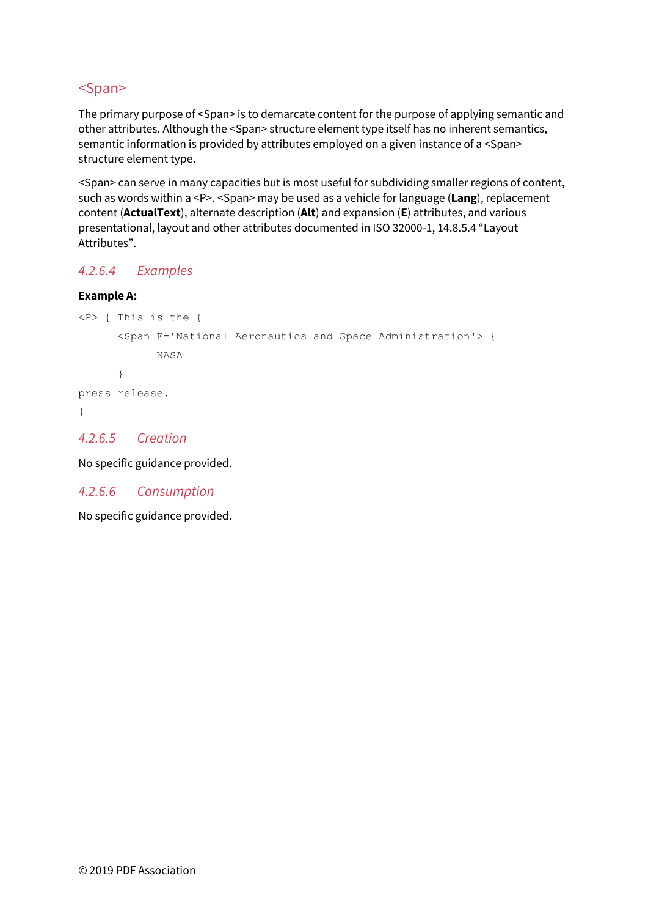### <Span>

The primary purpose of <Span> is to demarcate content for the purpose of applying semantic and other attributes. Although the <Span> structure element type itself has no inherent semantics, semantic information is provided by attributes employed on a given instance of a <Span> structure element type.

<Span> can serve in many capacities but is most useful for subdividing smaller regions of content, such as words within a <P>. <Span> may be used as a vehicle for language (**Lang**), replacement content (**ActualText**), alternate description (**Alt**) and expansion (**E**) attributes, and various presentational, layout and other attributes documented in ISO 32000-1, 14.8.5.4 “Layout Attributes”.

#### 4.2.6.4 Examples

**Example A:**

```
<P> { This is the {
      <Span E='National Aeronautics and Space Administration'> {
            NASA
      }
press release.
}
```

#### 4.2.6.5 Creation

No specific guidance provided.

#### 4.2.6.6 Consumption

No specific guidance provided.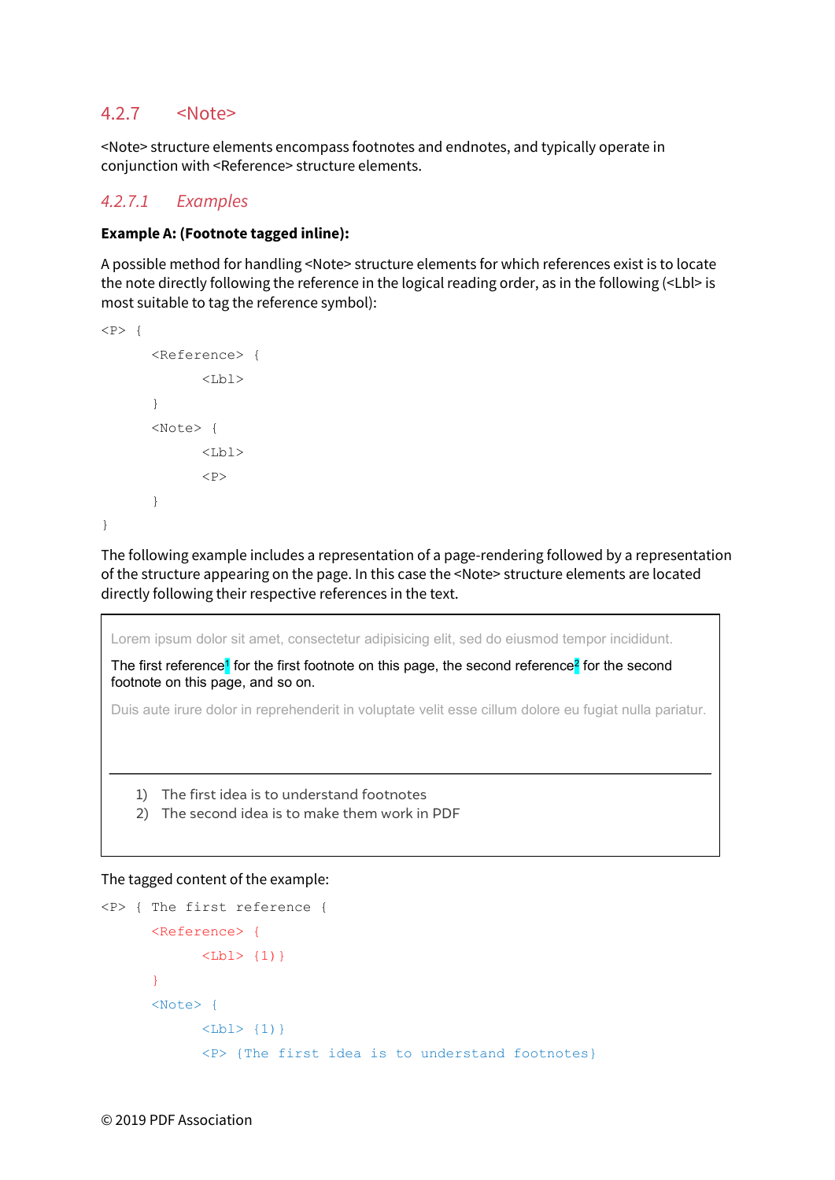### 4.2.7 <Note>

<Note> structure elements encompass footnotes and endnotes, and typically operate in conjunction with <Reference> structure elements.

#### *4.2.7.1 Examples*

**Example A: (Footnote tagged inline):**

A possible method for handling <Note> structure elements for which references exist is to locate the note directly following the reference in the logical reading order, as in the following (<Lbl> is most suitable to tag the reference symbol):

```
<P> {
        <Reference> {
                <Lbl>
        }
        <Note> {
                <Lbl>
                <P>
        }
}
```

The following example includes a representation of a page-rendering followed by a representation of the structure appearing on the page. In this case the <Note> structure elements are located directly following their respective references in the text.

> Lorem ipsum dolor sit amet, consectetur adipisicing elit, sed do eiusmod tempor incididunt.
>
> The first reference[1] for the first footnote on this page, the second reference[2] for the second footnote on this page, and so on.
>
> Duis aute irure dolor in reprehenderit in voluptate velit esse cillum dolore eu fugiat nulla pariatur.
>
> ---
>
> 1) The first idea is to understand footnotes
> 2) The second idea is to make them work in PDF

The tagged content of the example:

```
<P> { The first reference {
        <Reference> {
                <Lbl> {1)}
        }
        <Note> {
                <Lbl> {1)}
                <P> {The first idea is to understand footnotes}
```

© 2019 PDF Association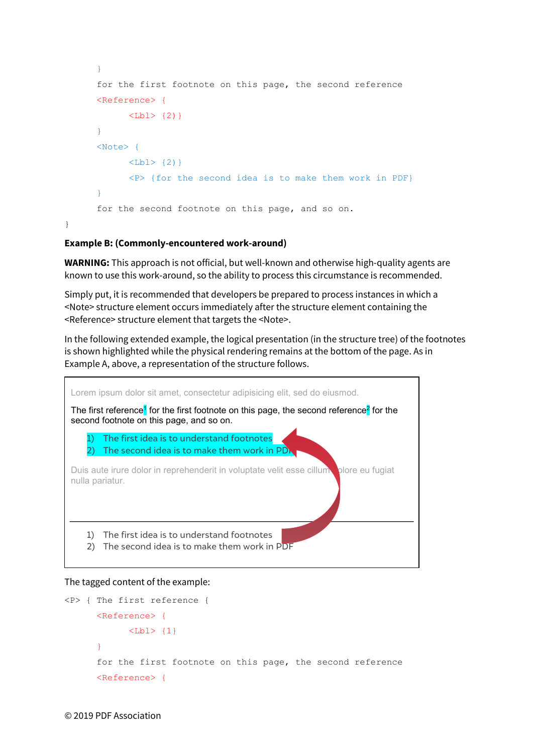```
        }
        for the first footnote on this page, the second reference
        <Reference> {
                <Lbl> {2)}
        }
        <Note> {
                <Lbl> {2)}
                <P> {for the second idea is to make them work in PDF}
        }
        for the second footnote on this page, and so on.
}
```

**Example B: (Commonly-encountered work-around)**

**WARNING:** This approach is not official, but well-known and otherwise high-quality agents are known to use this work-around, so the ability to process this circumstance is recommended.

Simply put, it is recommended that developers be prepared to process instances in which a <Note> structure element occurs immediately after the structure element containing the <Reference> structure element that targets the <Note>.

In the following extended example, the logical presentation (in the structure tree) of the footnotes is shown highlighted while the physical rendering remains at the bottom of the page. As in Example A, above, a representation of the structure follows.

Lorem ipsum dolor sit amet, consectetur adipisicing elit, sed do eiusmod.

The first reference[1] for the first footnote on this page, the second reference[2] for the second footnote on this page, and so on.

1) The first idea is to understand footnotes
2) The second idea is to make them work in PDF

Duis aute irure dolor in reprehenderit in voluptate velit esse cillum dolore eu fugiat nulla pariatur.

1) The first idea is to understand footnotes
2) The second idea is to make them work in PDF

The tagged content of the example:

```
<P> { The first reference {
        <Reference> {
                <Lbl> {1)
        }
        for the first footnote on this page, the second reference
        <Reference> {
```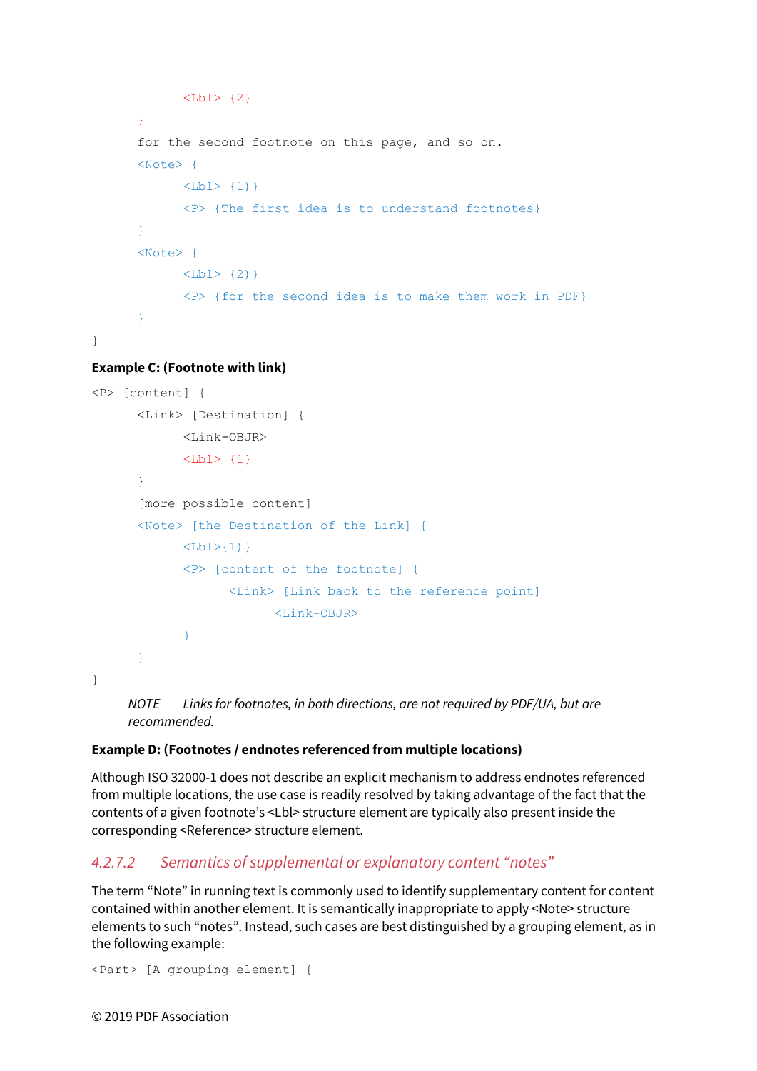```
            <Lbl> {2}
      }
      for the second footnote on this page, and so on.
      <Note> {
            <Lbl> {1)}
            <P> {The first idea is to understand footnotes}
      }
      <Note> {
            <Lbl> {2)}
            <P> {for the second idea is to make them work in PDF}
      }
}
```

**Example C: (Footnote with link)**

```
<P> [content] {
      <Link> [Destination] {
            <Link-OBJR>
            <Lbl> {1}
      }
      [more possible content]
      <Note> [the Destination of the Link] {
            <Lbl>{1)}
            <P> [content of the footnote] {
                  <Link> [Link back to the reference point]
                        <Link-OBJR>
            }
      }
}
```

> *NOTE Links for footnotes, in both directions, are not required by PDF/UA, but are recommended.*

**Example D: (Footnotes / endnotes referenced from multiple locations)**

Although ISO 32000-1 does not describe an explicit mechanism to address endnotes referenced from multiple locations, the use case is readily resolved by taking advantage of the fact that the contents of a given footnote's <Lbl> structure element are typically also present inside the corresponding <Reference> structure element.

### *4.2.7.2 Semantics of supplemental or explanatory content "notes"*

The term "Note" in running text is commonly used to identify supplementary content for content contained within another element. It is semantically inappropriate to apply <Note> structure elements to such "notes". Instead, such cases are best distinguished by a grouping element, as in the following example:

```
<Part> [A grouping element] {
```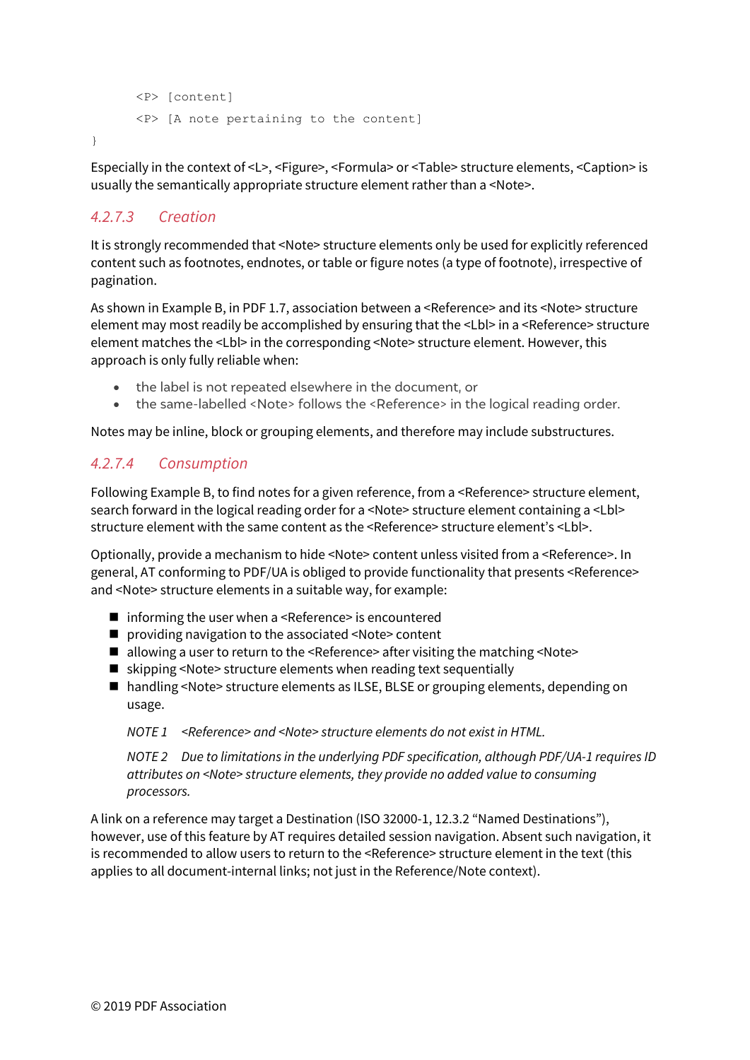```
    <P> [content]
    <P> [A note pertaining to the content]
}
```

Especially in the context of <L>, <Figure>, <Formula> or <Table> structure elements, <Caption> is usually the semantically appropriate structure element rather than a <Note>.

#### *4.2.7.3 Creation*

It is strongly recommended that <Note> structure elements only be used for explicitly referenced content such as footnotes, endnotes, or table or figure notes (a type of footnote), irrespective of pagination.

As shown in Example B, in PDF 1.7, association between a <Reference> and its <Note> structure element may most readily be accomplished by ensuring that the <Lbl> in a <Reference> structure element matches the <Lbl> in the corresponding <Note> structure element. However, this approach is only fully reliable when:

- the label is not repeated elsewhere in the document, or
- the same-labelled <Note> follows the <Reference> in the logical reading order.

Notes may be inline, block or grouping elements, and therefore may include substructures.

#### *4.2.7.4 Consumption*

Following Example B, to find notes for a given reference, from a <Reference> structure element, search forward in the logical reading order for a <Note> structure element containing a <Lbl> structure element with the same content as the <Reference> structure element's <Lbl>.

Optionally, provide a mechanism to hide <Note> content unless visited from a <Reference>. In general, AT conforming to PDF/UA is obliged to provide functionality that presents <Reference> and <Note> structure elements in a suitable way, for example:

- informing the user when a <Reference> is encountered
- providing navigation to the associated <Note> content
- allowing a user to return to the <Reference> after visiting the matching <Note>
- skipping <Note> structure elements when reading text sequentially
- handling <Note> structure elements as ILSE, BLSE or grouping elements, depending on usage.

*NOTE 1 <Reference> and <Note> structure elements do not exist in HTML.*

*NOTE 2 Due to limitations in the underlying PDF specification, although PDF/UA-1 requires ID attributes on <Note> structure elements, they provide no added value to consuming processors.*

A link on a reference may target a Destination (ISO 32000-1, 12.3.2 "Named Destinations"), however, use of this feature by AT requires detailed session navigation. Absent such navigation, it is recommended to allow users to return to the <Reference> structure element in the text (this applies to all document-internal links; not just in the Reference/Note context).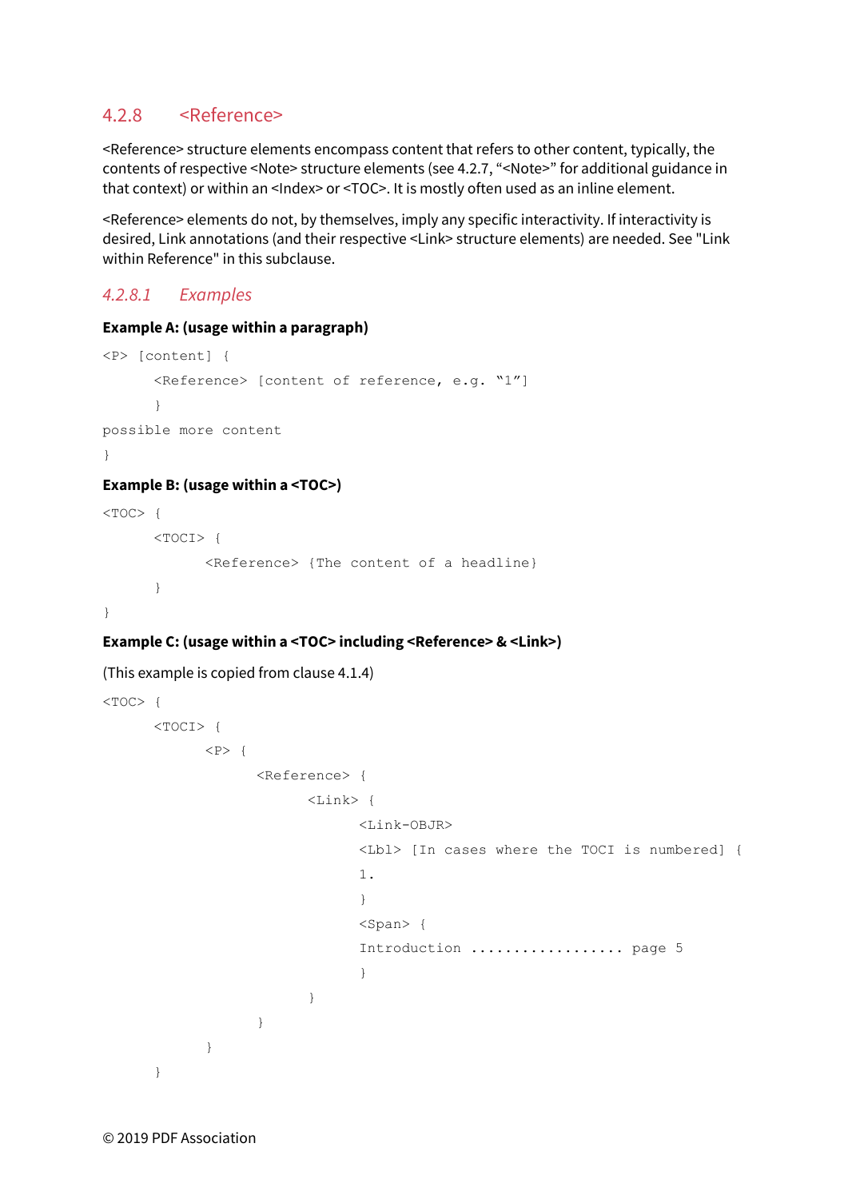### 4.2.8 <Reference>

<Reference> structure elements encompass content that refers to other content, typically, the contents of respective <Note> structure elements (see 4.2.7, “<Note>” for additional guidance in that context) or within an <Index> or <TOC>. It is mostly often used as an inline element.

<Reference> elements do not, by themselves, imply any specific interactivity. If interactivity is desired, Link annotations (and their respective <Link> structure elements) are needed. See "Link within Reference" in this subclause.

#### *4.2.8.1 Examples*

**Example A: (usage within a paragraph)**

```
<P> [content] {
      <Reference> [content of reference, e.g. “1”]
      }
possible more content
}
```

**Example B: (usage within a <TOC>)**

```
<TOC> {
      <TOCI> {
            <Reference> {The content of a headline}
      }
}
```

**Example C: (usage within a <TOC> including <Reference> & <Link>)**

(This example is copied from clause 4.1.4)

```
<TOC> {
      <TOCI> {
            <P> {
                  <Reference> {
                        <Link> {
                              <Link-OBJR>
                              <Lbl> [In cases where the TOCI is numbered] {
                              1.
                              }
                              <Span> {
                              Introduction .................. page 5
                              }
                        }
                  }
            }
      }
```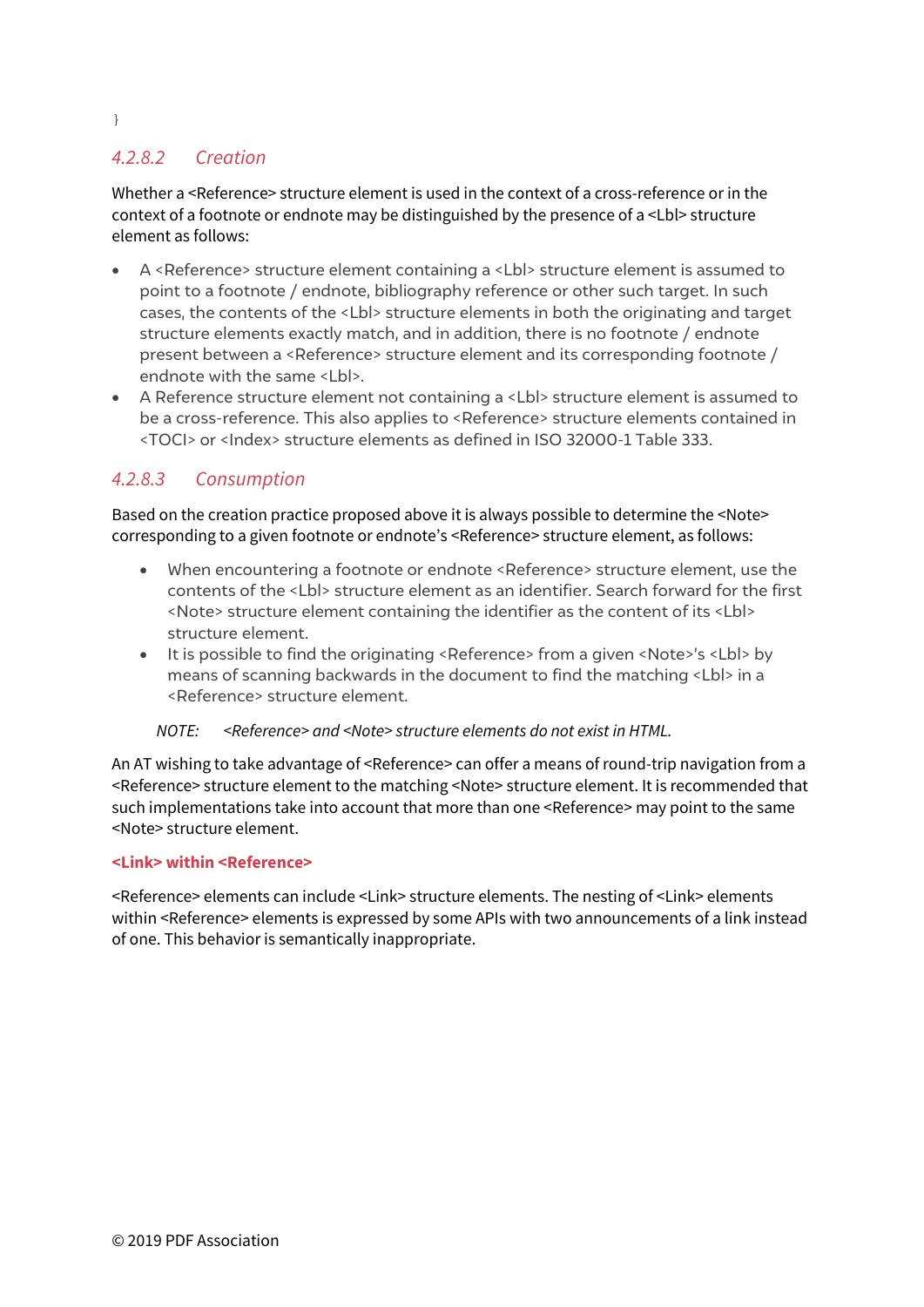}

### 4.2.8.2 Creation

Whether a <Reference> structure element is used in the context of a cross-reference or in the context of a footnote or endnote may be distinguished by the presence of a <Lbl> structure element as follows:

- A <Reference> structure element containing a <Lbl> structure element is assumed to point to a footnote / endnote, bibliography reference or other such target. In such cases, the contents of the <Lbl> structure elements in both the originating and target structure elements exactly match, and in addition, there is no footnote / endnote present between a <Reference> structure element and its corresponding footnote / endnote with the same <Lbl>.
- A Reference structure element not containing a <Lbl> structure element is assumed to be a cross-reference. This also applies to <Reference> structure elements contained in <TOCI> or <Index> structure elements as defined in ISO 32000-1 Table 333.

### 4.2.8.3 Consumption

Based on the creation practice proposed above it is always possible to determine the <Note> corresponding to a given footnote or endnote's <Reference> structure element, as follows:

- When encountering a footnote or endnote <Reference> structure element, use the contents of the <Lbl> structure element as an identifier. Search forward for the first <Note> structure element containing the identifier as the content of its <Lbl> structure element.
- It is possible to find the originating <Reference> from a given <Note>'s <Lbl> by means of scanning backwards in the document to find the matching <Lbl> in a <Reference> structure element.

*NOTE: <Reference> and <Note> structure elements do not exist in HTML.*

An AT wishing to take advantage of <Reference> can offer a means of round-trip navigation from a <Reference> structure element to the matching <Note> structure element. It is recommended that such implementations take into account that more than one <Reference> may point to the same <Note> structure element.

**<Link> within <Reference>**

<Reference> elements can include <Link> structure elements. The nesting of <Link> elements within <Reference> elements is expressed by some APIs with two announcements of a link instead of one. This behavior is semantically inappropriate.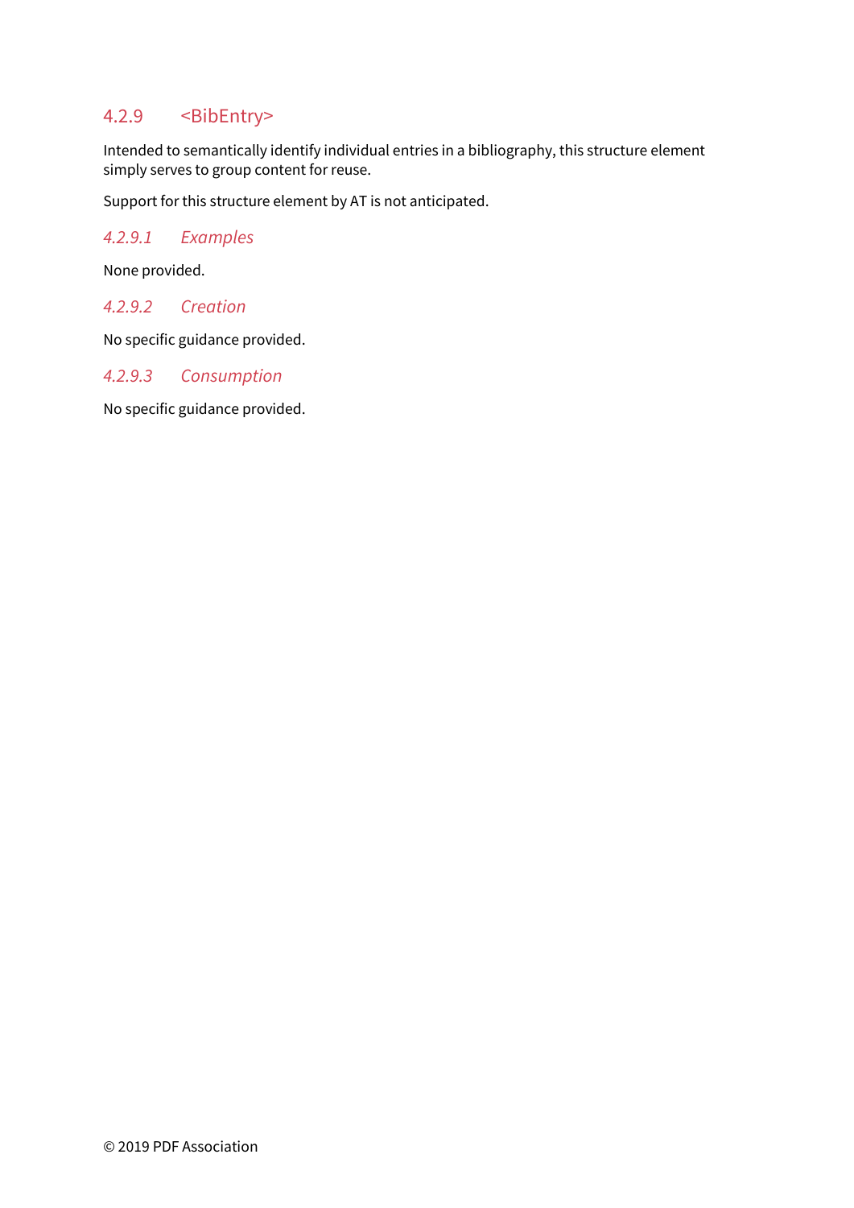### 4.2.9 <BibEntry>

Intended to semantically identify individual entries in a bibliography, this structure element simply serves to group content for reuse.

Support for this structure element by AT is not anticipated.

#### *4.2.9.1 Examples*

None provided.

#### *4.2.9.2 Creation*

No specific guidance provided.

#### *4.2.9.3 Consumption*

No specific guidance provided.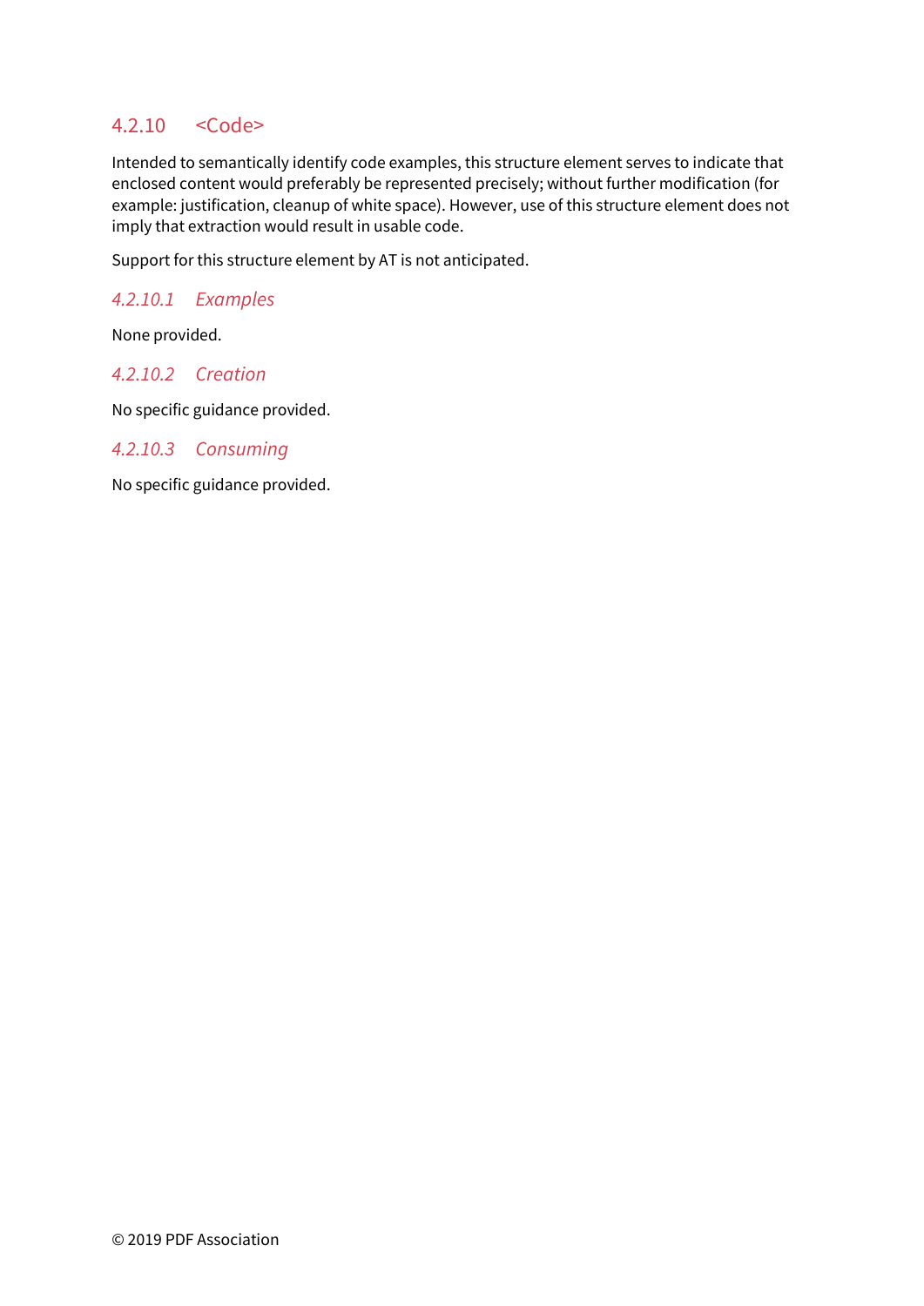### 4.2.10 <Code>

Intended to semantically identify code examples, this structure element serves to indicate that enclosed content would preferably be represented precisely; without further modification (for example: justification, cleanup of white space). However, use of this structure element does not imply that extraction would result in usable code.

Support for this structure element by AT is not anticipated.

#### *4.2.10.1 Examples*

None provided.

#### *4.2.10.2 Creation*

No specific guidance provided.

#### *4.2.10.3 Consuming*

No specific guidance provided.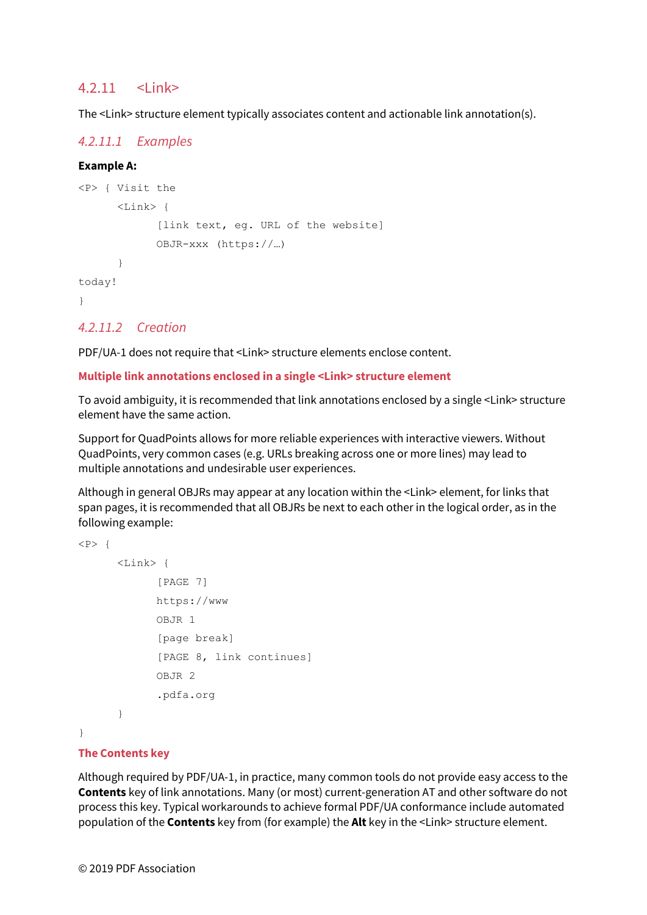### 4.2.11 <Link>

The <Link> structure element typically associates content and actionable link annotation(s).

#### *4.2.11.1 Examples*

**Example A:**

```
<P> { Visit the
      <Link> {
            [link text, eg. URL of the website]
            OBJR-xxx (https://…)
      }
today!
}
```

#### *4.2.11.2 Creation*

PDF/UA-1 does not require that <Link> structure elements enclose content.

**Multiple link annotations enclosed in a single <Link> structure element**

To avoid ambiguity, it is recommended that link annotations enclosed by a single <Link> structure element have the same action.

Support for QuadPoints allows for more reliable experiences with interactive viewers. Without QuadPoints, very common cases (e.g. URLs breaking across one or more lines) may lead to multiple annotations and undesirable user experiences.

Although in general OBJRs may appear at any location within the <Link> element, for links that span pages, it is recommended that all OBJRs be next to each other in the logical order, as in the following example:

```
<P> {
      <Link> {
            [PAGE 7]
            https://www
            OBJR 1
            [page break]
            [PAGE 8, link continues]
            OBJR 2
            .pdfa.org
      }
}
```

**The Contents key**

Although required by PDF/UA-1, in practice, many common tools do not provide easy access to the **Contents** key of link annotations. Many (or most) current-generation AT and other software do not process this key. Typical workarounds to achieve formal PDF/UA conformance include automated population of the **Contents** key from (for example) the **Alt** key in the <Link> structure element.

© 2019 PDF Association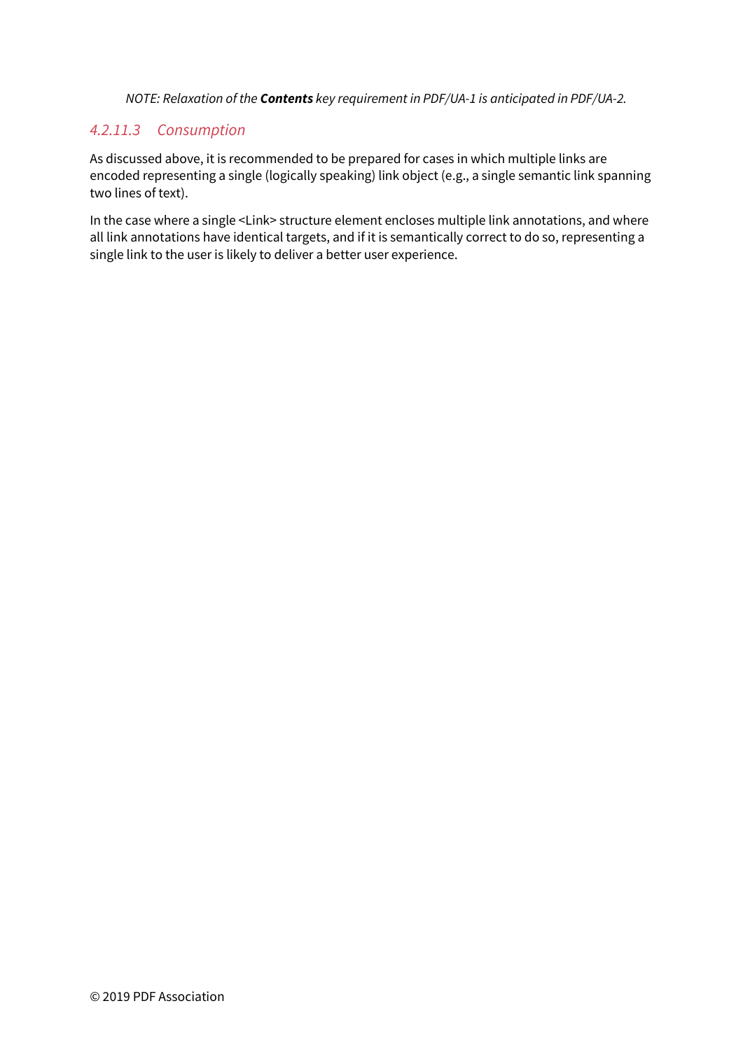*NOTE: Relaxation of the **Contents** key requirement in PDF/UA-1 is anticipated in PDF/UA-2.*

#### *4.2.11.3 Consumption*

As discussed above, it is recommended to be prepared for cases in which multiple links are encoded representing a single (logically speaking) link object (e.g., a single semantic link spanning two lines of text).

In the case where a single <Link> structure element encloses multiple link annotations, and where all link annotations have identical targets, and if it is semantically correct to do so, representing a single link to the user is likely to deliver a better user experience.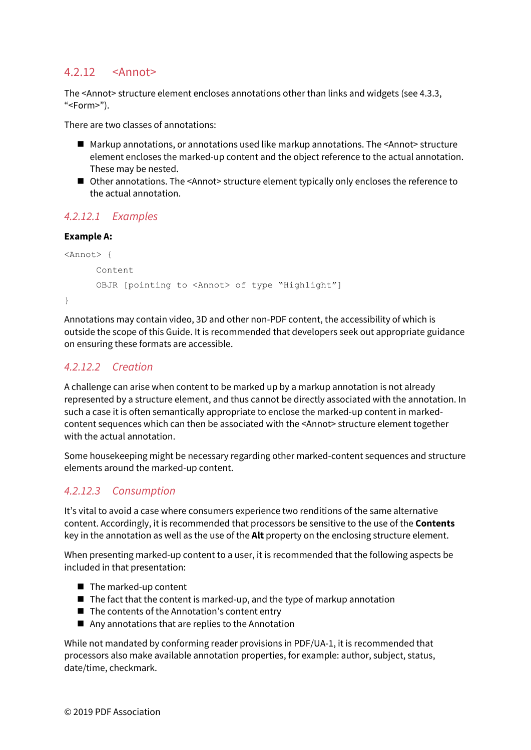### 4.2.12 <Annot>

The <Annot> structure element encloses annotations other than links and widgets (see 4.3.3, “<Form>”).

There are two classes of annotations:

- Markup annotations, or annotations used like markup annotations. The <Annot> structure element encloses the marked-up content and the object reference to the actual annotation. These may be nested.
- Other annotations. The <Annot> structure element typically only encloses the reference to the actual annotation.

#### *4.2.12.1 Examples*

**Example A:**

```
<Annot> {
      Content
      OBJR [pointing to <Annot> of type “Highlight”]
}
```

Annotations may contain video, 3D and other non-PDF content, the accessibility of which is outside the scope of this Guide. It is recommended that developers seek out appropriate guidance on ensuring these formats are accessible.

#### *4.2.12.2 Creation*

A challenge can arise when content to be marked up by a markup annotation is not already represented by a structure element, and thus cannot be directly associated with the annotation. In such a case it is often semantically appropriate to enclose the marked-up content in marked-content sequences which can then be associated with the <Annot> structure element together with the actual annotation.

Some housekeeping might be necessary regarding other marked-content sequences and structure elements around the marked-up content.

#### *4.2.12.3 Consumption*

It’s vital to avoid a case where consumers experience two renditions of the same alternative content. Accordingly, it is recommended that processors be sensitive to the use of the **Contents** key in the annotation as well as the use of the **Alt** property on the enclosing structure element.

When presenting marked-up content to a user, it is recommended that the following aspects be included in that presentation:

- The marked-up content
- The fact that the content is marked-up, and the type of markup annotation
- The contents of the Annotation’s content entry
- Any annotations that are replies to the Annotation

While not mandated by conforming reader provisions in PDF/UA-1, it is recommended that processors also make available annotation properties, for example: author, subject, status, date/time, checkmark.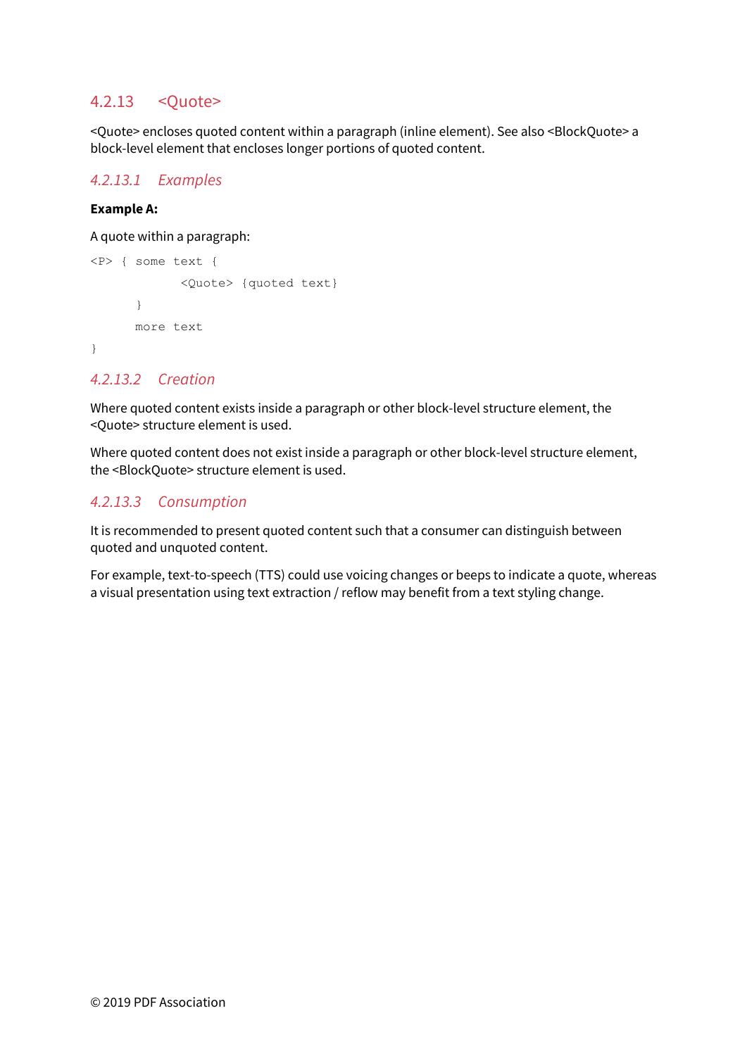### 4.2.13 <Quote>

<Quote> encloses quoted content within a paragraph (inline element). See also <BlockQuote> a block-level element that encloses longer portions of quoted content.

#### *4.2.13.1 Examples*

**Example A:**

A quote within a paragraph:

```
<P> { some text {
            <Quote> {quoted text}
      }
      more text
}
```

#### *4.2.13.2 Creation*

Where quoted content exists inside a paragraph or other block-level structure element, the <Quote> structure element is used.

Where quoted content does not exist inside a paragraph or other block-level structure element, the <BlockQuote> structure element is used.

#### *4.2.13.3 Consumption*

It is recommended to present quoted content such that a consumer can distinguish between quoted and unquoted content.

For example, text-to-speech (TTS) could use voicing changes or beeps to indicate a quote, whereas a visual presentation using text extraction / reflow may benefit from a text styling change.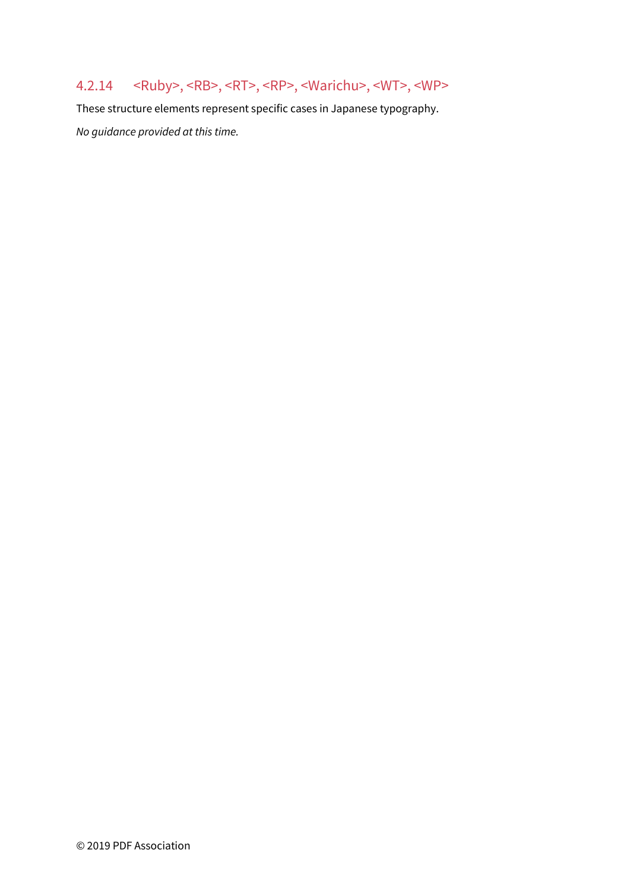### 4.2.14 <Ruby>, <RB>, <RT>, <RP>, <Warichu>, <WT>, <WP>

These structure elements represent specific cases in Japanese typography.

*No guidance provided at this time.*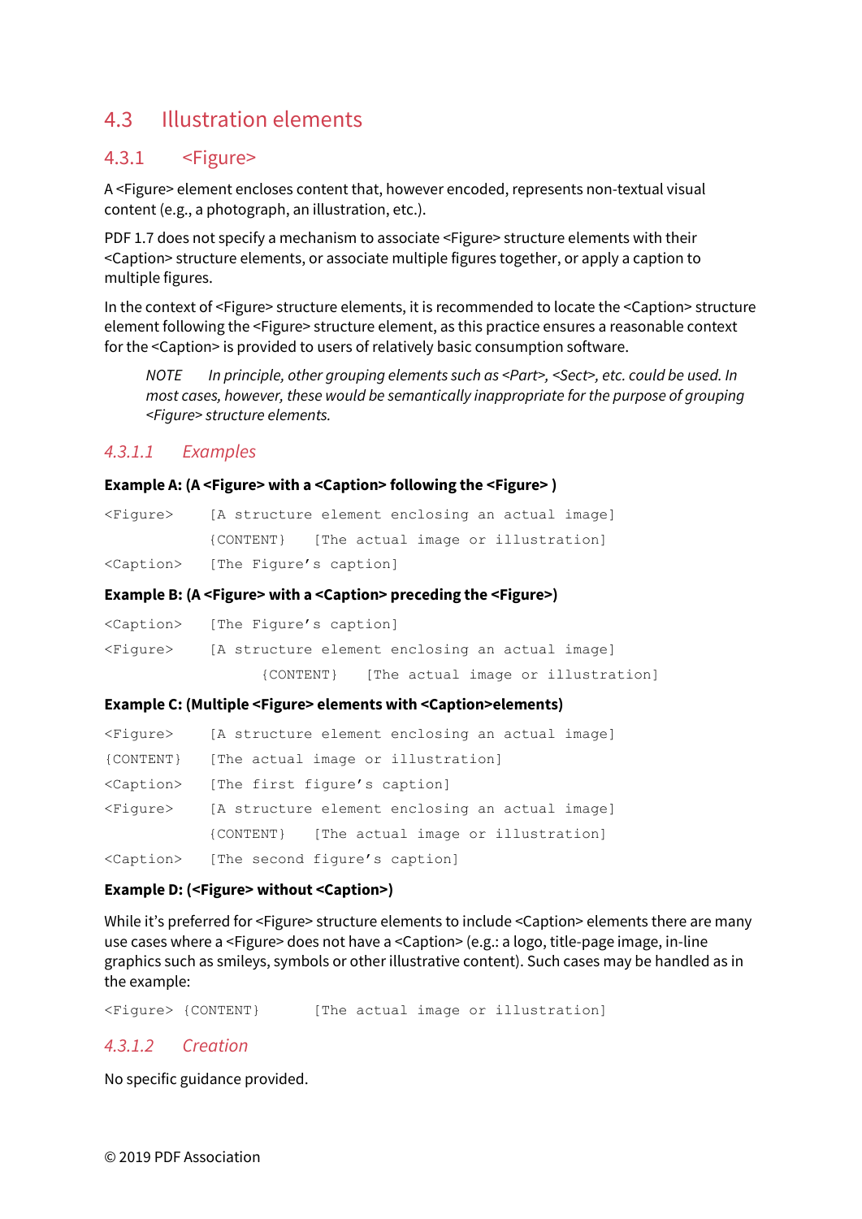## 4.3 Illustration elements

### 4.3.1 <Figure>

A <Figure> element encloses content that, however encoded, represents non-textual visual content (e.g., a photograph, an illustration, etc.).

PDF 1.7 does not specify a mechanism to associate <Figure> structure elements with their <Caption> structure elements, or associate multiple figures together, or apply a caption to multiple figures.

In the context of <Figure> structure elements, it is recommended to locate the <Caption> structure element following the <Figure> structure element, as this practice ensures a reasonable context for the <Caption> is provided to users of relatively basic consumption software.

> *NOTE In principle, other grouping elements such as <Part>, <Sect>, etc. could be used. In most cases, however, these would be semantically inappropriate for the purpose of grouping <Figure> structure elements.*

#### *4.3.1.1 Examples*

**Example A: (A <Figure> with a <Caption> following the <Figure> )**

```
<Figure>    [A structure element enclosing an actual image]
            {CONTENT}   [The actual image or illustration]
<Caption>   [The Figure's caption]
```

**Example B: (A <Figure> with a <Caption> preceding the <Figure>)**

```
<Caption>   [The Figure's caption]
<Figure>    [A structure element enclosing an actual image]
                  {CONTENT}   [The actual image or illustration]
```

**Example C: (Multiple <Figure> elements with <Caption>elements)**

```
<Figure>    [A structure element enclosing an actual image]
{CONTENT}   [The actual image or illustration]
<Caption>   [The first figure's caption]
<Figure>    [A structure element enclosing an actual image]
            {CONTENT}   [The actual image or illustration]
<Caption>   [The second figure's caption]
```

**Example D: (<Figure> without <Caption>)**

While it's preferred for <Figure> structure elements to include <Caption> elements there are many use cases where a <Figure> does not have a <Caption> (e.g.: a logo, title-page image, in-line graphics such as smileys, symbols or other illustrative content). Such cases may be handled as in the example:

```
<Figure> {CONTENT}      [The actual image or illustration]
```

#### *4.3.1.2 Creation*

No specific guidance provided.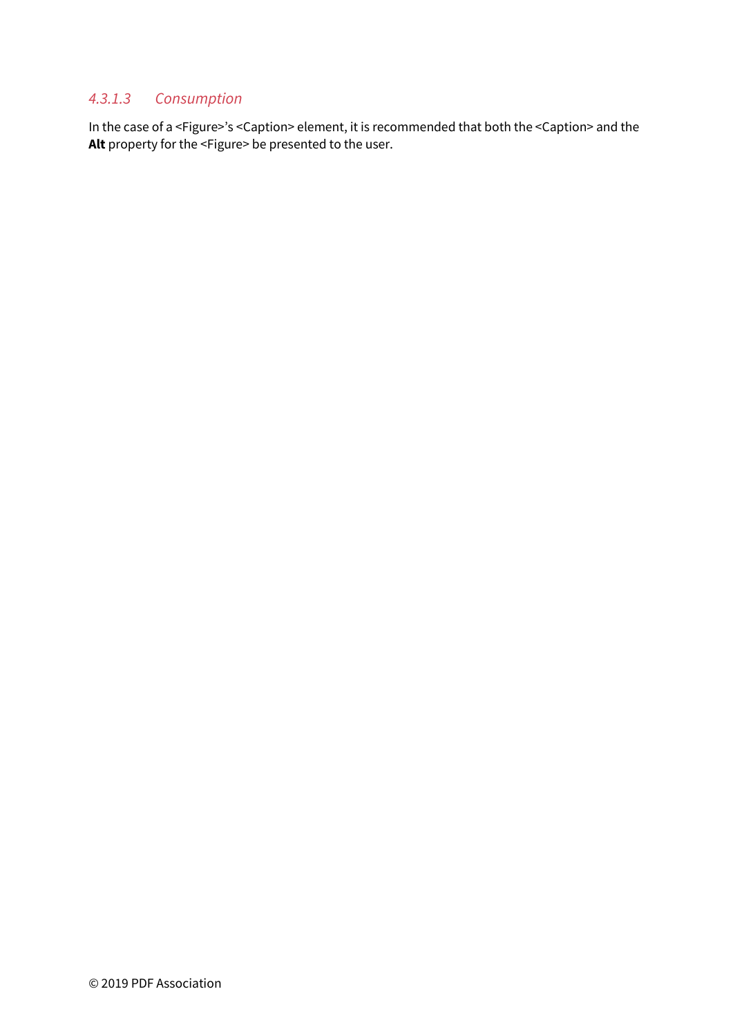#### *4.3.1.3 Consumption*

In the case of a <Figure>'s <Caption> element, it is recommended that both the <Caption> and the **Alt** property for the <Figure> be presented to the user.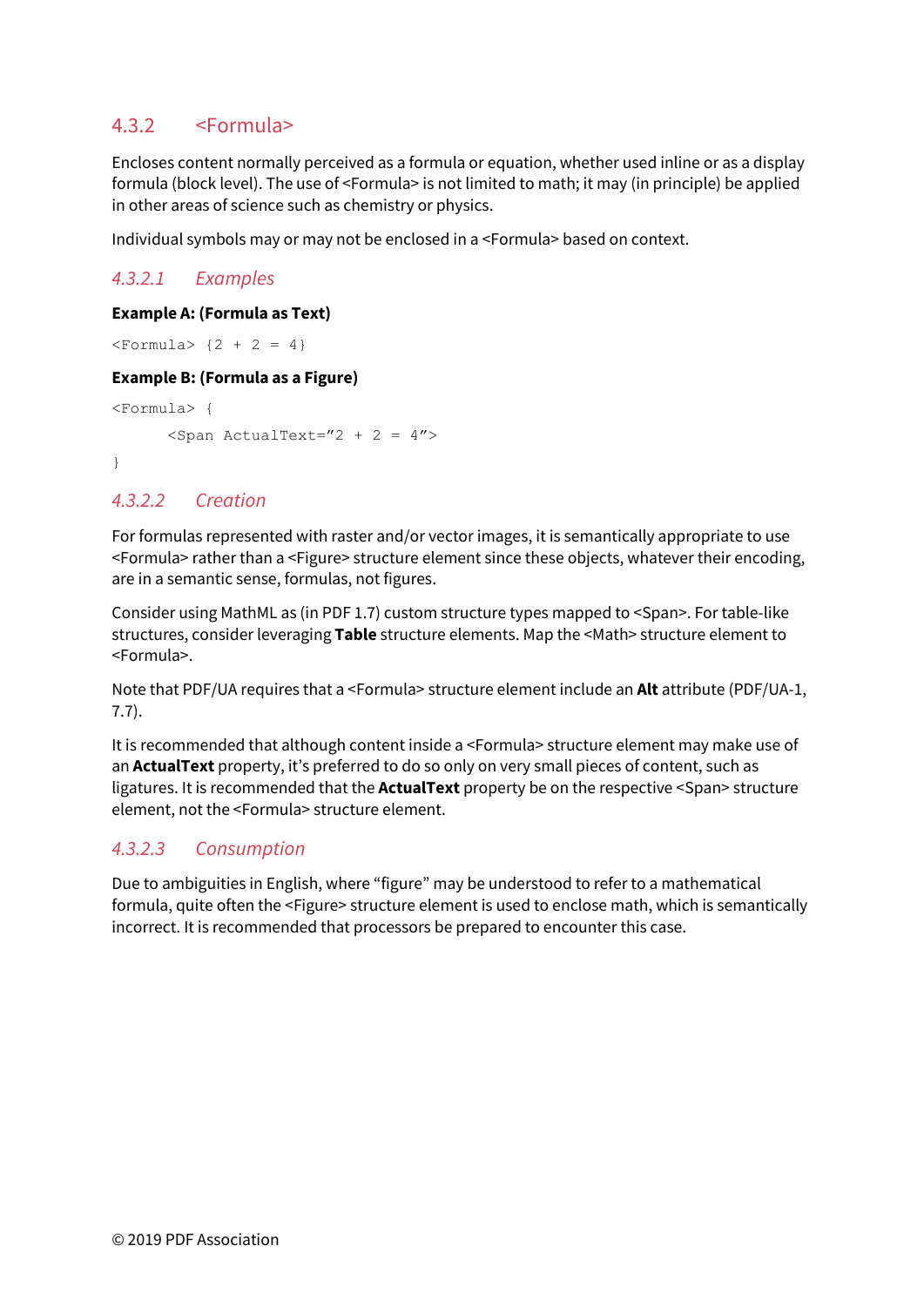### 4.3.2 <Formula>

Encloses content normally perceived as a formula or equation, whether used inline or as a display formula (block level). The use of <Formula> is not limited to math; it may (in principle) be applied in other areas of science such as chemistry or physics.

Individual symbols may or may not be enclosed in a <Formula> based on context.

#### *4.3.2.1 Examples*

**Example A: (Formula as Text)**

```
<Formula> {2 + 2 = 4}
```

**Example B: (Formula as a Figure)**

```
<Formula> {
      <Span ActualText="2 + 2 = 4">
}
```

#### *4.3.2.2 Creation*

For formulas represented with raster and/or vector images, it is semantically appropriate to use <Formula> rather than a <Figure> structure element since these objects, whatever their encoding, are in a semantic sense, formulas, not figures.

Consider using MathML as (in PDF 1.7) custom structure types mapped to <Span>. For table-like structures, consider leveraging **Table** structure elements. Map the <Math> structure element to <Formula>.

Note that PDF/UA requires that a <Formula> structure element include an **Alt** attribute (PDF/UA-1, 7.7).

It is recommended that although content inside a <Formula> structure element may make use of an **ActualText** property, it's preferred to do so only on very small pieces of content, such as ligatures. It is recommended that the **ActualText** property be on the respective <Span> structure element, not the <Formula> structure element.

#### *4.3.2.3 Consumption*

Due to ambiguities in English, where "figure" may be understood to refer to a mathematical formula, quite often the <Figure> structure element is used to enclose math, which is semantically incorrect. It is recommended that processors be prepared to encounter this case.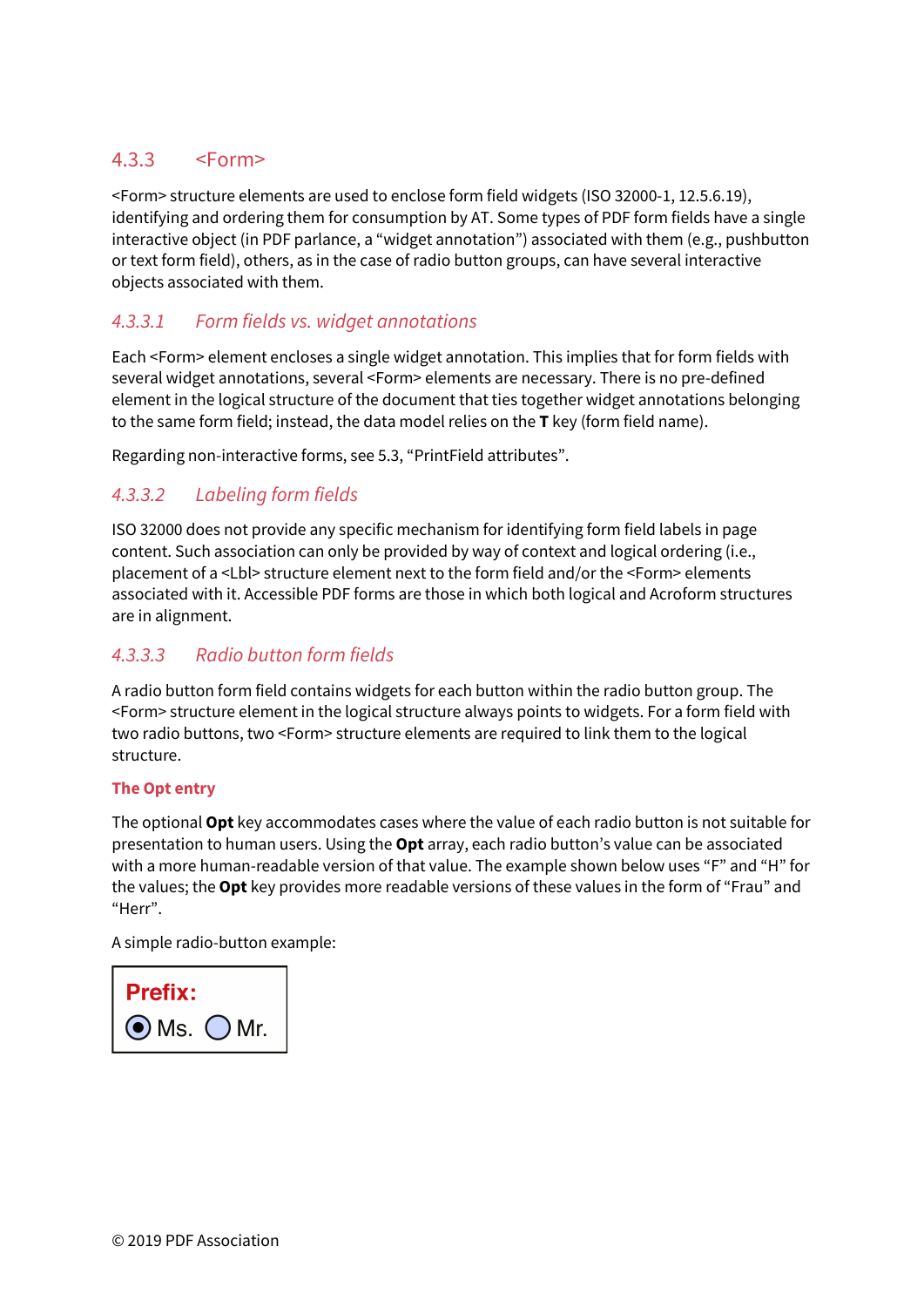### 4.3.3 <Form>

<Form> structure elements are used to enclose form field widgets (ISO 32000-1, 12.5.6.19), identifying and ordering them for consumption by AT. Some types of PDF form fields have a single interactive object (in PDF parlance, a "widget annotation") associated with them (e.g., pushbutton or text form field), others, as in the case of radio button groups, can have several interactive objects associated with them.

#### *4.3.3.1 Form fields vs. widget annotations*

Each <Form> element encloses a single widget annotation. This implies that for form fields with several widget annotations, several <Form> elements are necessary. There is no pre-defined element in the logical structure of the document that ties together widget annotations belonging to the same form field; instead, the data model relies on the **T** key (form field name).

Regarding non-interactive forms, see 5.3, "PrintField attributes".

#### *4.3.3.2 Labeling form fields*

ISO 32000 does not provide any specific mechanism for identifying form field labels in page content. Such association can only be provided by way of context and logical ordering (i.e., placement of a <Lbl> structure element next to the form field and/or the <Form> elements associated with it. Accessible PDF forms are those in which both logical and Acroform structures are in alignment.

#### *4.3.3.3 Radio button form fields*

A radio button form field contains widgets for each button within the radio button group. The <Form> structure element in the logical structure always points to widgets. For a form field with two radio buttons, two <Form> structure elements are required to link them to the logical structure.

**The Opt entry**

The optional **Opt** key accommodates cases where the value of each radio button is not suitable for presentation to human users. Using the **Opt** array, each radio button's value can be associated with a more human-readable version of that value. The example shown below uses "F" and "H" for the values; the **Opt** key provides more readable versions of these values in the form of "Frau" and "Herr".

A simple radio-button example:

**Prefix:**
◉ Ms. ○ Mr.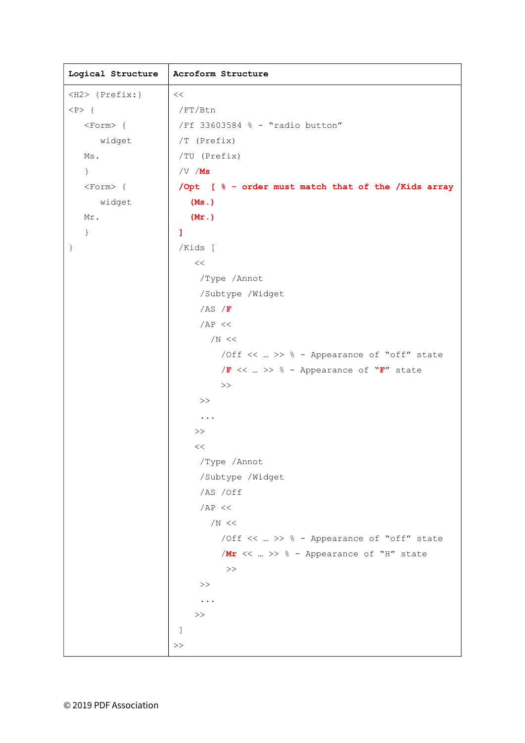| Logical Structure | Acroform Structure |
|---|---|
| <pre>&lt;H2&gt; {Prefix:}<br>&lt;P&gt; {<br>    &lt;Form&gt; {<br>        widget<br>    Ms.<br>    }<br>    &lt;Form&gt; {<br>        widget<br>    Mr.<br>    }<br>}</pre> | <pre>&lt;&lt;<br> /FT/Btn<br> /Ff 33603584 % - “radio button”<br> /T (Prefix)<br> /TU (Prefix)<br> /V /Ms<br> /Opt  [ % - order must match that of the /Kids array<br>    (Ms.)<br>    (Mr.)<br> ]<br> /Kids [<br>   &lt;&lt;<br>    /Type /Annot<br>    /Subtype /Widget<br>    /AS /F<br>    /AP &lt;&lt;<br>      /N &lt;&lt;<br>        /Off &lt;&lt; … &gt;&gt; % - Appearance of “off” state<br>        /F &lt;&lt; … &gt;&gt; % - Appearance of “F” state<br>        &gt;&gt;<br>    &gt;&gt;<br>    ...<br>   &gt;&gt;<br>   &lt;&lt;<br>    /Type /Annot<br>    /Subtype /Widget<br>    /AS /Off<br>    /AP &lt;&lt;<br>      /N &lt;&lt;<br>        /Off &lt;&lt; … &gt;&gt; % - Appearance of “off” state<br>        /Mr &lt;&lt; … &gt;&gt; % - Appearance of “H” state<br>         &gt;&gt;<br>    &gt;&gt;<br>    ...<br>   &gt;&gt;<br> ]<br>&gt;&gt;</pre> |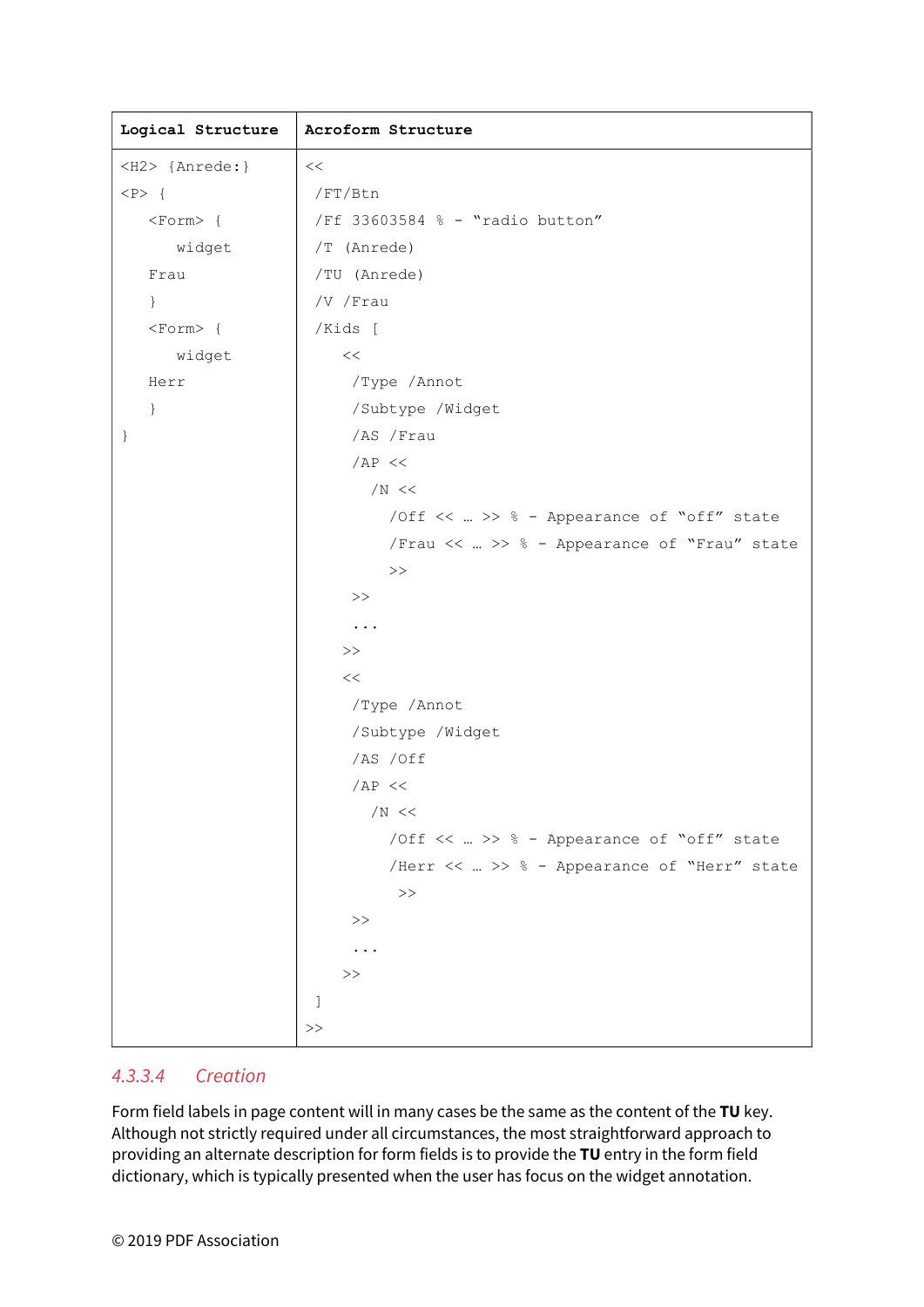| Logical Structure | Acroform Structure |
|---|---|
| <pre>&lt;H2&gt; {Anrede:}<br>&lt;P&gt; {<br>    &lt;Form&gt; {<br>        widget<br>    Frau<br>    }<br>    &lt;Form&gt; {<br>        widget<br>    Herr<br>    }<br>}</pre> | <pre>&lt;&lt;<br> /FT/Btn<br> /Ff 33603584 % - “radio button”<br> /T (Anrede)<br> /TU (Anrede)<br> /V /Frau<br> /Kids [<br>    &lt;&lt;<br>     /Type /Annot<br>     /Subtype /Widget<br>     /AS /Frau<br>     /AP &lt;&lt;<br>       /N &lt;&lt;<br>         /Off &lt;&lt; … &gt;&gt; % - Appearance of “off” state<br>         /Frau &lt;&lt; … &gt;&gt; % - Appearance of “Frau” state<br>         &gt;&gt;<br>     &gt;&gt;<br>     ...<br>    &gt;&gt;<br>    &lt;&lt;<br>     /Type /Annot<br>     /Subtype /Widget<br>     /AS /Off<br>     /AP &lt;&lt;<br>       /N &lt;&lt;<br>         /Off &lt;&lt; … &gt;&gt; % - Appearance of “off” state<br>         /Herr &lt;&lt; … &gt;&gt; % - Appearance of “Herr” state<br>          &gt;&gt;<br>     &gt;&gt;<br>     ...<br>    &gt;&gt;<br> ]<br>&gt;&gt;</pre> |

#### 4.3.3.4 Creation

Form field labels in page content will in many cases be the same as the content of the **TU** key. Although not strictly required under all circumstances, the most straightforward approach to providing an alternate description for form fields is to provide the **TU** entry in the form field dictionary, which is typically presented when the user has focus on the widget annotation.

© 2019 PDF Association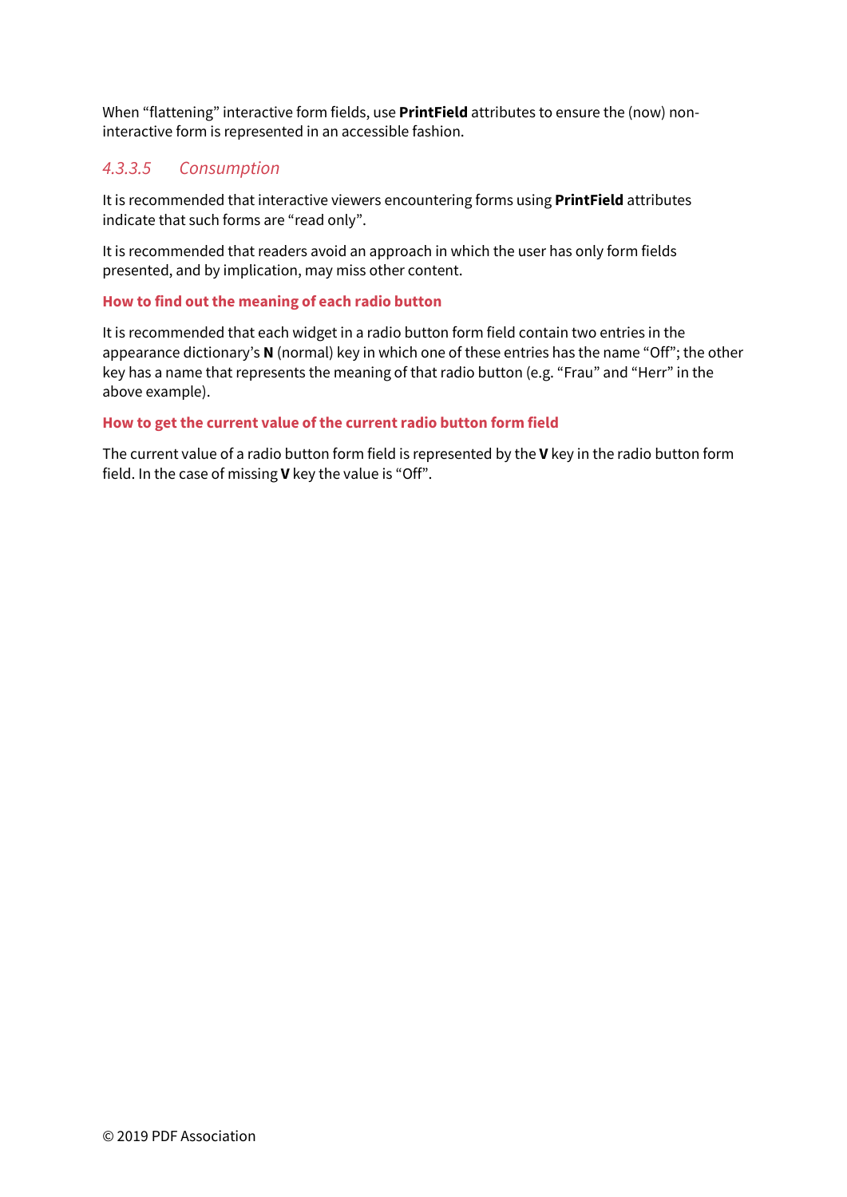When “flattening” interactive form fields, use **PrintField** attributes to ensure the (now) non-interactive form is represented in an accessible fashion.

#### *4.3.3.5 Consumption*

It is recommended that interactive viewers encountering forms using **PrintField** attributes indicate that such forms are “read only”.

It is recommended that readers avoid an approach in which the user has only form fields presented, and by implication, may miss other content.

**How to find out the meaning of each radio button**

It is recommended that each widget in a radio button form field contain two entries in the appearance dictionary’s **N** (normal) key in which one of these entries has the name “Off”; the other key has a name that represents the meaning of that radio button (e.g. “Frau” and “Herr” in the above example).

**How to get the current value of the current radio button form field**

The current value of a radio button form field is represented by the **V** key in the radio button form field. In the case of missing **V** key the value is “Off”.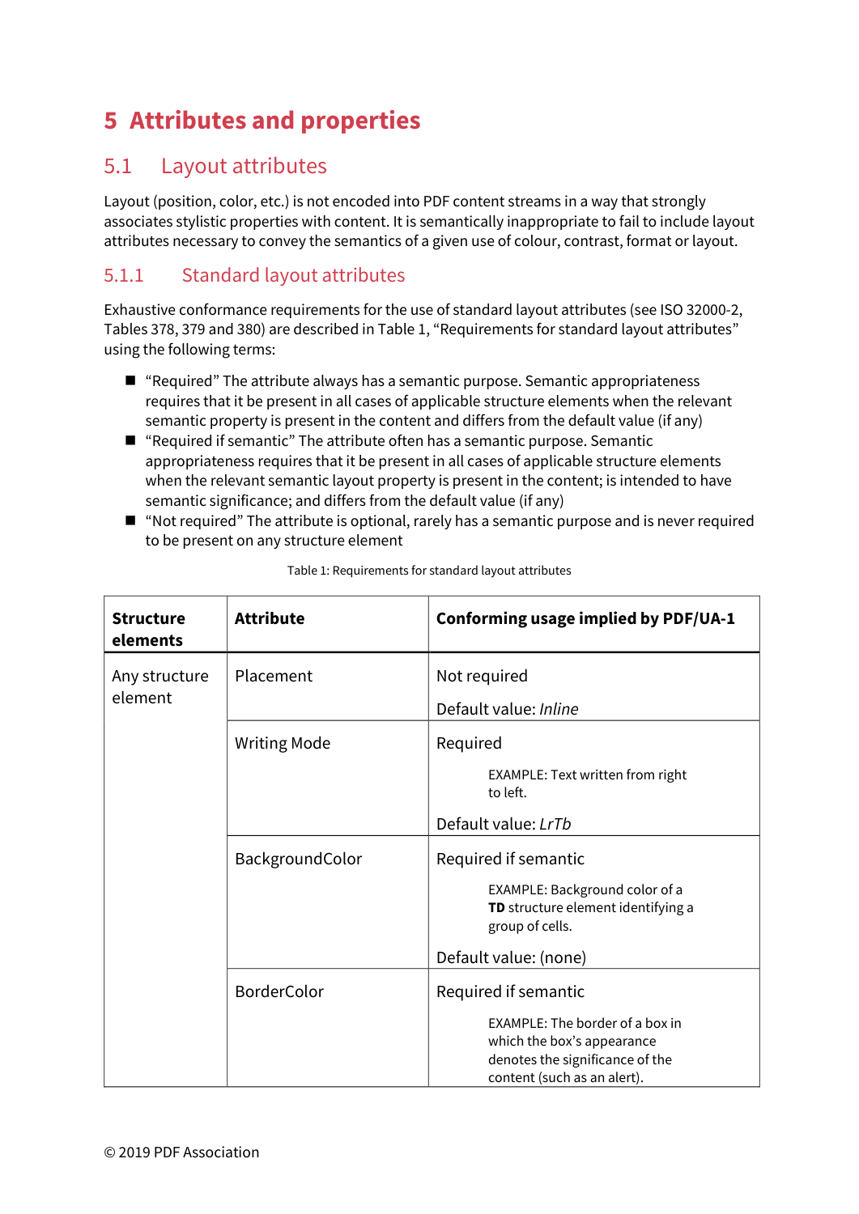# 5 Attributes and properties

## 5.1 Layout attributes

Layout (position, color, etc.) is not encoded into PDF content streams in a way that strongly associates stylistic properties with content. It is semantically inappropriate to fail to include layout attributes necessary to convey the semantics of a given use of colour, contrast, format or layout.

### 5.1.1 Standard layout attributes

Exhaustive conformance requirements for the use of standard layout attributes (see ISO 32000-2, Tables 378, 379 and 380) are described in Table 1, “Requirements for standard layout attributes” using the following terms:

- “Required” The attribute always has a semantic purpose. Semantic appropriateness requires that it be present in all cases of applicable structure elements when the relevant semantic property is present in the content and differs from the default value (if any)
- “Required if semantic” The attribute often has a semantic purpose. Semantic appropriateness requires that it be present in all cases of applicable structure elements when the relevant semantic layout property is present in the content; is intended to have semantic significance; and differs from the default value (if any)
- “Not required” The attribute is optional, rarely has a semantic purpose and is never required to be present on any structure element

Table 1: Requirements for standard layout attributes

| **Structure elements** | **Attribute** | **Conforming usage implied by PDF/UA-1** |
|---|---|---|
| Any structure element | Placement | Not required<br><br>Default value: *Inline* |
| | Writing Mode | Required<br><br>EXAMPLE: Text written from right to left.<br><br>Default value: *LrTb* |
| | BackgroundColor | Required if semantic<br><br>EXAMPLE: Background color of a **TD** structure element identifying a group of cells.<br><br>Default value: (none) |
| | BorderColor | Required if semantic<br><br>EXAMPLE: The border of a box in which the box’s appearance denotes the significance of the content (such as an alert). |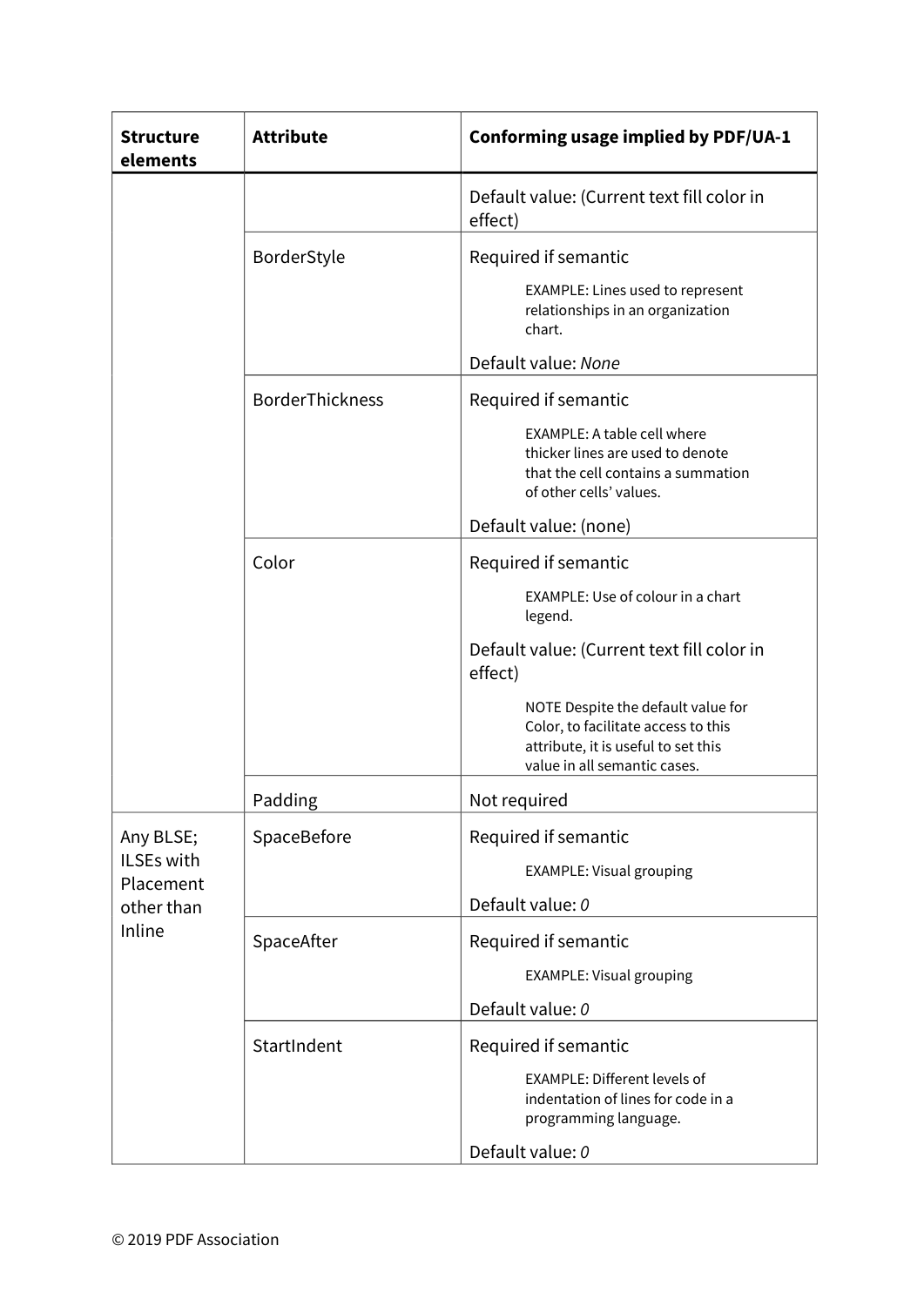| Structure elements | Attribute | Conforming usage implied by PDF/UA-1 |
|---|---|---|
| | | Default value: (Current text fill color in effect) |
| | BorderStyle | Required if semantic<br><br>EXAMPLE: Lines used to represent relationships in an organization chart.<br><br>Default value: *None* |
| | BorderThickness | Required if semantic<br><br>EXAMPLE: A table cell where thicker lines are used to denote that the cell contains a summation of other cells' values.<br><br>Default value: (none) |
| | Color | Required if semantic<br><br>EXAMPLE: Use of colour in a chart legend.<br><br>Default value: (Current text fill color in effect)<br><br>NOTE Despite the default value for Color, to facilitate access to this attribute, it is useful to set this value in all semantic cases. |
| | Padding | Not required |
| Any BLSE; ILSEs with Placement other than Inline | SpaceBefore | Required if semantic<br><br>EXAMPLE: Visual grouping<br><br>Default value: *0* |
| | SpaceAfter | Required if semantic<br><br>EXAMPLE: Visual grouping<br><br>Default value: *0* |
| | StartIndent | Required if semantic<br><br>EXAMPLE: Different levels of indentation of lines for code in a programming language.<br><br>Default value: *0* |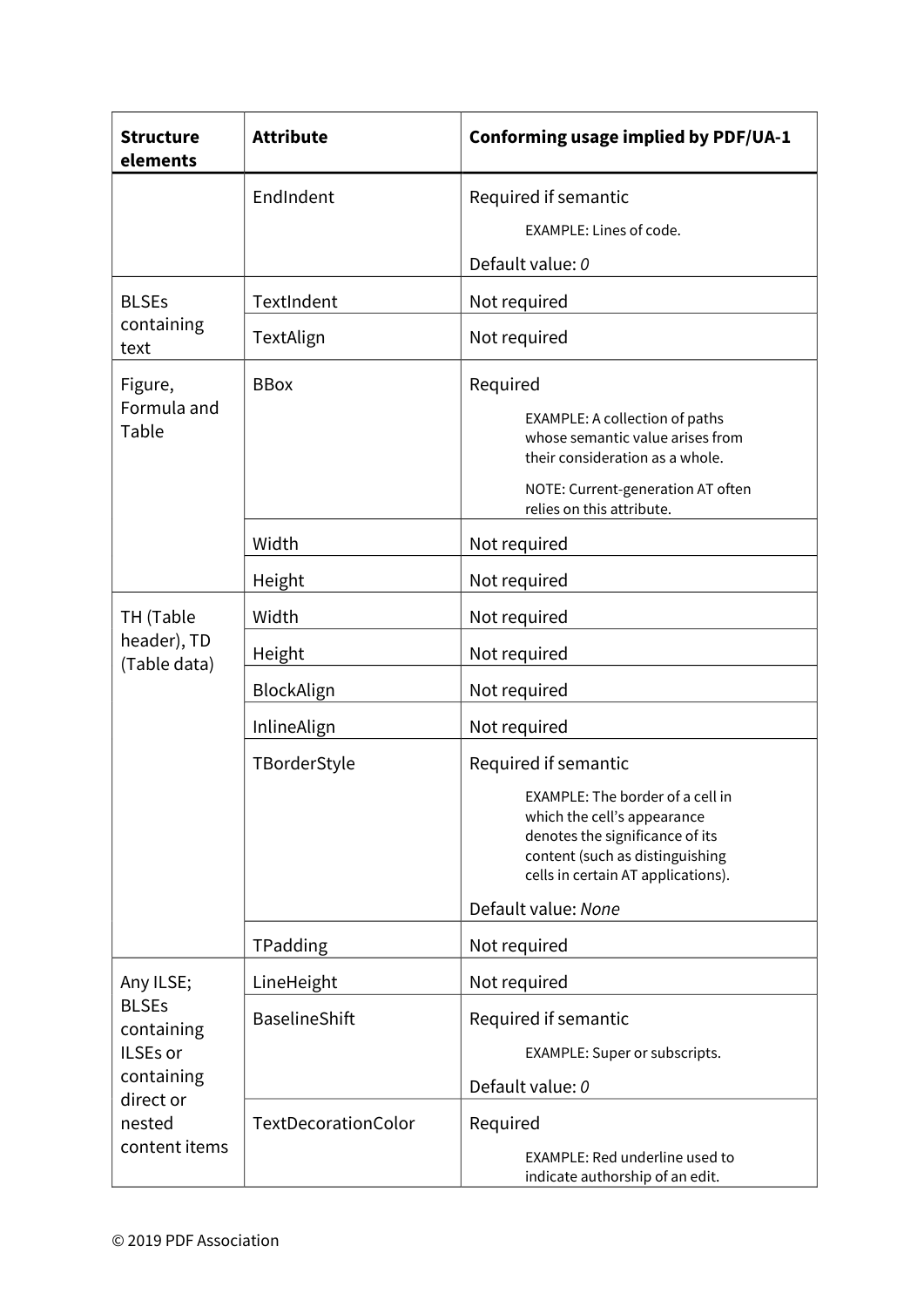| Structure elements | Attribute | Conforming usage implied by PDF/UA-1 |
|---|---|---|
| | EndIndent | Required if semantic<br><br>EXAMPLE: Lines of code.<br><br>Default value: *0* |
| BLSEs containing text | TextIndent | Not required |
| | TextAlign | Not required |
| Figure, Formula and Table | BBox | Required<br><br>EXAMPLE: A collection of paths whose semantic value arises from their consideration as a whole.<br><br>NOTE: Current-generation AT often relies on this attribute. |
| | Width | Not required |
| | Height | Not required |
| TH (Table header), TD (Table data) | Width | Not required |
| | Height | Not required |
| | BlockAlign | Not required |
| | InlineAlign | Not required |
| | TBorderStyle | Required if semantic<br><br>EXAMPLE: The border of a cell in which the cell's appearance denotes the significance of its content (such as distinguishing cells in certain AT applications).<br><br>Default value: *None* |
| | TPadding | Not required |
| Any ILSE; BLSEs containing ILSEs or containing direct or nested content items | LineHeight | Not required |
| | BaselineShift | Required if semantic<br><br>EXAMPLE: Super or subscripts.<br><br>Default value: *0* |
| | TextDecorationColor | Required<br><br>EXAMPLE: Red underline used to indicate authorship of an edit. |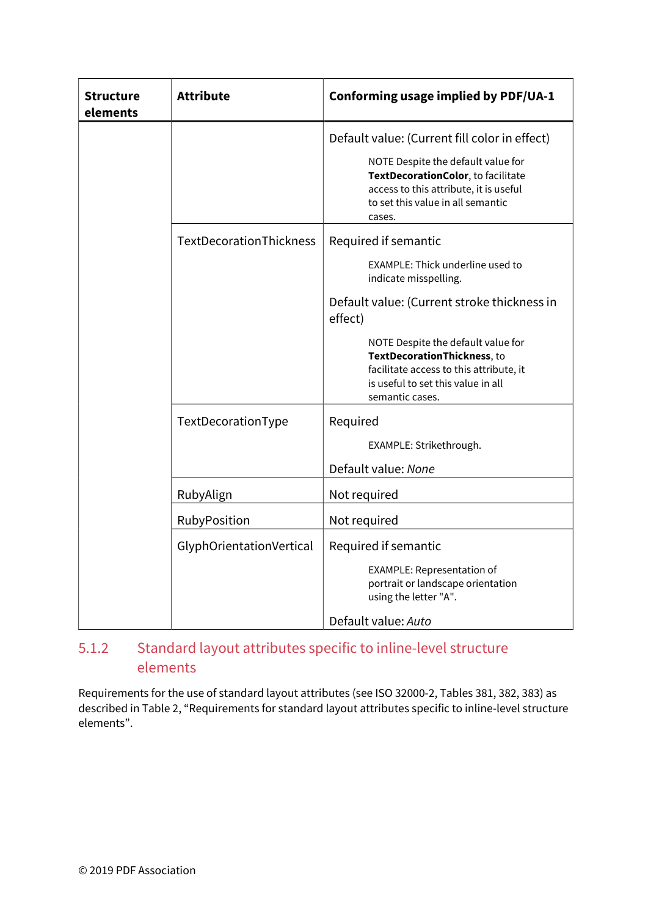| Structure elements | Attribute | Conforming usage implied by PDF/UA-1 |
|---|---|---|
| | | Default value: (Current fill color in effect)<br><br>NOTE Despite the default value for **TextDecorationColor**, to facilitate access to this attribute, it is useful to set this value in all semantic cases. |
| | TextDecorationThickness | Required if semantic<br><br>EXAMPLE: Thick underline used to indicate misspelling.<br><br>Default value: (Current stroke thickness in effect)<br><br>NOTE Despite the default value for **TextDecorationThickness**, to facilitate access to this attribute, it is useful to set this value in all semantic cases. |
| | TextDecorationType | Required<br><br>EXAMPLE: Strikethrough.<br><br>Default value: *None* |
| | RubyAlign | Not required |
| | RubyPosition | Not required |
| | GlyphOrientationVertical | Required if semantic<br><br>EXAMPLE: Representation of portrait or landscape orientation using the letter "A".<br><br>Default value: *Auto* |

### 5.1.2 Standard layout attributes specific to inline-level structure elements

Requirements for the use of standard layout attributes (see ISO 32000-2, Tables 381, 382, 383) as described in Table 2, “Requirements for standard layout attributes specific to inline-level structure elements”.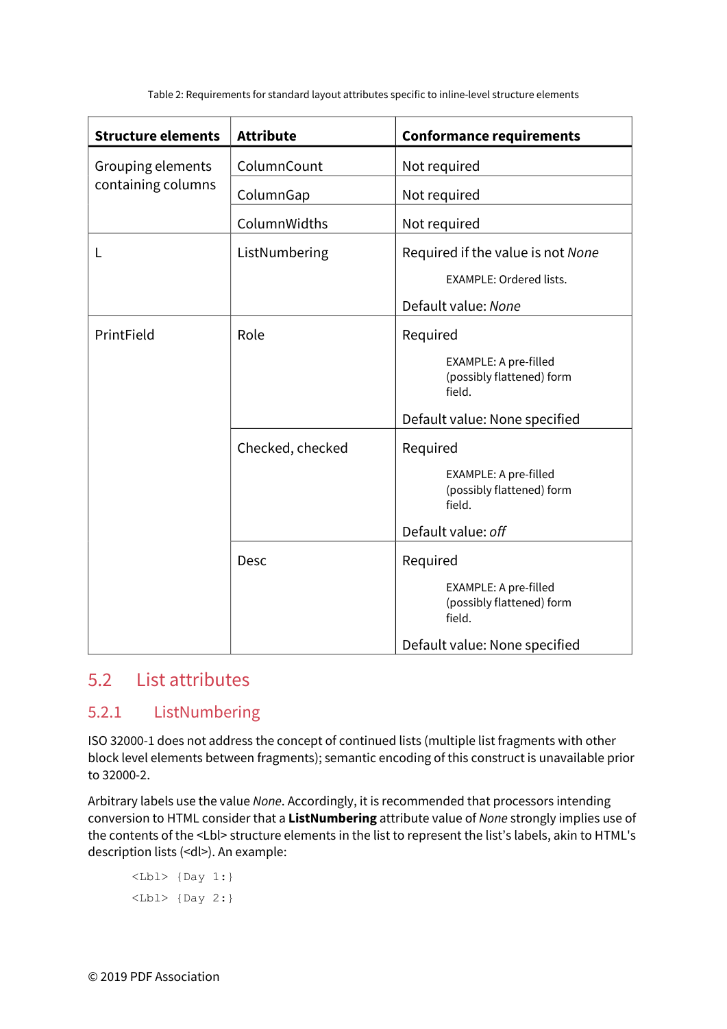Table 2: Requirements for standard layout attributes specific to inline-level structure elements

| Structure elements | Attribute | Conformance requirements |
| --- | --- | --- |
| Grouping elements containing columns | ColumnCount | Not required |
| | ColumnGap | Not required |
| | ColumnWidths | Not required |
| L | ListNumbering | Required if the value is not *None*<br>EXAMPLE: Ordered lists.<br>Default value: *None* |
| PrintField | Role | Required<br>EXAMPLE: A pre-filled (possibly flattened) form field.<br>Default value: None specified |
| | Checked, checked | Required<br>EXAMPLE: A pre-filled (possibly flattened) form field.<br>Default value: *off* |
| | Desc | Required<br>EXAMPLE: A pre-filled (possibly flattened) form field.<br>Default value: None specified |

## 5.2 List attributes

### 5.2.1 ListNumbering

ISO 32000-1 does not address the concept of continued lists (multiple list fragments with other block level elements between fragments); semantic encoding of this construct is unavailable prior to 32000-2.

Arbitrary labels use the value *None*. Accordingly, it is recommended that processors intending conversion to HTML consider that a **ListNumbering** attribute value of *None* strongly implies use of the contents of the <Lbl> structure elements in the list to represent the list's labels, akin to HTML's description lists (<dl>). An example:

```
<Lbl> {Day 1:}
<Lbl> {Day 2:}
```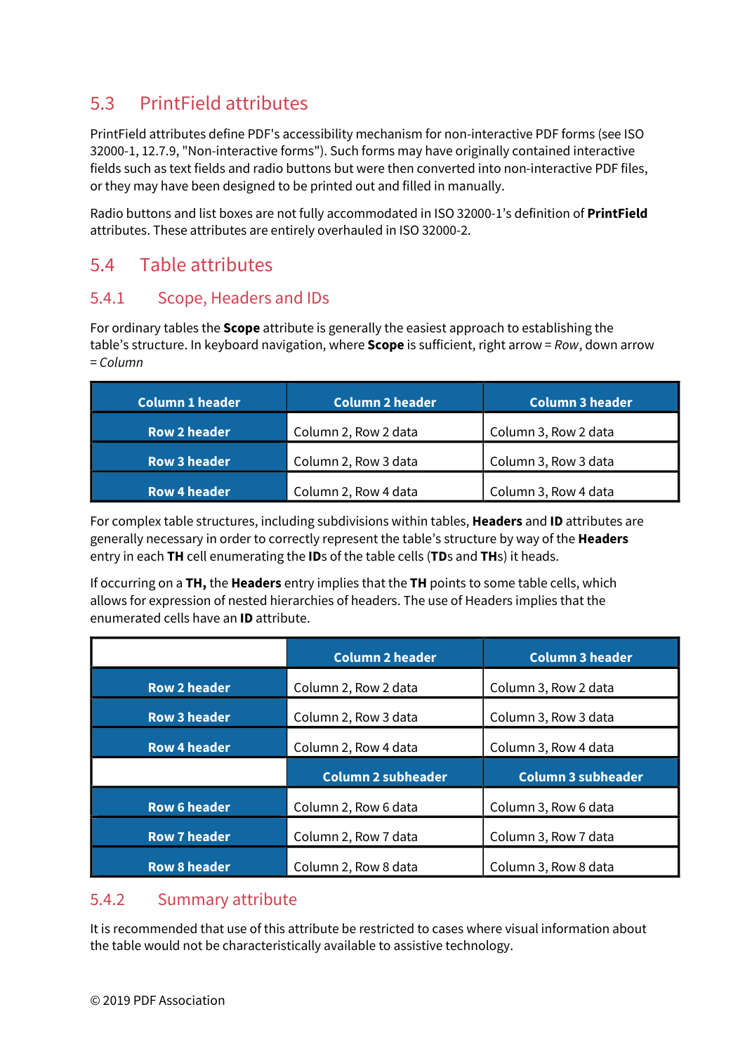## 5.3 PrintField attributes

PrintField attributes define PDF's accessibility mechanism for non-interactive PDF forms (see ISO 32000-1, 12.7.9, "Non-interactive forms"). Such forms may have originally contained interactive fields such as text fields and radio buttons but were then converted into non-interactive PDF files, or they may have been designed to be printed out and filled in manually.

Radio buttons and list boxes are not fully accommodated in ISO 32000-1's definition of **PrintField** attributes. These attributes are entirely overhauled in ISO 32000-2.

## 5.4 Table attributes

### 5.4.1 Scope, Headers and IDs

For ordinary tables the **Scope** attribute is generally the easiest approach to establishing the table's structure. In keyboard navigation, where **Scope** is sufficient, right arrow = *Row*, down arrow = *Column*

| Column 1 header | Column 2 header | Column 3 header |
|---|---|---|
| **Row 2 header** | Column 2, Row 2 data | Column 3, Row 2 data |
| **Row 3 header** | Column 2, Row 3 data | Column 3, Row 3 data |
| **Row 4 header** | Column 2, Row 4 data | Column 3, Row 4 data |

For complex table structures, including subdivisions within tables, **Headers** and **ID** attributes are generally necessary in order to correctly represent the table's structure by way of the **Headers** entry in each **TH** cell enumerating the **ID**s of the table cells (**TD**s and **TH**s) it heads.

If occurring on a **TH,** the **Headers** entry implies that the **TH** points to some table cells, which allows for expression of nested hierarchies of headers. The use of Headers implies that the enumerated cells have an **ID** attribute.

| | Column 2 header | Column 3 header |
|---|---|---|
| **Row 2 header** | Column 2, Row 2 data | Column 3, Row 2 data |
| **Row 3 header** | Column 2, Row 3 data | Column 3, Row 3 data |
| **Row 4 header** | Column 2, Row 4 data | Column 3, Row 4 data |
| | **Column 2 subheader** | **Column 3 subheader** |
| **Row 6 header** | Column 2, Row 6 data | Column 3, Row 6 data |
| **Row 7 header** | Column 2, Row 7 data | Column 3, Row 7 data |
| **Row 8 header** | Column 2, Row 8 data | Column 3, Row 8 data |

### 5.4.2 Summary attribute

It is recommended that use of this attribute be restricted to cases where visual information about the table would not be characteristically available to assistive technology.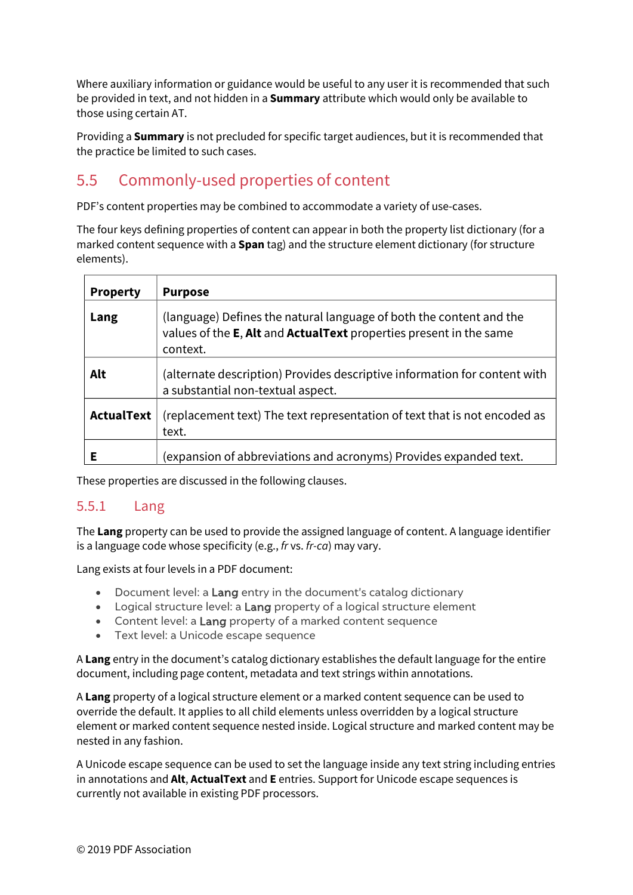Where auxiliary information or guidance would be useful to any user it is recommended that such be provided in text, and not hidden in a **Summary** attribute which would only be available to those using certain AT.

Providing a **Summary** is not precluded for specific target audiences, but it is recommended that the practice be limited to such cases.

## 5.5 Commonly-used properties of content

PDF's content properties may be combined to accommodate a variety of use-cases.

The four keys defining properties of content can appear in both the property list dictionary (for a marked content sequence with a **Span** tag) and the structure element dictionary (for structure elements).

| Property | Purpose |
|---|---|
| **Lang** | (language) Defines the natural language of both the content and the values of the **E**, **Alt** and **ActualText** properties present in the same context. |
| **Alt** | (alternate description) Provides descriptive information for content with a substantial non-textual aspect. |
| **ActualText** | (replacement text) The text representation of text that is not encoded as text. |
| **E** | (expansion of abbreviations and acronyms) Provides expanded text. |

These properties are discussed in the following clauses.

### 5.5.1 Lang

The **Lang** property can be used to provide the assigned language of content. A language identifier is a language code whose specificity (e.g., *fr* vs. *fr-ca*) may vary.

Lang exists at four levels in a PDF document:

- Document level: a **Lang** entry in the document's catalog dictionary
- Logical structure level: a **Lang** property of a logical structure element
- Content level: a **Lang** property of a marked content sequence
- Text level: a Unicode escape sequence

A **Lang** entry in the document's catalog dictionary establishes the default language for the entire document, including page content, metadata and text strings within annotations.

A **Lang** property of a logical structure element or a marked content sequence can be used to override the default. It applies to all child elements unless overridden by a logical structure element or marked content sequence nested inside. Logical structure and marked content may be nested in any fashion.

A Unicode escape sequence can be used to set the language inside any text string including entries in annotations and **Alt**, **ActualText** and **E** entries. Support for Unicode escape sequences is currently not available in existing PDF processors.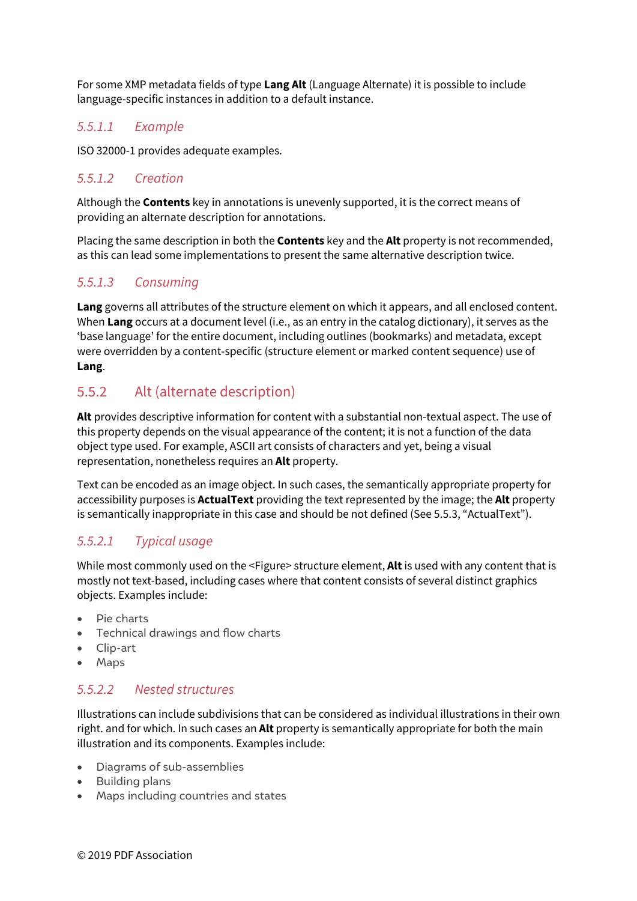For some XMP metadata fields of type **Lang Alt** (Language Alternate) it is possible to include language-specific instances in addition to a default instance.

#### *5.5.1.1 Example*

ISO 32000-1 provides adequate examples.

#### *5.5.1.2 Creation*

Although the **Contents** key in annotations is unevenly supported, it is the correct means of providing an alternate description for annotations.

Placing the same description in both the **Contents** key and the **Alt** property is not recommended, as this can lead some implementations to present the same alternative description twice.

#### *5.5.1.3 Consuming*

**Lang** governs all attributes of the structure element on which it appears, and all enclosed content. When **Lang** occurs at a document level (i.e., as an entry in the catalog dictionary), it serves as the 'base language' for the entire document, including outlines (bookmarks) and metadata, except were overridden by a content-specific (structure element or marked content sequence) use of **Lang**.

### 5.5.2 Alt (alternate description)

**Alt** provides descriptive information for content with a substantial non-textual aspect. The use of this property depends on the visual appearance of the content; it is not a function of the data object type used. For example, ASCII art consists of characters and yet, being a visual representation, nonetheless requires an **Alt** property.

Text can be encoded as an image object. In such cases, the semantically appropriate property for accessibility purposes is **ActualText** providing the text represented by the image; the **Alt** property is semantically inappropriate in this case and should be not defined (See 5.5.3, "ActualText").

#### *5.5.2.1 Typical usage*

While most commonly used on the <Figure> structure element, **Alt** is used with any content that is mostly not text-based, including cases where that content consists of several distinct graphics objects. Examples include:

- Pie charts
- Technical drawings and flow charts
- Clip-art
- Maps

#### *5.5.2.2 Nested structures*

Illustrations can include subdivisions that can be considered as individual illustrations in their own right. and for which. In such cases an **Alt** property is semantically appropriate for both the main illustration and its components. Examples include:

- Diagrams of sub-assemblies
- Building plans
- Maps including countries and states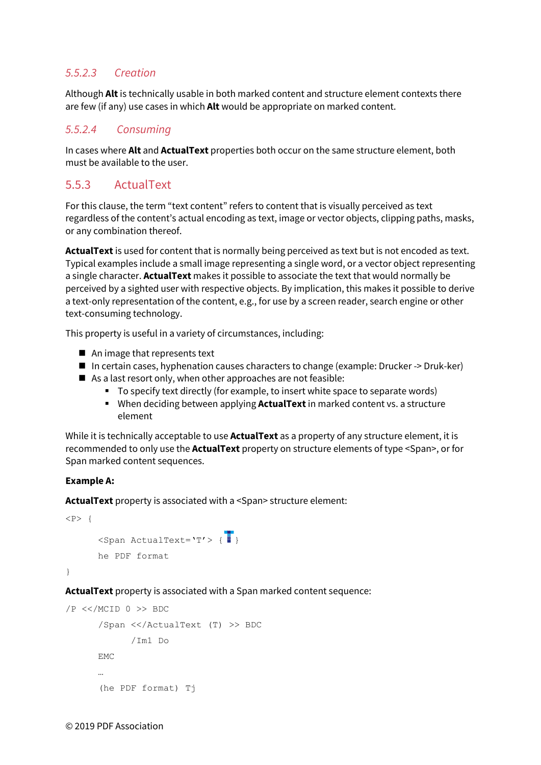#### 5.5.2.3 Creation

Although **Alt** is technically usable in both marked content and structure element contexts there are few (if any) use cases in which **Alt** would be appropriate on marked content.

#### 5.5.2.4 Consuming

In cases where **Alt** and **ActualText** properties both occur on the same structure element, both must be available to the user.

### 5.5.3 ActualText

For this clause, the term “text content” refers to content that is visually perceived as text regardless of the content’s actual encoding as text, image or vector objects, clipping paths, masks, or any combination thereof.

**ActualText** is used for content that is normally being perceived as text but is not encoded as text. Typical examples include a small image representing a single word, or a vector object representing a single character. **ActualText** makes it possible to associate the text that would normally be perceived by a sighted user with respective objects. By implication, this makes it possible to derive a text-only representation of the content, e.g., for use by a screen reader, search engine or other text-consuming technology.

This property is useful in a variety of circumstances, including:

- An image that represents text
- In certain cases, hyphenation causes characters to change (example: Drucker -> Druk-ker)
- As a last resort only, when other approaches are not feasible:
  - To specify text directly (for example, to insert white space to separate words)
  - When deciding between applying **ActualText** in marked content vs. a structure element

While it is technically acceptable to use **ActualText** as a property of any structure element, it is recommended to only use the **ActualText** property on structure elements of type <Span>, or for Span marked content sequences.

**Example A:**

**ActualText** property is associated with a <Span> structure element:

```
<P> {
      <Span ActualText='T'> { T }
      he PDF format
}
```

**ActualText** property is associated with a Span marked content sequence:

```
/P <</MCID 0 >> BDC
      /Span <</ActualText (T) >> BDC
            /Im1 Do
      EMC
      …
      (he PDF format) Tj
```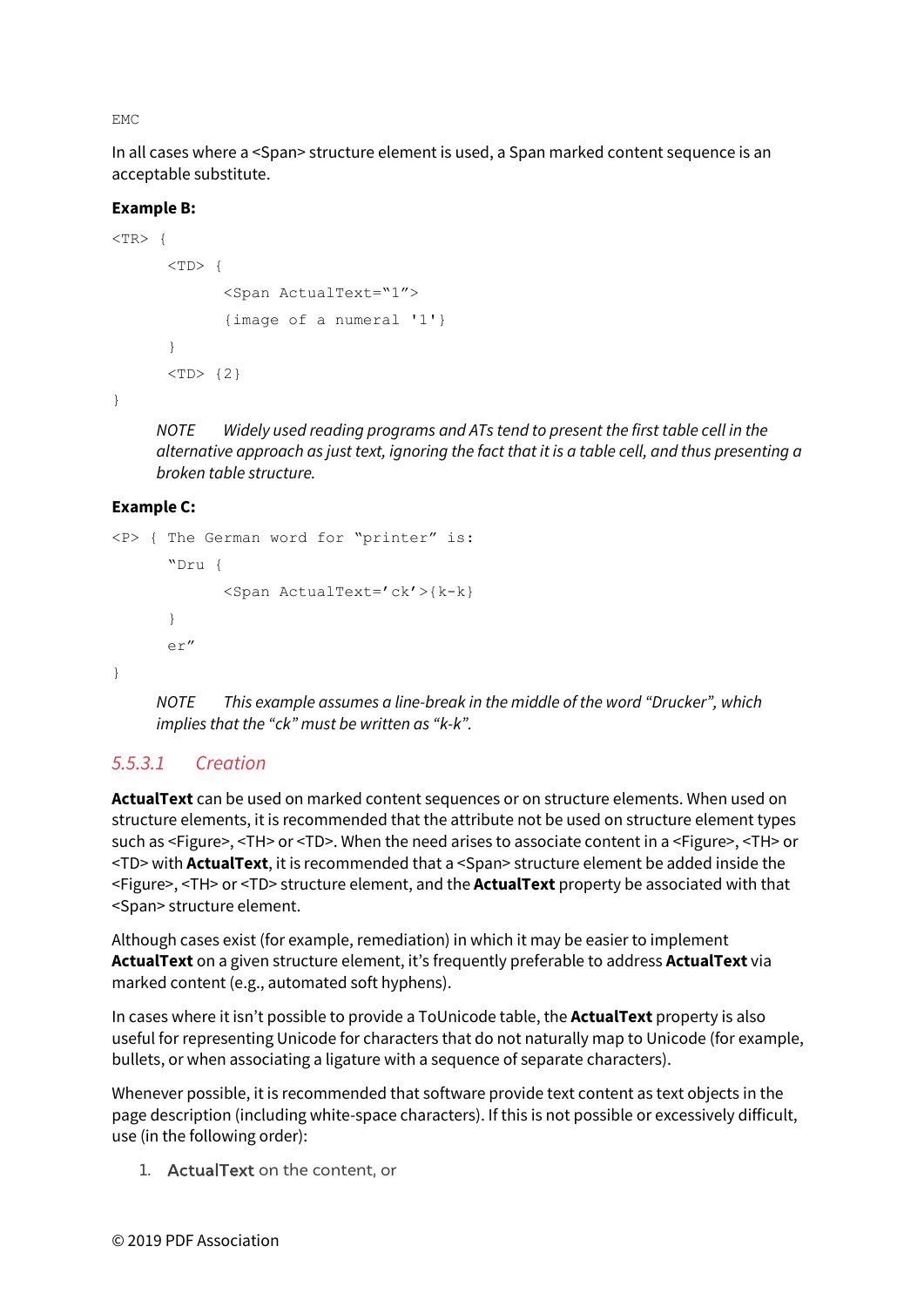```
EMC
```

In all cases where a <Span> structure element is used, a Span marked content sequence is an acceptable substitute.

**Example B:**

```
<TR> {
      <TD> {
            <Span ActualText="1">
            {image of a numeral '1'}
      }
      <TD> {2}
}
```

*NOTE Widely used reading programs and ATs tend to present the first table cell in the alternative approach as just text, ignoring the fact that it is a table cell, and thus presenting a broken table structure.*

**Example C:**

```
<P> { The German word for "printer" is:
      "Dru {
            <Span ActualText='ck'>{k-k}
      }
      er"
}
```

*NOTE This example assumes a line-break in the middle of the word "Drucker", which implies that the "ck" must be written as "k-k".*

### *5.5.3.1 Creation*

**ActualText** can be used on marked content sequences or on structure elements. When used on structure elements, it is recommended that the attribute not be used on structure element types such as <Figure>, <TH> or <TD>. When the need arises to associate content in a <Figure>, <TH> or <TD> with **ActualText**, it is recommended that a <Span> structure element be added inside the <Figure>, <TH> or <TD> structure element, and the **ActualText** property be associated with that <Span> structure element.

Although cases exist (for example, remediation) in which it may be easier to implement **ActualText** on a given structure element, it's frequently preferable to address **ActualText** via marked content (e.g., automated soft hyphens).

In cases where it isn't possible to provide a ToUnicode table, the **ActualText** property is also useful for representing Unicode for characters that do not naturally map to Unicode (for example, bullets, or when associating a ligature with a sequence of separate characters).

Whenever possible, it is recommended that software provide text content as text objects in the page description (including white-space characters). If this is not possible or excessively difficult, use (in the following order):

1. **ActualText** on the content, or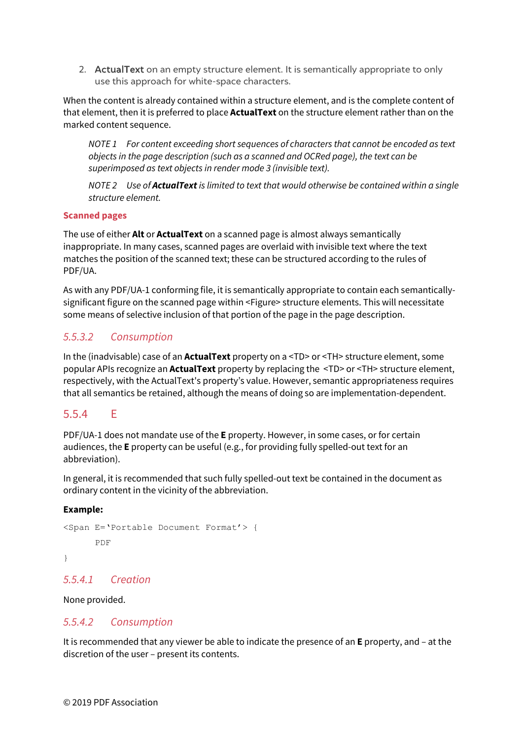2. **ActualText** on an empty structure element. It is semantically appropriate to only use this approach for white-space characters.

When the content is already contained within a structure element, and is the complete content of that element, then it is preferred to place **ActualText** on the structure element rather than on the marked content sequence.

> *NOTE 1 For content exceeding short sequences of characters that cannot be encoded as text objects in the page description (such as a scanned and OCRed page), the text can be superimposed as text objects in render mode 3 (invisible text).*

> *NOTE 2 Use of **ActualText** is limited to text that would otherwise be contained within a single structure element.*

**Scanned pages**

The use of either **Alt** or **ActualText** on a scanned page is almost always semantically inappropriate. In many cases, scanned pages are overlaid with invisible text where the text matches the position of the scanned text; these can be structured according to the rules of PDF/UA.

As with any PDF/UA-1 conforming file, it is semantically appropriate to contain each semantically-significant figure on the scanned page within <Figure> structure elements. This will necessitate some means of selective inclusion of that portion of the page in the page description.

#### *5.5.3.2 Consumption*

In the (inadvisable) case of an **ActualText** property on a <TD> or <TH> structure element, some popular APIs recognize an **ActualText** property by replacing the <TD> or <TH> structure element, respectively, with the ActualText's property's value. However, semantic appropriateness requires that all semantics be retained, although the means of doing so are implementation-dependent.

### 5.5.4 E

PDF/UA-1 does not mandate use of the **E** property. However, in some cases, or for certain audiences, the **E** property can be useful (e.g., for providing fully spelled-out text for an abbreviation).

In general, it is recommended that such fully spelled-out text be contained in the document as ordinary content in the vicinity of the abbreviation.

**Example:**

```
<Span E='Portable Document Format'> {
      PDF
}
```

#### *5.5.4.1 Creation*

None provided.

#### *5.5.4.2 Consumption*

It is recommended that any viewer be able to indicate the presence of an **E** property, and – at the discretion of the user – present its contents.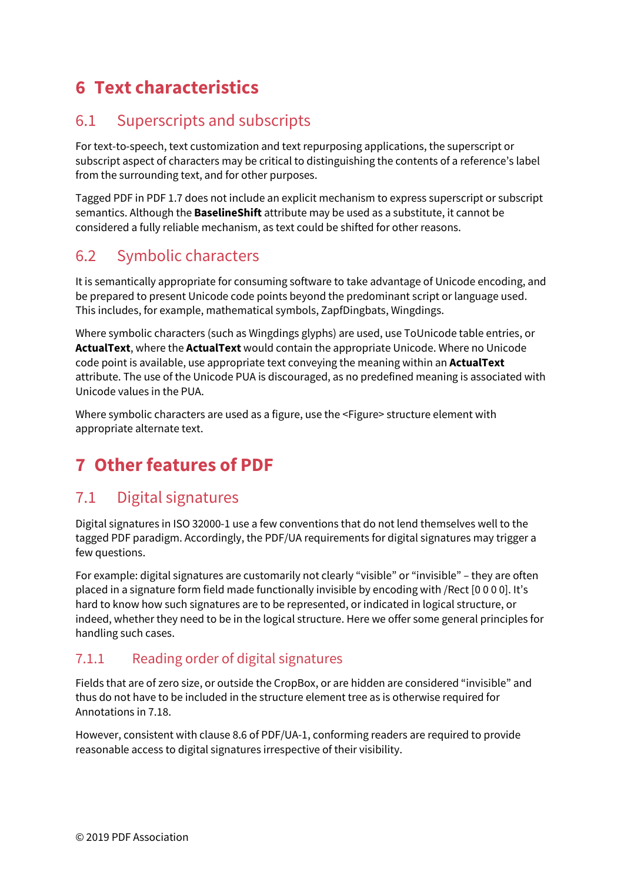# 6 Text characteristics

## 6.1 Superscripts and subscripts

For text-to-speech, text customization and text repurposing applications, the superscript or subscript aspect of characters may be critical to distinguishing the contents of a reference's label from the surrounding text, and for other purposes.

Tagged PDF in PDF 1.7 does not include an explicit mechanism to express superscript or subscript semantics. Although the **BaselineShift** attribute may be used as a substitute, it cannot be considered a fully reliable mechanism, as text could be shifted for other reasons.

## 6.2 Symbolic characters

It is semantically appropriate for consuming software to take advantage of Unicode encoding, and be prepared to present Unicode code points beyond the predominant script or language used. This includes, for example, mathematical symbols, ZapfDingbats, Wingdings.

Where symbolic characters (such as Wingdings glyphs) are used, use ToUnicode table entries, or **ActualText**, where the **ActualText** would contain the appropriate Unicode. Where no Unicode code point is available, use appropriate text conveying the meaning within an **ActualText** attribute. The use of the Unicode PUA is discouraged, as no predefined meaning is associated with Unicode values in the PUA.

Where symbolic characters are used as a figure, use the <Figure> structure element with appropriate alternate text.

# 7 Other features of PDF

## 7.1 Digital signatures

Digital signatures in ISO 32000-1 use a few conventions that do not lend themselves well to the tagged PDF paradigm. Accordingly, the PDF/UA requirements for digital signatures may trigger a few questions.

For example: digital signatures are customarily not clearly "visible" or "invisible" – they are often placed in a signature form field made functionally invisible by encoding with /Rect [0 0 0 0]. It's hard to know how such signatures are to be represented, or indicated in logical structure, or indeed, whether they need to be in the logical structure. Here we offer some general principles for handling such cases.

### 7.1.1 Reading order of digital signatures

Fields that are of zero size, or outside the CropBox, or are hidden are considered "invisible" and thus do not have to be included in the structure element tree as is otherwise required for Annotations in 7.18.

However, consistent with clause 8.6 of PDF/UA-1, conforming readers are required to provide reasonable access to digital signatures irrespective of their visibility.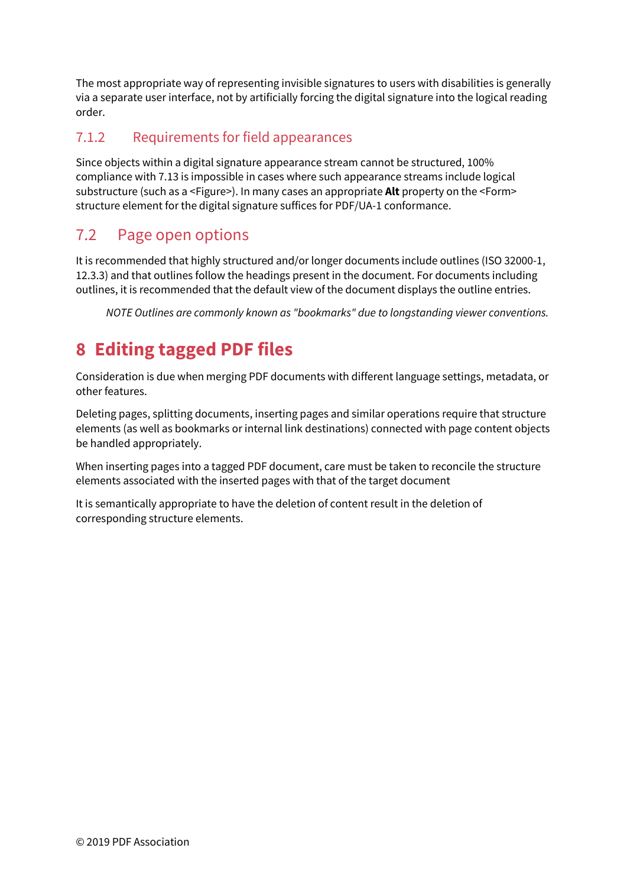The most appropriate way of representing invisible signatures to users with disabilities is generally via a separate user interface, not by artificially forcing the digital signature into the logical reading order.

### 7.1.2 Requirements for field appearances

Since objects within a digital signature appearance stream cannot be structured, 100% compliance with 7.13 is impossible in cases where such appearance streams include logical substructure (such as a <Figure>). In many cases an appropriate **Alt** property on the <Form> structure element for the digital signature suffices for PDF/UA-1 conformance.

## 7.2 Page open options

It is recommended that highly structured and/or longer documents include outlines (ISO 32000-1, 12.3.3) and that outlines follow the headings present in the document. For documents including outlines, it is recommended that the default view of the document displays the outline entries.

*NOTE Outlines are commonly known as "bookmarks" due to longstanding viewer conventions.*

# 8 Editing tagged PDF files

Consideration is due when merging PDF documents with different language settings, metadata, or other features.

Deleting pages, splitting documents, inserting pages and similar operations require that structure elements (as well as bookmarks or internal link destinations) connected with page content objects be handled appropriately.

When inserting pages into a tagged PDF document, care must be taken to reconcile the structure elements associated with the inserted pages with that of the target document

It is semantically appropriate to have the deletion of content result in the deletion of corresponding structure elements.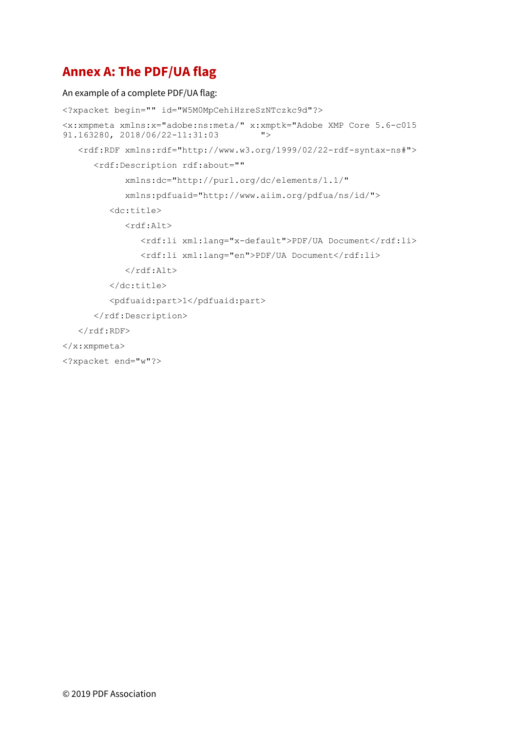# Annex A: The PDF/UA flag

An example of a complete PDF/UA flag:

```
<?xpacket begin="" id="W5M0MpCehiHzreSzNTczkc9d"?>
<x:xmpmeta xmlns:x="adobe:ns:meta/" x:xmptk="Adobe XMP Core 5.6-c015
91.163280, 2018/06/22-11:31:03        ">
   <rdf:RDF xmlns:rdf="http://www.w3.org/1999/02/22-rdf-syntax-ns#">
      <rdf:Description rdf:about=""
            xmlns:dc="http://purl.org/dc/elements/1.1/"
            xmlns:pdfuaid="http://www.aiim.org/pdfua/ns/id/">
         <dc:title>
            <rdf:Alt>
               <rdf:li xml:lang="x-default">PDF/UA Document</rdf:li>
               <rdf:li xml:lang="en">PDF/UA Document</rdf:li>
            </rdf:Alt>
         </dc:title>
         <pdfuaid:part>1</pdfuaid:part>
      </rdf:Description>
   </rdf:RDF>
</x:xmpmeta>
<?xpacket end="w"?>
```

© 2019 PDF Association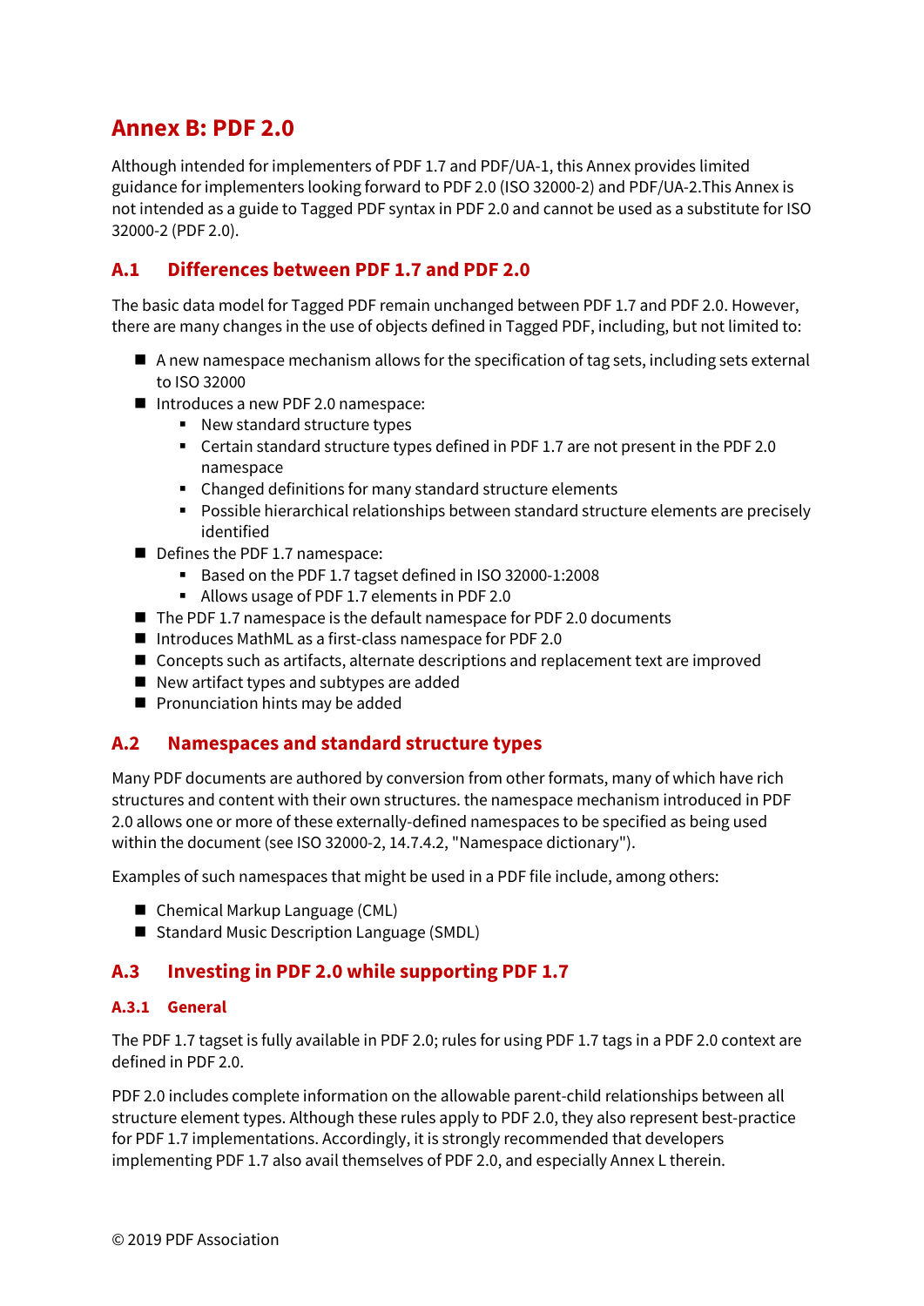# Annex B: PDF 2.0

Although intended for implementers of PDF 1.7 and PDF/UA-1, this Annex provides limited guidance for implementers looking forward to PDF 2.0 (ISO 32000-2) and PDF/UA-2.This Annex is not intended as a guide to Tagged PDF syntax in PDF 2.0 and cannot be used as a substitute for ISO 32000-2 (PDF 2.0).

## A.1 Differences between PDF 1.7 and PDF 2.0

The basic data model for Tagged PDF remain unchanged between PDF 1.7 and PDF 2.0. However, there are many changes in the use of objects defined in Tagged PDF, including, but not limited to:

- A new namespace mechanism allows for the specification of tag sets, including sets external to ISO 32000
- Introduces a new PDF 2.0 namespace:
  - New standard structure types
  - Certain standard structure types defined in PDF 1.7 are not present in the PDF 2.0 namespace
  - Changed definitions for many standard structure elements
  - Possible hierarchical relationships between standard structure elements are precisely identified
- Defines the PDF 1.7 namespace:
  - Based on the PDF 1.7 tagset defined in ISO 32000-1:2008
  - Allows usage of PDF 1.7 elements in PDF 2.0
- The PDF 1.7 namespace is the default namespace for PDF 2.0 documents
- Introduces MathML as a first-class namespace for PDF 2.0
- Concepts such as artifacts, alternate descriptions and replacement text are improved
- New artifact types and subtypes are added
- Pronunciation hints may be added

## A.2 Namespaces and standard structure types

Many PDF documents are authored by conversion from other formats, many of which have rich structures and content with their own structures. the namespace mechanism introduced in PDF 2.0 allows one or more of these externally-defined namespaces to be specified as being used within the document (see ISO 32000-2, 14.7.4.2, "Namespace dictionary").

Examples of such namespaces that might be used in a PDF file include, among others:

- Chemical Markup Language (CML)
- Standard Music Description Language (SMDL)

## A.3 Investing in PDF 2.0 while supporting PDF 1.7

### A.3.1 General

The PDF 1.7 tagset is fully available in PDF 2.0; rules for using PDF 1.7 tags in a PDF 2.0 context are defined in PDF 2.0.

PDF 2.0 includes complete information on the allowable parent-child relationships between all structure element types. Although these rules apply to PDF 2.0, they also represent best-practice for PDF 1.7 implementations. Accordingly, it is strongly recommended that developers implementing PDF 1.7 also avail themselves of PDF 2.0, and especially Annex L therein.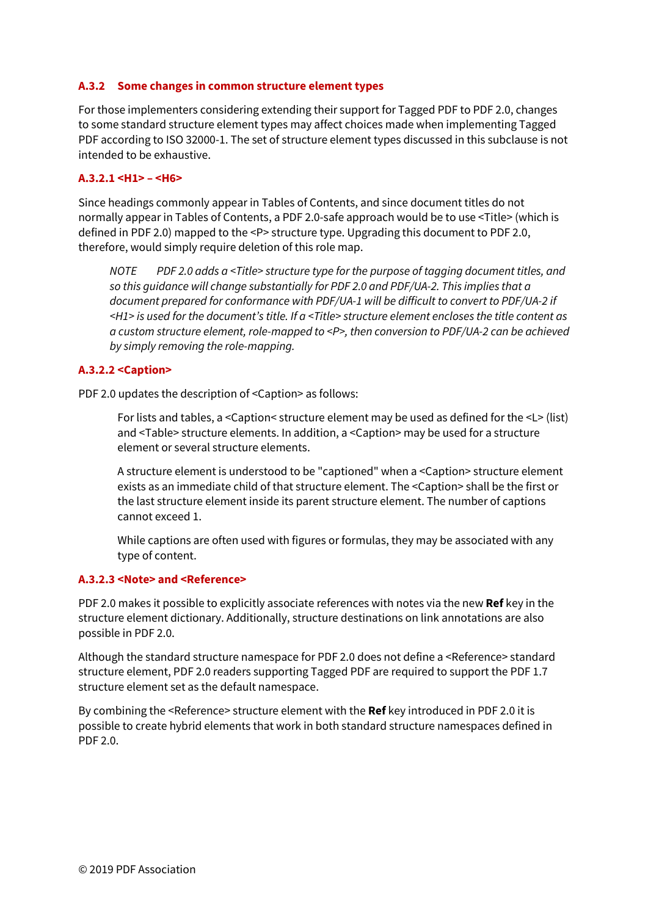### A.3.2 Some changes in common structure element types

For those implementers considering extending their support for Tagged PDF to PDF 2.0, changes to some standard structure element types may affect choices made when implementing Tagged PDF according to ISO 32000-1. The set of structure element types discussed in this subclause is not intended to be exhaustive.

#### A.3.2.1 <H1> – <H6>

Since headings commonly appear in Tables of Contents, and since document titles do not normally appear in Tables of Contents, a PDF 2.0-safe approach would be to use <Title> (which is defined in PDF 2.0) mapped to the <P> structure type. Upgrading this document to PDF 2.0, therefore, would simply require deletion of this role map.

> *NOTE PDF 2.0 adds a <Title> structure type for the purpose of tagging document titles, and so this guidance will change substantially for PDF 2.0 and PDF/UA-2. This implies that a document prepared for conformance with PDF/UA-1 will be difficult to convert to PDF/UA-2 if <H1> is used for the document's title. If a <Title> structure element encloses the title content as a custom structure element, role-mapped to <P>, then conversion to PDF/UA-2 can be achieved by simply removing the role-mapping.*

#### A.3.2.2 <Caption>

PDF 2.0 updates the description of <Caption> as follows:

> For lists and tables, a <Caption< structure element may be used as defined for the <L> (list) and <Table> structure elements. In addition, a <Caption> may be used for a structure element or several structure elements.
>
> A structure element is understood to be "captioned" when a <Caption> structure element exists as an immediate child of that structure element. The <Caption> shall be the first or the last structure element inside its parent structure element. The number of captions cannot exceed 1.
>
> While captions are often used with figures or formulas, they may be associated with any type of content.

#### A.3.2.3 <Note> and <Reference>

PDF 2.0 makes it possible to explicitly associate references with notes via the new **Ref** key in the structure element dictionary. Additionally, structure destinations on link annotations are also possible in PDF 2.0.

Although the standard structure namespace for PDF 2.0 does not define a <Reference> standard structure element, PDF 2.0 readers supporting Tagged PDF are required to support the PDF 1.7 structure element set as the default namespace.

By combining the <Reference> structure element with the **Ref** key introduced in PDF 2.0 it is possible to create hybrid elements that work in both standard structure namespaces defined in PDF 2.0.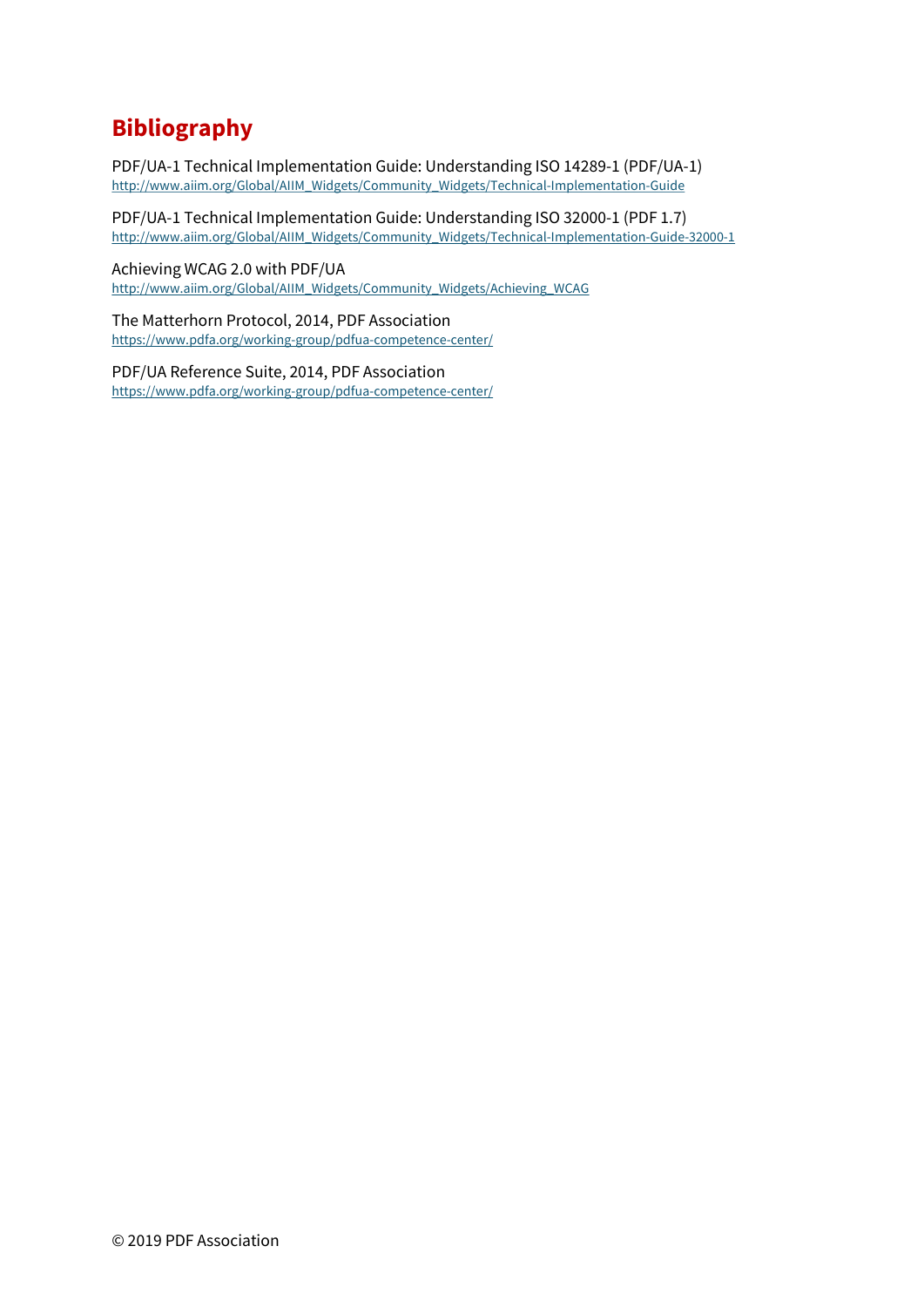# Bibliography

PDF/UA-1 Technical Implementation Guide: Understanding ISO 14289-1 (PDF/UA-1)
http://www.aiim.org/Global/AIIM_Widgets/Community_Widgets/Technical-Implementation-Guide

PDF/UA-1 Technical Implementation Guide: Understanding ISO 32000-1 (PDF 1.7)
http://www.aiim.org/Global/AIIM_Widgets/Community_Widgets/Technical-Implementation-Guide-32000-1

Achieving WCAG 2.0 with PDF/UA
http://www.aiim.org/Global/AIIM_Widgets/Community_Widgets/Achieving_WCAG

The Matterhorn Protocol, 2014, PDF Association
https://www.pdfa.org/working-group/pdfua-competence-center/

PDF/UA Reference Suite, 2014, PDF Association
https://www.pdfa.org/working-group/pdfua-competence-center/

© 2019 PDF Association